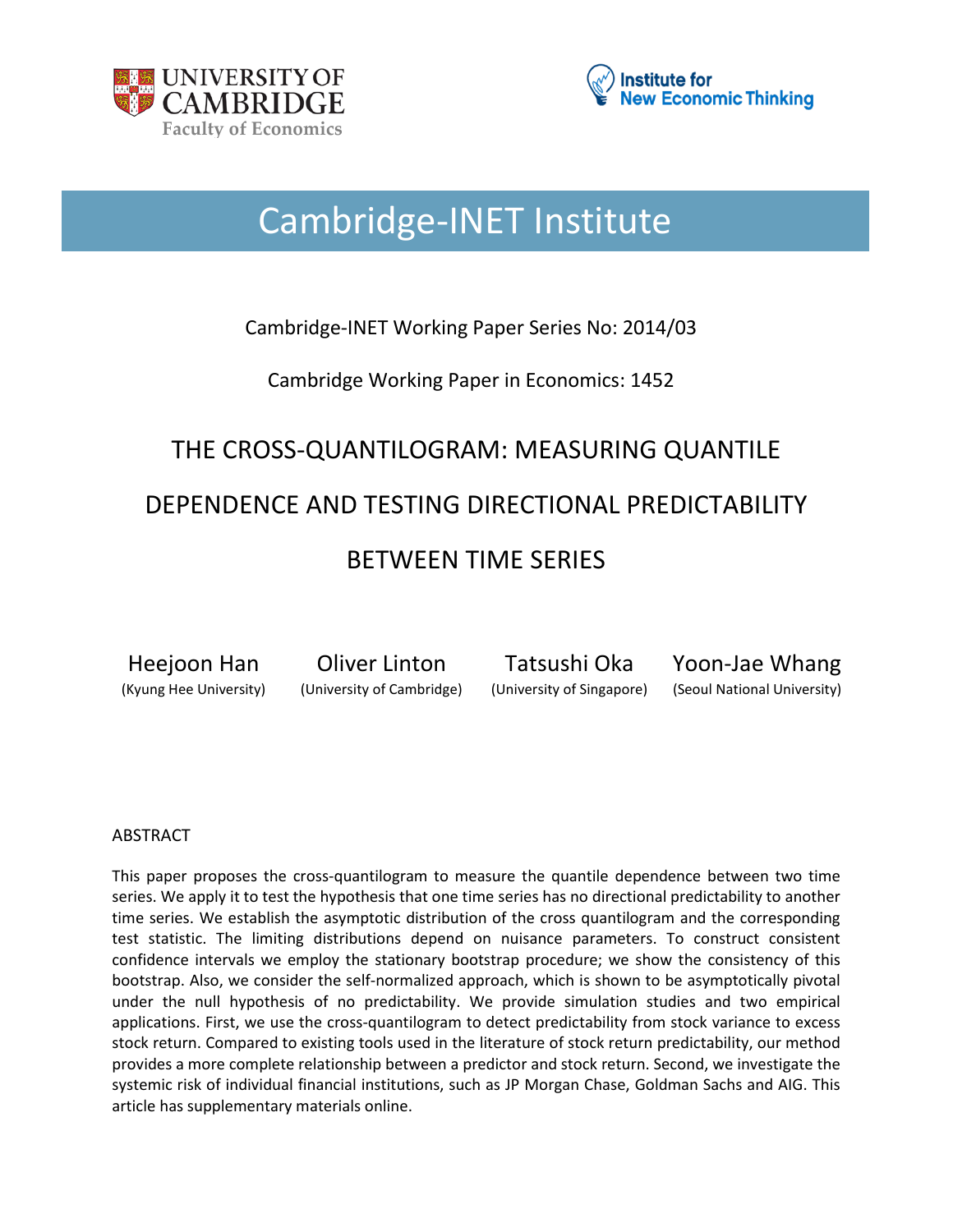# Cambridge-INET Institute

Cambridge-INET Working Paper Series No: 2014/03

Cambridge Working Paper in Economics: 1452

## THE CROSS-QUANTILOGRAM: MEASURING QUANTILE DEPENDENCE AND TESTING DIRECTIONAL PREDICTABILITY BETWEEN TIME SERIES

| Heejoon Han | Oliver Linton | Tatsushi Oka | Yoon-Jae Whang |
|---|---|---|---|
| (Kyung Hee University) | (University of Cambridge) | (University of Singapore) | (Seoul National University) |

### ABSTRACT

This paper proposes the cross-quantilogram to measure the quantile dependence between two time series. We apply it to test the hypothesis that one time series has no directional predictability to another time series. We establish the asymptotic distribution of the cross quantilogram and the corresponding test statistic. The limiting distributions depend on nuisance parameters. To construct consistent confidence intervals we employ the stationary bootstrap procedure; we show the consistency of this bootstrap. Also, we consider the self-normalized approach, which is shown to be asymptotically pivotal under the null hypothesis of no predictability. We provide simulation studies and two empirical applications. First, we use the cross-quantilogram to detect predictability from stock variance to excess stock return. Compared to existing tools used in the literature of stock return predictability, our method provides a more complete relationship between a predictor and stock return. Second, we investigate the systemic risk of individual financial institutions, such as JP Morgan Chase, Goldman Sachs and AIG. This article has supplementary materials online.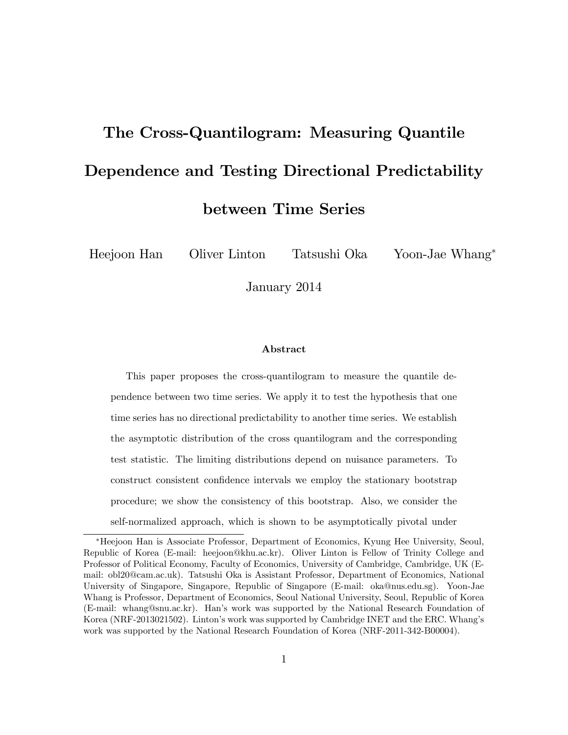# The Cross-Quantilogram: Measuring Quantile Dependence and Testing Directional Predictability between Time Series

Heejoon Han    Oliver Linton    Tatsushi Oka    Yoon-Jae Whang*

January 2014

### Abstract

This paper proposes the cross-quantilogram to measure the quantile dependence between two time series. We apply it to test the hypothesis that one time series has no directional predictability to another time series. We establish the asymptotic distribution of the cross quantilogram and the corresponding test statistic. The limiting distributions depend on nuisance parameters. To construct consistent confidence intervals we employ the stationary bootstrap procedure; we show the consistency of this bootstrap. Also, we consider the self-normalized approach, which is shown to be asymptotically pivotal under

---

*Heejoon Han is Associate Professor, Department of Economics, Kyung Hee University, Seoul, Republic of Korea (E-mail: heejoon@khu.ac.kr). Oliver Linton is Fellow of Trinity College and Professor of Political Economy, Faculty of Economics, University of Cambridge, Cambridge, UK (E-mail: obl20@cam.ac.uk). Tatsushi Oka is Assistant Professor, Department of Economics, National University of Singapore, Singapore, Republic of Singapore (E-mail: oka@nus.edu.sg). Yoon-Jae Whang is Professor, Department of Economics, Seoul National University, Seoul, Republic of Korea (E-mail: whang@snu.ac.kr). Han's work was supported by the National Research Foundation of Korea (NRF-2013021502). Linton's work was supported by Cambridge INET and the ERC. Whang's work was supported by the National Research Foundation of Korea (NRF-2011-342-B00004).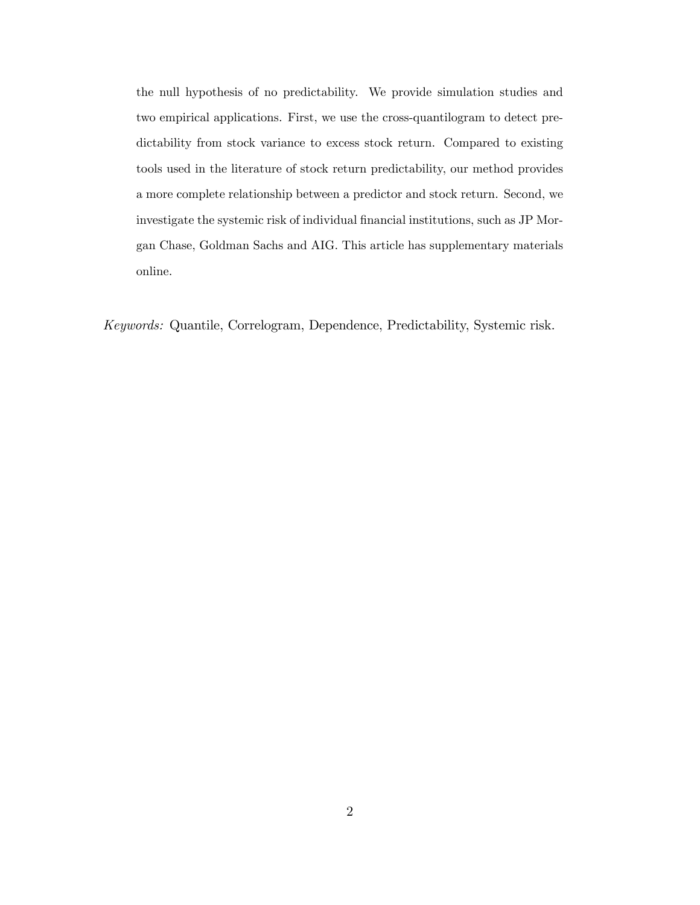the null hypothesis of no predictability. We provide simulation studies and two empirical applications. First, we use the cross-quantilogram to detect predictability from stock variance to excess stock return. Compared to existing tools used in the literature of stock return predictability, our method provides a more complete relationship between a predictor and stock return. Second, we investigate the systemic risk of individual financial institutions, such as JP Morgan Chase, Goldman Sachs and AIG. This article has supplementary materials online.

*Keywords:* Quantile, Correlogram, Dependence, Predictability, Systemic risk.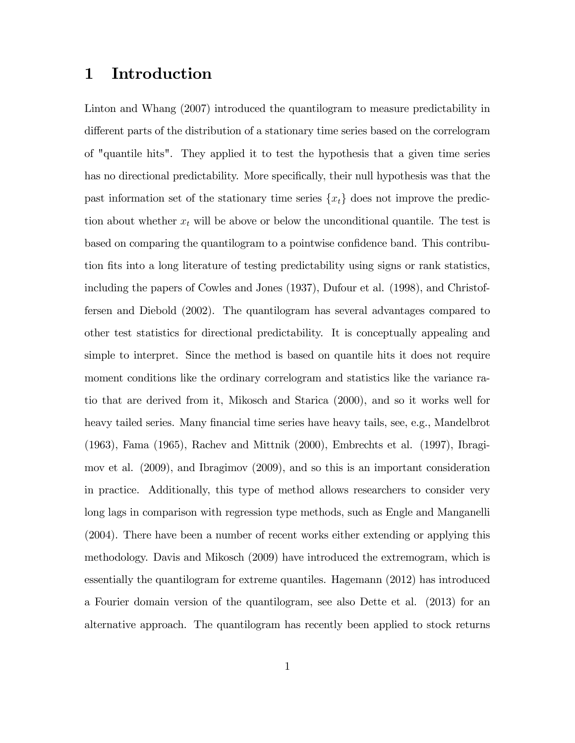# 1 Introduction

Linton and Whang (2007) introduced the quantilogram to measure predictability in different parts of the distribution of a stationary time series based on the correlogram of "quantile hits". They applied it to test the hypothesis that a given time series has no directional predictability. More specifically, their null hypothesis was that the past information set of the stationary time series $\{x_t\}$ does not improve the prediction about whether $x_t$ will be above or below the unconditional quantile. The test is based on comparing the quantilogram to a pointwise confidence band. This contribution fits into a long literature of testing predictability using signs or rank statistics, including the papers of Cowles and Jones (1937), Dufour et al. (1998), and Christoffersen and Diebold (2002). The quantilogram has several advantages compared to other test statistics for directional predictability. It is conceptually appealing and simple to interpret. Since the method is based on quantile hits it does not require moment conditions like the ordinary correlogram and statistics like the variance ratio that are derived from it, Mikosch and Starica (2000), and so it works well for heavy tailed series. Many financial time series have heavy tails, see, e.g., Mandelbrot (1963), Fama (1965), Rachev and Mittnik (2000), Embrechts et al. (1997), Ibragimov et al. (2009), and Ibragimov (2009), and so this is an important consideration in practice. Additionally, this type of method allows researchers to consider very long lags in comparison with regression type methods, such as Engle and Manganelli (2004). There have been a number of recent works either extending or applying this methodology. Davis and Mikosch (2009) have introduced the extremogram, which is essentially the quantilogram for extreme quantiles. Hagemann (2012) has introduced a Fourier domain version of the quantilogram, see also Dette et al. (2013) for an alternative approach. The quantilogram has recently been applied to stock returns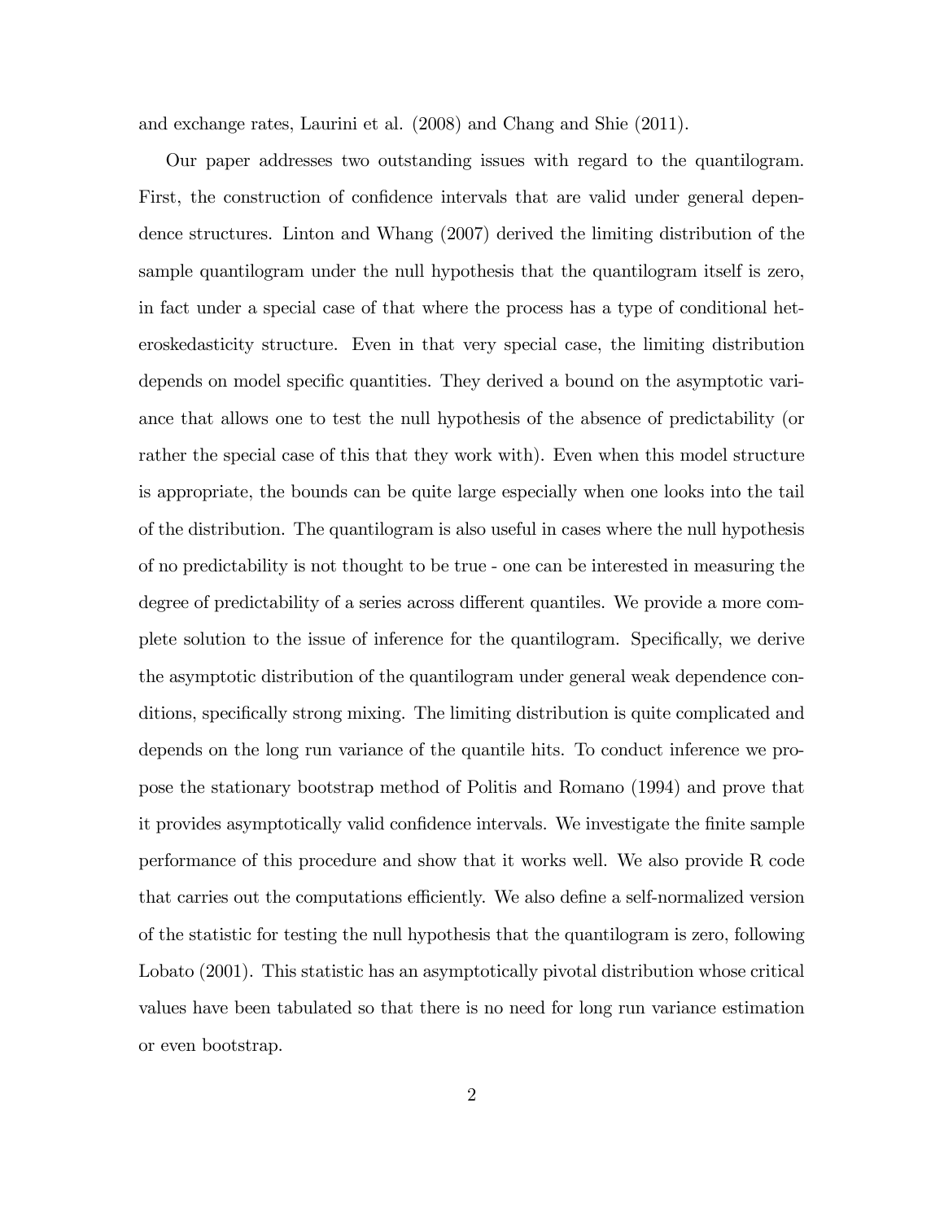and exchange rates, Laurini et al. (2008) and Chang and Shie (2011).

Our paper addresses two outstanding issues with regard to the quantilogram. First, the construction of confidence intervals that are valid under general dependence structures. Linton and Whang (2007) derived the limiting distribution of the sample quantilogram under the null hypothesis that the quantilogram itself is zero, in fact under a special case of that where the process has a type of conditional heteroskedasticity structure. Even in that very special case, the limiting distribution depends on model specific quantities. They derived a bound on the asymptotic variance that allows one to test the null hypothesis of the absence of predictability (or rather the special case of this that they work with). Even when this model structure is appropriate, the bounds can be quite large especially when one looks into the tail of the distribution. The quantilogram is also useful in cases where the null hypothesis of no predictability is not thought to be true - one can be interested in measuring the degree of predictability of a series across different quantiles. We provide a more complete solution to the issue of inference for the quantilogram. Specifically, we derive the asymptotic distribution of the quantilogram under general weak dependence conditions, specifically strong mixing. The limiting distribution is quite complicated and depends on the long run variance of the quantile hits. To conduct inference we propose the stationary bootstrap method of Politis and Romano (1994) and prove that it provides asymptotically valid confidence intervals. We investigate the finite sample performance of this procedure and show that it works well. We also provide R code that carries out the computations efficiently. We also define a self-normalized version of the statistic for testing the null hypothesis that the quantilogram is zero, following Lobato (2001). This statistic has an asymptotically pivotal distribution whose critical values have been tabulated so that there is no need for long run variance estimation or even bootstrap.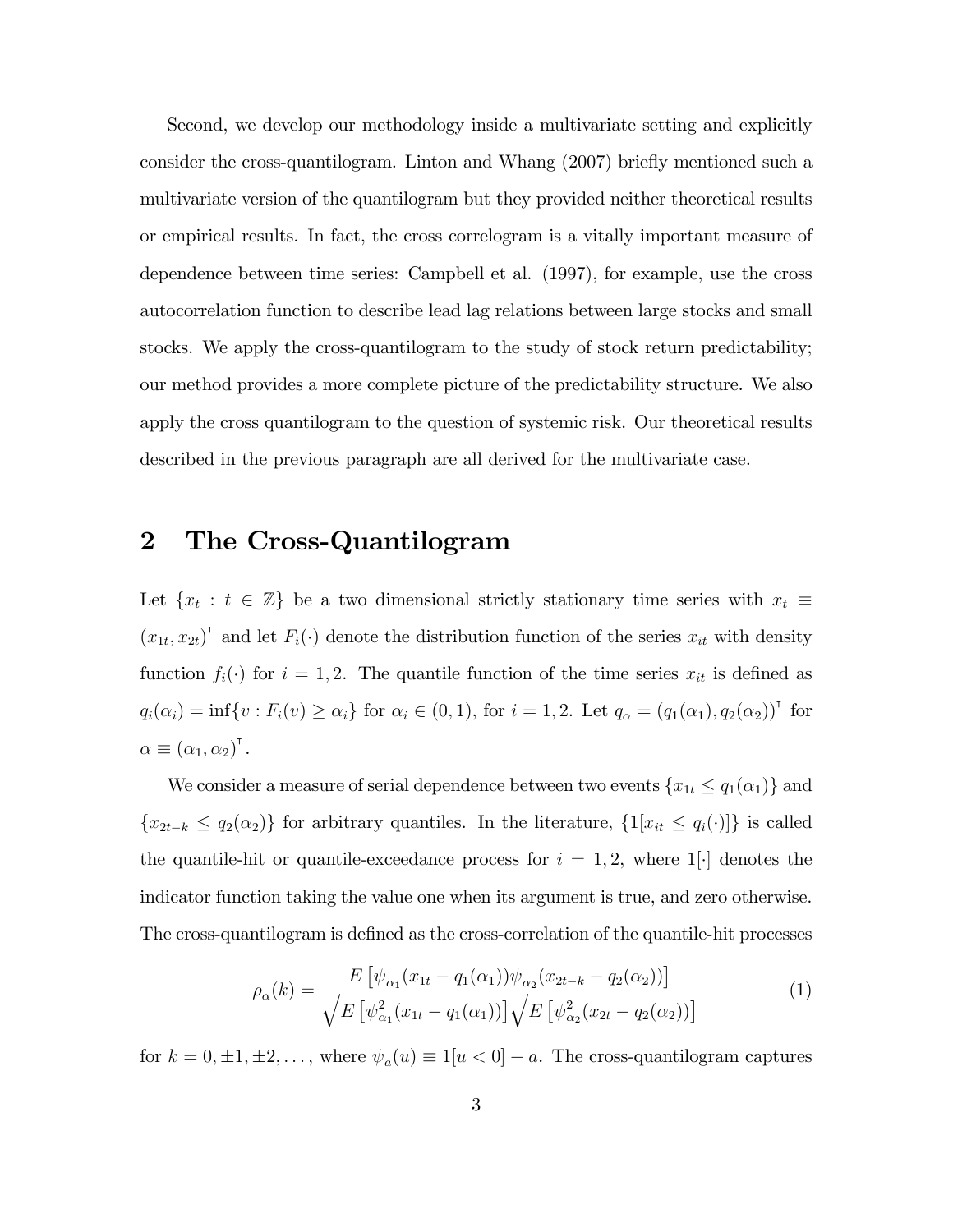Second, we develop our methodology inside a multivariate setting and explicitly consider the cross-quantilogram. Linton and Whang (2007) briefly mentioned such a multivariate version of the quantilogram but they provided neither theoretical results or empirical results. In fact, the cross correlogram is a vitally important measure of dependence between time series: Campbell et al. (1997), for example, use the cross autocorrelation function to describe lead lag relations between large stocks and small stocks. We apply the cross-quantilogram to the study of stock return predictability; our method provides a more complete picture of the predictability structure. We also apply the cross quantilogram to the question of systemic risk. Our theoretical results described in the previous paragraph are all derived for the multivariate case.

## 2 The Cross-Quantilogram

Let $\{x_t : t \in \mathbb{Z}\}$ be a two dimensional strictly stationary time series with $x_t \equiv (x_{1t}, x_{2t})^\intercal$ and let $F_i(\cdot)$ denote the distribution function of the series $x_{it}$ with density function $f_i(\cdot)$ for $i = 1, 2$. The quantile function of the time series $x_{it}$ is defined as $q_i(\alpha_i) = \inf\{v : F_i(v) \geq \alpha_i\}$ for $\alpha_i \in (0, 1)$, for $i = 1, 2$. Let $q_\alpha = (q_1(\alpha_1), q_2(\alpha_2))^\intercal$ for $\alpha \equiv (\alpha_1, \alpha_2)^\intercal$.

We consider a measure of serial dependence between two events $\{x_{1t} \leq q_1(\alpha_1)\}$ and $\{x_{2t-k} \leq q_2(\alpha_2)\}$ for arbitrary quantiles. In the literature, $\{1[x_{it} \leq q_i(\cdot)]\}$ is called the quantile-hit or quantile-exceedance process for $i = 1, 2$, where $1[\cdot]$ denotes the indicator function taking the value one when its argument is true, and zero otherwise. The cross-quantilogram is defined as the cross-correlation of the quantile-hit processes

$$\rho_\alpha(k) = \frac{E\left[\psi_{\alpha_1}(x_{1t} - q_1(\alpha_1))\psi_{\alpha_2}(x_{2t-k} - q_2(\alpha_2))\right]}{\sqrt{E\left[\psi^2_{\alpha_1}(x_{1t} - q_1(\alpha_1))\right]}\sqrt{E\left[\psi^2_{\alpha_2}(x_{2t} - q_2(\alpha_2))\right]}} \tag{1}$$

for $k = 0, \pm 1, \pm 2, \ldots$, where $\psi_a(u) \equiv 1[u < 0] - a$. The cross-quantilogram captures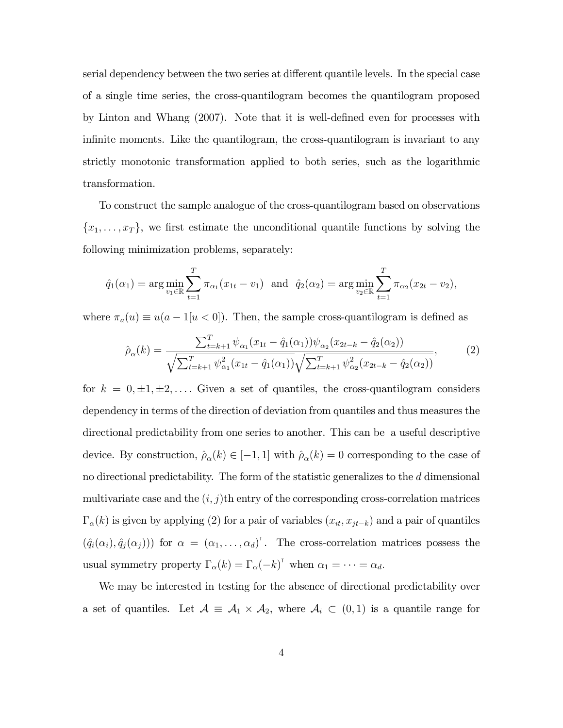serial dependency between the two series at different quantile levels. In the special case of a single time series, the cross-quantilogram becomes the quantilogram proposed by Linton and Whang (2007). Note that it is well-defined even for processes with infinite moments. Like the quantilogram, the cross-quantilogram is invariant to any strictly monotonic transformation applied to both series, such as the logarithmic transformation.

To construct the sample analogue of the cross-quantilogram based on observations $\{x_1, \ldots, x_T\}$, we first estimate the unconditional quantile functions by solving the following minimization problems, separately:

$$\hat{q}_1(\alpha_1) = \arg\min_{v_1 \in \mathbb{R}} \sum_{t=1}^{T} \pi_{\alpha_1}(x_{1t} - v_1) \quad \text{and} \quad \hat{q}_2(\alpha_2) = \arg\min_{v_2 \in \mathbb{R}} \sum_{t=1}^{T} \pi_{\alpha_2}(x_{2t} - v_2),$$

where $\pi_a(u) \equiv u(a - 1[u < 0])$. Then, the sample cross-quantilogram is defined as

$$\hat{\rho}_\alpha(k) = \frac{\sum_{t=k+1}^{T} \psi_{\alpha_1}(x_{1t} - \hat{q}_1(\alpha_1)) \psi_{\alpha_2}(x_{2t-k} - \hat{q}_2(\alpha_2))}{\sqrt{\sum_{t=k+1}^{T} \psi_{\alpha_1}^2(x_{1t} - \hat{q}_1(\alpha_1))} \sqrt{\sum_{t=k+1}^{T} \psi_{\alpha_2}^2(x_{2t-k} - \hat{q}_2(\alpha_2))}}, \tag{2}$$

for $k = 0, \pm 1, \pm 2, \ldots$. Given a set of quantiles, the cross-quantilogram considers dependency in terms of the direction of deviation from quantiles and thus measures the directional predictability from one series to another. This can be a useful descriptive device. By construction, $\hat{\rho}_\alpha(k) \in [-1, 1]$ with $\hat{\rho}_\alpha(k) = 0$ corresponding to the case of no directional predictability. The form of the statistic generalizes to the $d$ dimensional multivariate case and the $(i, j)$th entry of the corresponding cross-correlation matrices $\Gamma_\alpha(k)$ is given by applying (2) for a pair of variables $(x_{it}, x_{jt-k})$ and a pair of quantiles $(\hat{q}_i(\alpha_i), \hat{q}_j(\alpha_j)))$ for $\alpha = (\alpha_1, \ldots, \alpha_d)^\intercal$. The cross-correlation matrices possess the usual symmetry property $\Gamma_\alpha(k) = \Gamma_\alpha(-k)^\intercal$ when $\alpha_1 = \cdots = \alpha_d$.

We may be interested in testing for the absence of directional predictability over a set of quantiles. Let $\mathcal{A} \equiv \mathcal{A}_1 \times \mathcal{A}_2$, where $\mathcal{A}_i \subset (0, 1)$ is a quantile range for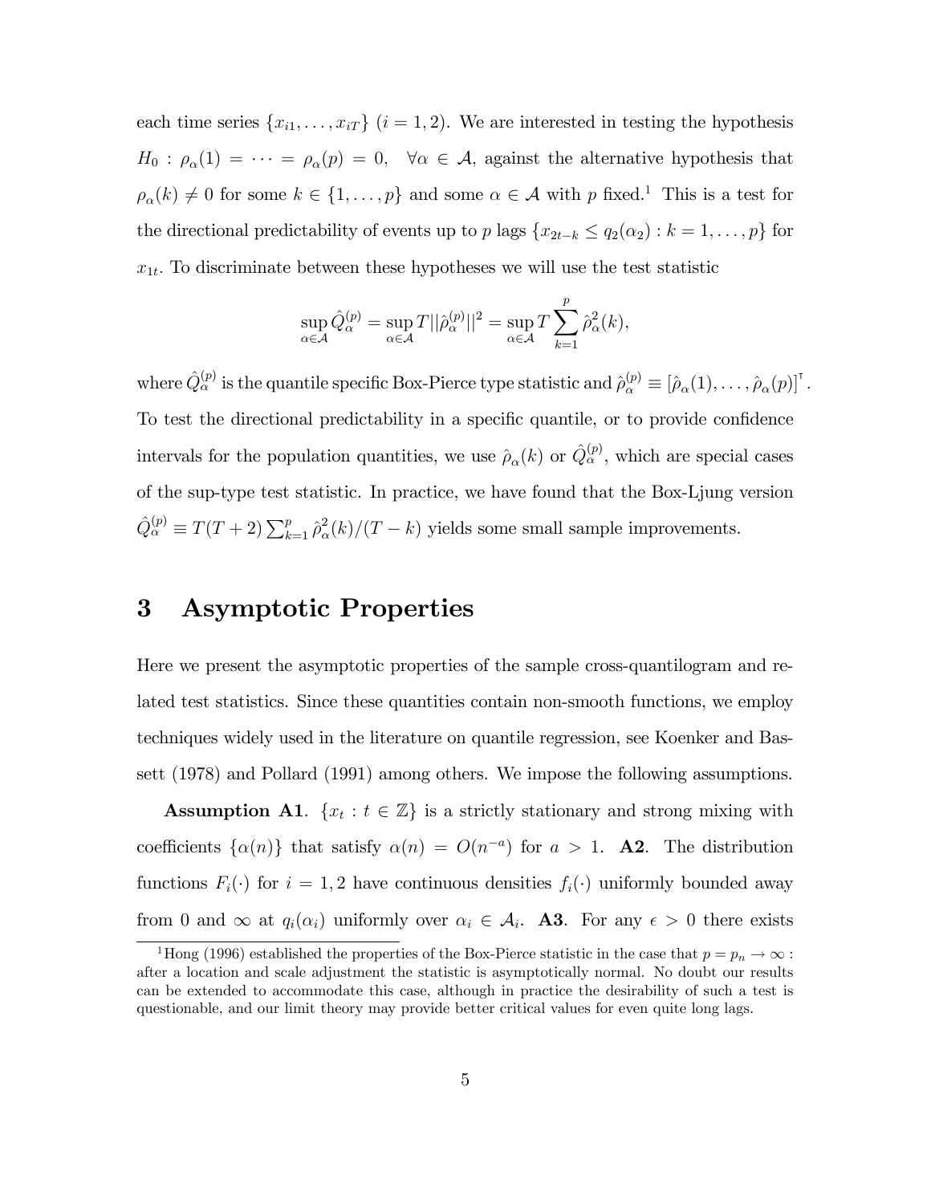each time series $\{x_{i1}, \ldots, x_{iT}\}$ $(i = 1, 2)$. We are interested in testing the hypothesis $H_0 : \rho_\alpha(1) = \cdots = \rho_\alpha(p) = 0, \quad \forall \alpha \in \mathcal{A}$, against the alternative hypothesis that $\rho_\alpha(k) \neq 0$ for some $k \in \{1, \ldots, p\}$ and some $\alpha \in \mathcal{A}$ with $p$ fixed.[1] This is a test for the directional predictability of events up to $p$ lags $\{x_{2t-k} \leq q_2(\alpha_2) : k = 1, \ldots, p\}$ for $x_{1t}$. To discriminate between these hypotheses we will use the test statistic

$$\sup_{\alpha \in \mathcal{A}} \hat{Q}_\alpha^{(p)} = \sup_{\alpha \in \mathcal{A}} T ||\hat{\rho}_\alpha^{(p)}||^2 = \sup_{\alpha \in \mathcal{A}} T \sum_{k=1}^{p} \hat{\rho}_\alpha^2(k),$$

where $\hat{Q}_\alpha^{(p)}$ is the quantile specific Box-Pierce type statistic and $\hat{\rho}_\alpha^{(p)} \equiv [\hat{\rho}_\alpha(1), \ldots, \hat{\rho}_\alpha(p)]^\intercal$. To test the directional predictability in a specific quantile, or to provide confidence intervals for the population quantities, we use $\hat{\rho}_\alpha(k)$ or $\hat{Q}_\alpha^{(p)}$, which are special cases of the sup-type test statistic. In practice, we have found that the Box-Ljung version $\hat{Q}_\alpha^{(p)} \equiv T(T+2) \sum_{k=1}^{p} \hat{\rho}_\alpha^2(k)/(T-k)$ yields some small sample improvements.

# 3 Asymptotic Properties

Here we present the asymptotic properties of the sample cross-quantilogram and related test statistics. Since these quantities contain non-smooth functions, we employ techniques widely used in the literature on quantile regression, see Koenker and Bassett (1978) and Pollard (1991) among others. We impose the following assumptions.

**Assumption A1**. $\{x_t : t \in \mathbb{Z}\}$ is a strictly stationary and strong mixing with coefficients $\{\alpha(n)\}$ that satisfy $\alpha(n) = O(n^{-a})$ for $a > 1$. **A2**. The distribution functions $F_i(\cdot)$ for $i = 1, 2$ have continuous densities $f_i(\cdot)$ uniformly bounded away from 0 and $\infty$ at $q_i(\alpha_i)$ uniformly over $\alpha_i \in \mathcal{A}_i$. **A3**. For any $\epsilon > 0$ there exists

[1] Hong (1996) established the properties of the Box-Pierce statistic in the case that $p = p_n \to \infty$ : after a location and scale adjustment the statistic is asymptotically normal. No doubt our results can be extended to accommodate this case, although in practice the desirability of such a test is questionable, and our limit theory may provide better critical values for even quite long lags.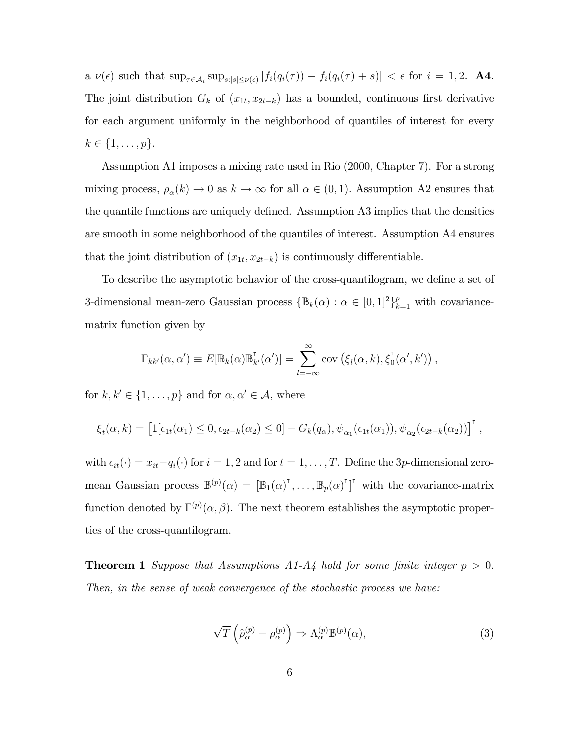a $\nu(\epsilon)$ such that $\sup_{\tau \in \mathcal{A}_i} \sup_{s:|s| \leq \nu(\epsilon)} |f_i(q_i(\tau)) - f_i(q_i(\tau) + s)| < \epsilon$ for $i = 1, 2$. **A4.** The joint distribution $G_k$ of $(x_{1t}, x_{2t-k})$ has a bounded, continuous first derivative for each argument uniformly in the neighborhood of quantiles of interest for every $k \in \{1, \ldots, p\}$.

Assumption A1 imposes a mixing rate used in Rio (2000, Chapter 7). For a strong mixing process, $\rho_\alpha(k) \to 0$ as $k \to \infty$ for all $\alpha \in (0, 1)$. Assumption A2 ensures that the quantile functions are uniquely defined. Assumption A3 implies that the densities are smooth in some neighborhood of the quantiles of interest. Assumption A4 ensures that the joint distribution of $(x_{1t}, x_{2t-k})$ is continuously differentiable.

To describe the asymptotic behavior of the cross-quantilogram, we define a set of 3-dimensional mean-zero Gaussian process $\{\mathbb{B}_k(\alpha) : \alpha \in [0, 1]^2\}_{k=1}^p$ with covariance-matrix function given by

$$\Gamma_{kk'}(\alpha, \alpha') \equiv E[\mathbb{B}_k(\alpha)\mathbb{B}_{k'}^\intercal(\alpha')] = \sum_{l=-\infty}^{\infty} \text{cov}\left(\xi_l(\alpha, k), \xi_0^\intercal(\alpha', k')\right),$$

for $k, k' \in \{1, \ldots, p\}$ and for $\alpha, \alpha' \in \mathcal{A}$, where

$$\xi_t(\alpha, k) = \left[1[\epsilon_{1t}(\alpha_1) \leq 0, \epsilon_{2t-k}(\alpha_2) \leq 0] - G_k(q_\alpha), \psi_{\alpha_1}(\epsilon_{1t}(\alpha_1)), \psi_{\alpha_2}(\epsilon_{2t-k}(\alpha_2))\right]^\intercal,$$

with $\epsilon_{it}(\cdot) = x_{it} - q_i(\cdot)$ for $i = 1, 2$ and for $t = 1, \ldots, T$. Define the $3p$-dimensional zero-mean Gaussian process $\mathbb{B}^{(p)}(\alpha) = [\mathbb{B}_1(\alpha)^\intercal, \ldots, \mathbb{B}_p(\alpha)^\intercal]^\intercal$ with the covariance-matrix function denoted by $\Gamma^{(p)}(\alpha, \beta)$. The next theorem establishes the asymptotic properties of the cross-quantilogram.

**Theorem 1** *Suppose that Assumptions A1-A4 hold for some finite integer $p > 0$. Then, in the sense of weak convergence of the stochastic process we have:*

$$\sqrt{T}\left(\hat{\rho}_\alpha^{(p)} - \rho_\alpha^{(p)}\right) \Rightarrow \Lambda_\alpha^{(p)}\mathbb{B}^{(p)}(\alpha), \tag{3}$$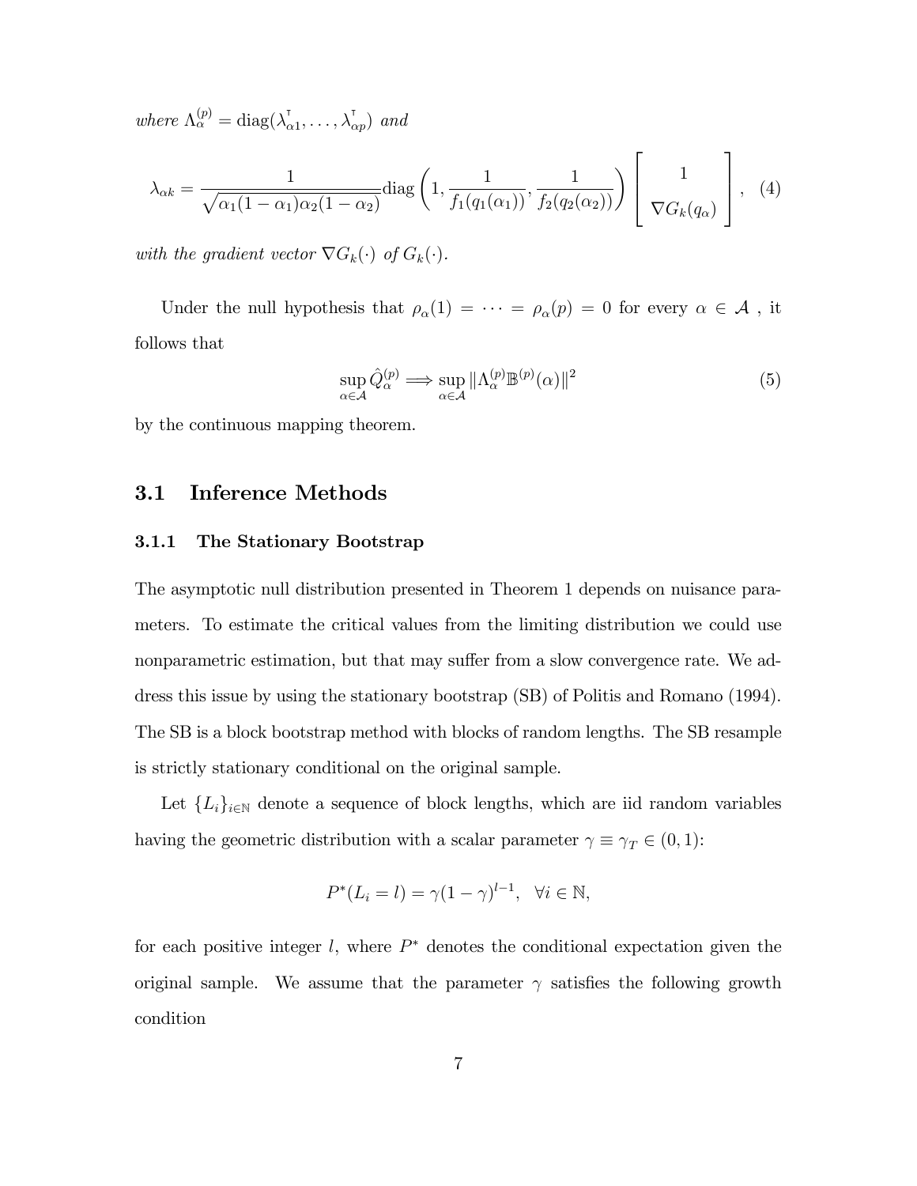*where* $\Lambda_\alpha^{(p)} = \mathrm{diag}(\lambda_{\alpha 1}^\intercal, \ldots, \lambda_{\alpha p}^\intercal)$ *and*

$$\lambda_{\alpha k} = \frac{1}{\sqrt{\alpha_1(1-\alpha_1)\alpha_2(1-\alpha_2)}} \mathrm{diag}\left(1, \frac{1}{f_1(q_1(\alpha_1))}, \frac{1}{f_2(q_2(\alpha_2))}\right) \begin{bmatrix} 1 \\ \nabla G_k(q_\alpha) \end{bmatrix}, \quad (4)$$

*with the gradient vector* $\nabla G_k(\cdot)$ *of* $G_k(\cdot)$.

Under the null hypothesis that $\rho_\alpha(1) = \cdots = \rho_\alpha(p) = 0$ for every $\alpha \in \mathcal{A}$ , it follows that

$$\sup_{\alpha \in \mathcal{A}} \hat{Q}_\alpha^{(p)} \Longrightarrow \sup_{\alpha \in \mathcal{A}} \|\Lambda_\alpha^{(p)} \mathbb{B}^{(p)}(\alpha)\|^2 \quad (5)$$

by the continuous mapping theorem.

## 3.1 Inference Methods

### 3.1.1 The Stationary Bootstrap

The asymptotic null distribution presented in Theorem 1 depends on nuisance parameters. To estimate the critical values from the limiting distribution we could use nonparametric estimation, but that may suffer from a slow convergence rate. We address this issue by using the stationary bootstrap (SB) of Politis and Romano (1994). The SB is a block bootstrap method with blocks of random lengths. The SB resample is strictly stationary conditional on the original sample.

Let $\{L_i\}_{i \in \mathbb{N}}$ denote a sequence of block lengths, which are iid random variables having the geometric distribution with a scalar parameter $\gamma \equiv \gamma_T \in (0,1)$:

$$P^*(L_i = l) = \gamma(1-\gamma)^{l-1}, \quad \forall i \in \mathbb{N},$$

for each positive integer $l$, where $P^*$ denotes the conditional expectation given the original sample. We assume that the parameter $\gamma$ satisfies the following growth condition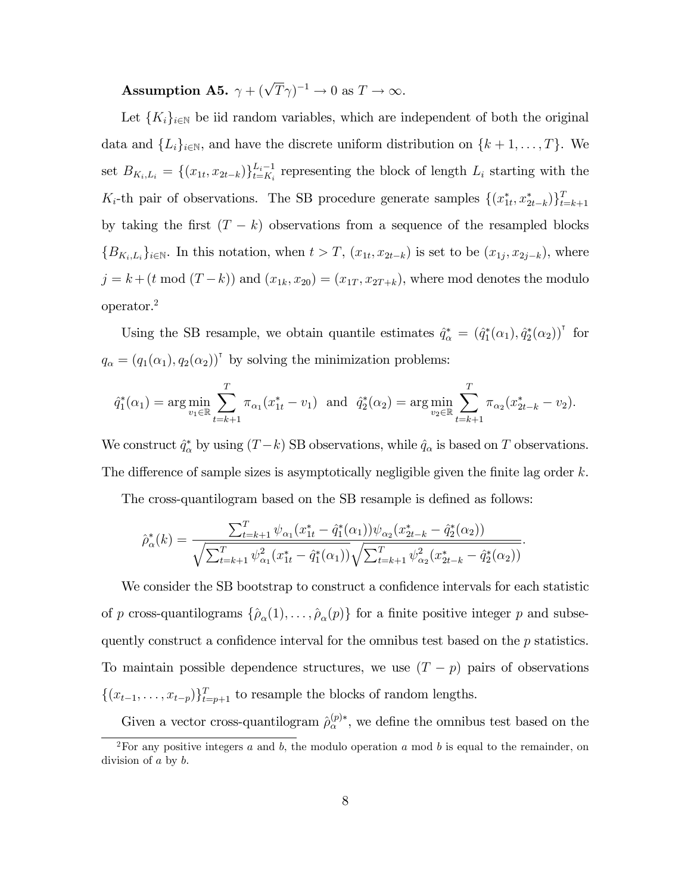**Assumption A5.** $\gamma + (\sqrt{T}\gamma)^{-1} \to 0$ as $T \to \infty$.

Let $\{K_i\}_{i\in\mathbb{N}}$ be iid random variables, which are independent of both the original data and $\{L_i\}_{i\in\mathbb{N}}$, and have the discrete uniform distribution on $\{k+1,\ldots,T\}$. We set $B_{K_i,L_i} = \{(x_{1t}, x_{2t-k})\}_{t=K_i}^{L_i-1}$ representing the block of length $L_i$ starting with the $K_i$-th pair of observations. The SB procedure generate samples $\{(x_{1t}^*, x_{2t-k}^*)\}_{t=k+1}^{T}$ by taking the first $(T-k)$ observations from a sequence of the resampled blocks $\{B_{K_i,L_i}\}_{i\in\mathbb{N}}$. In this notation, when $t > T$, $(x_{1t}, x_{2t-k})$ is set to be $(x_{1j}, x_{2j-k})$, where $j = k + (t \bmod (T-k))$ and $(x_{1k}, x_{20}) = (x_{1T}, x_{2T+k})$, where mod denotes the modulo operator.[2]

Using the SB resample, we obtain quantile estimates $\hat{q}_\alpha^* = (\hat{q}_1^*(\alpha_1), \hat{q}_2^*(\alpha_2))^\intercal$ for $q_\alpha = (q_1(\alpha_1), q_2(\alpha_2))^\intercal$ by solving the minimization problems:

$$\hat{q}_1^*(\alpha_1) = \arg\min_{v_1\in\mathbb{R}} \sum_{t=k+1}^{T} \pi_{\alpha_1}(x_{1t}^* - v_1) \quad \text{and} \quad \hat{q}_2^*(\alpha_2) = \arg\min_{v_2\in\mathbb{R}} \sum_{t=k+1}^{T} \pi_{\alpha_2}(x_{2t-k}^* - v_2).$$

We construct $\hat{q}_\alpha^*$ by using $(T-k)$ SB observations, while $\hat{q}_\alpha$ is based on $T$ observations. The difference of sample sizes is asymptotically negligible given the finite lag order $k$.

The cross-quantilogram based on the SB resample is defined as follows:

$$\hat{\rho}_\alpha^*(k) = \frac{\sum_{t=k+1}^{T} \psi_{\alpha_1}(x_{1t}^* - \hat{q}_1^*(\alpha_1))\psi_{\alpha_2}(x_{2t-k}^* - \hat{q}_2^*(\alpha_2))}{\sqrt{\sum_{t=k+1}^{T} \psi_{\alpha_1}^2(x_{1t}^* - \hat{q}_1^*(\alpha_1))}\sqrt{\sum_{t=k+1}^{T} \psi_{\alpha_2}^2(x_{2t-k}^* - \hat{q}_2^*(\alpha_2))}}.$$

We consider the SB bootstrap to construct a confidence intervals for each statistic of $p$ cross-quantilograms $\{\hat{\rho}_\alpha(1),\ldots,\hat{\rho}_\alpha(p)\}$ for a finite positive integer $p$ and subsequently construct a confidence interval for the omnibus test based on the $p$ statistics. To maintain possible dependence structures, we use $(T-p)$ pairs of observations $\{(x_{t-1},\ldots,x_{t-p})\}_{t=p+1}^{T}$ to resample the blocks of random lengths.

Given a vector cross-quantilogram $\hat{\rho}_\alpha^{(p)*}$, we define the omnibus test based on the

[2] For any positive integers $a$ and $b$, the modulo operation $a \bmod b$ is equal to the remainder, on division of $a$ by $b$.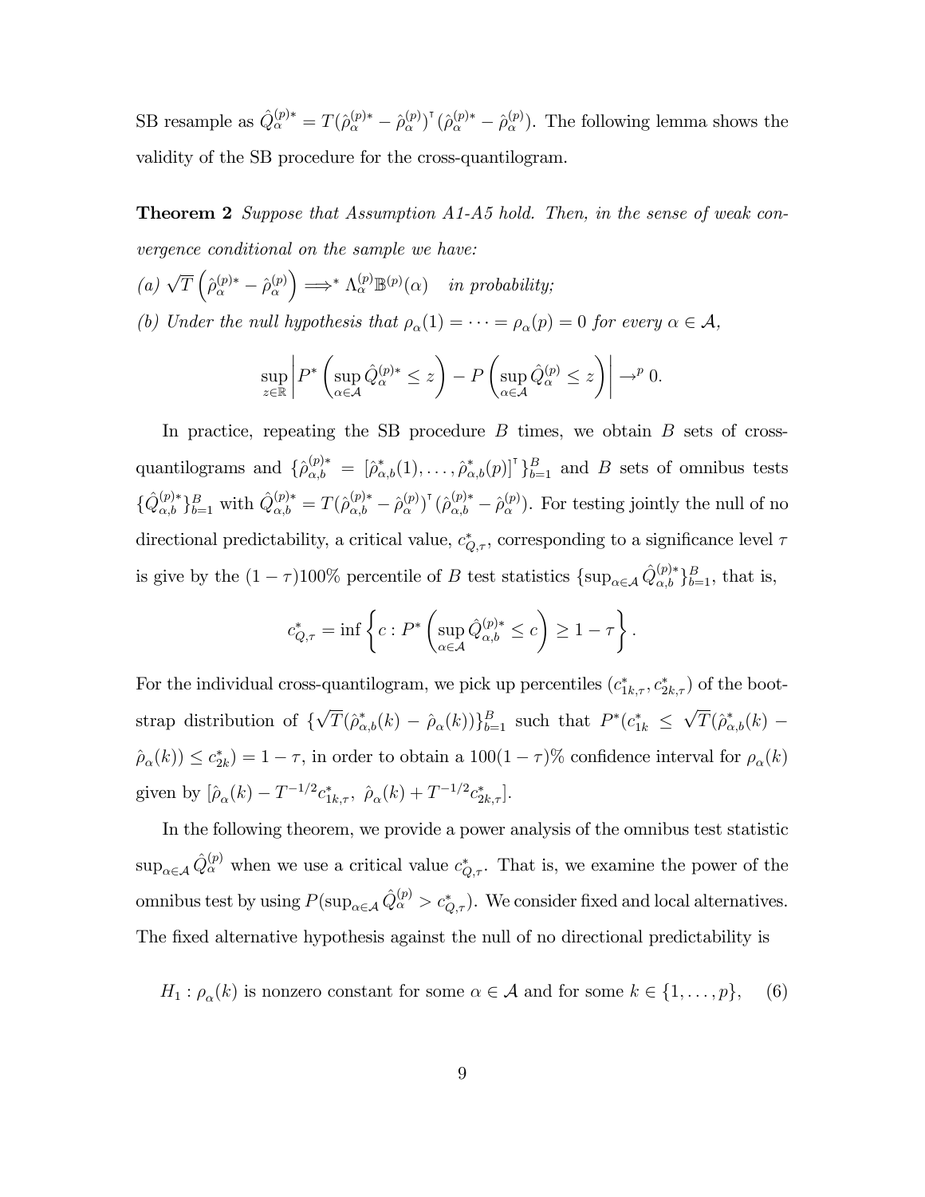SB resample as $\hat{Q}_{\alpha}^{(p)*} = T(\hat{\rho}_{\alpha}^{(p)*} - \hat{\rho}_{\alpha}^{(p)})^{\intercal}(\hat{\rho}_{\alpha}^{(p)*} - \hat{\rho}_{\alpha}^{(p)})$. The following lemma shows the validity of the SB procedure for the cross-quantilogram.

**Theorem 2** *Suppose that Assumption A1-A5 hold. Then, in the sense of weak convergence conditional on the sample we have:*

*(a)* $\sqrt{T}\left(\hat{\rho}_{\alpha}^{(p)*} - \hat{\rho}_{\alpha}^{(p)}\right) \Longrightarrow^{*} \Lambda_{\alpha}^{(p)}\mathbb{B}^{(p)}(\alpha)$ *in probability;*

*(b) Under the null hypothesis that* $\rho_{\alpha}(1) = \cdots = \rho_{\alpha}(p) = 0$ *for every* $\alpha \in \mathcal{A}$,

$$\sup_{z\in\mathbb{R}}\left|P^{*}\left(\sup_{\alpha\in\mathcal{A}}\hat{Q}_{\alpha}^{(p)*} \leq z\right) - P\left(\sup_{\alpha\in\mathcal{A}}\hat{Q}_{\alpha}^{(p)} \leq z\right)\right| \to^{p} 0.$$

In practice, repeating the SB procedure $B$ times, we obtain $B$ sets of cross-quantilograms and $\{\hat{\rho}_{\alpha,b}^{(p)*} = [\hat{\rho}_{\alpha,b}^{*}(1), \ldots, \hat{\rho}_{\alpha,b}^{*}(p)]^{\intercal}\}_{b=1}^{B}$ and $B$ sets of omnibus tests $\{\hat{Q}_{\alpha,b}^{(p)*}\}_{b=1}^{B}$ with $\hat{Q}_{\alpha,b}^{(p)*} = T(\hat{\rho}_{\alpha,b}^{(p)*} - \hat{\rho}_{\alpha}^{(p)})^{\intercal}(\hat{\rho}_{\alpha,b}^{(p)*} - \hat{\rho}_{\alpha}^{(p)})$. For testing jointly the null of no directional predictability, a critical value, $c_{Q,\tau}^{*}$, corresponding to a significance level $\tau$ is give by the $(1-\tau)100\%$ percentile of $B$ test statistics $\{\sup_{\alpha\in\mathcal{A}}\hat{Q}_{\alpha,b}^{(p)*}\}_{b=1}^{B}$, that is,

$$c_{Q,\tau}^{*} = \inf\left\{c : P^{*}\left(\sup_{\alpha\in\mathcal{A}}\hat{Q}_{\alpha,b}^{(p)*} \leq c\right) \geq 1-\tau\right\}.$$

For the individual cross-quantilogram, we pick up percentiles $(c_{1k,\tau}^{*}, c_{2k,\tau}^{*})$ of the bootstrap distribution of $\{\sqrt{T}(\hat{\rho}_{\alpha,b}^{*}(k) - \hat{\rho}_{\alpha}(k))\}_{b=1}^{B}$ such that $P^{*}(c_{1k}^{*} \leq \sqrt{T}(\hat{\rho}_{\alpha,b}^{*}(k) - \hat{\rho}_{\alpha}(k)) \leq c_{2k}^{*}) = 1-\tau$, in order to obtain a $100(1-\tau)\%$ confidence interval for $\rho_{\alpha}(k)$ given by $[\hat{\rho}_{\alpha}(k) - T^{-1/2}c_{1k,\tau}^{*},\ \hat{\rho}_{\alpha}(k) + T^{-1/2}c_{2k,\tau}^{*}]$.

In the following theorem, we provide a power analysis of the omnibus test statistic $\sup_{\alpha\in\mathcal{A}}\hat{Q}_{\alpha}^{(p)}$ when we use a critical value $c_{Q,\tau}^{*}$. That is, we examine the power of the omnibus test by using $P(\sup_{\alpha\in\mathcal{A}}\hat{Q}_{\alpha}^{(p)} > c_{Q,\tau}^{*})$. We consider fixed and local alternatives. The fixed alternative hypothesis against the null of no directional predictability is

$$H_1 : \rho_{\alpha}(k) \text{ is nonzero constant for some } \alpha \in \mathcal{A} \text{ and for some } k \in \{1, \ldots, p\}, \quad (6)$$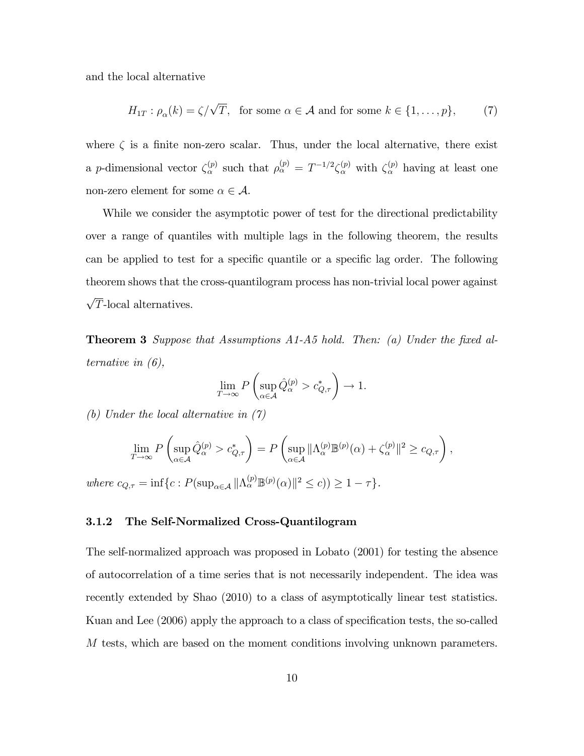and the local alternative

$$H_{1T} : \rho_{\alpha}(k) = \zeta/\sqrt{T}, \text{ for some } \alpha \in \mathcal{A} \text{ and for some } k \in \{1, \ldots, p\}, \tag{7}$$

where $\zeta$ is a finite non-zero scalar. Thus, under the local alternative, there exist a $p$-dimensional vector $\zeta_{\alpha}^{(p)}$ such that $\rho_{\alpha}^{(p)} = T^{-1/2}\zeta_{\alpha}^{(p)}$ with $\zeta_{\alpha}^{(p)}$ having at least one non-zero element for some $\alpha \in \mathcal{A}$.

While we consider the asymptotic power of test for the directional predictability over a range of quantiles with multiple lags in the following theorem, the results can be applied to test for a specific quantile or a specific lag order. The following theorem shows that the cross-quantilogram process has non-trivial local power against $\sqrt{T}$-local alternatives.

**Theorem 3** *Suppose that Assumptions A1-A5 hold. Then: (a) Under the fixed alternative in (6),*

$$\lim_{T\to\infty} P\left(\sup_{\alpha\in\mathcal{A}} \hat{Q}_{\alpha}^{(p)} > c_{Q,\tau}^{*}\right) \to 1.$$

*(b) Under the local alternative in (7)*

$$\lim_{T\to\infty} P\left(\sup_{\alpha\in\mathcal{A}} \hat{Q}_{\alpha}^{(p)} > c_{Q,\tau}^{*}\right) = P\left(\sup_{\alpha\in\mathcal{A}} \|\Lambda_{\alpha}^{(p)}\mathbb{B}^{(p)}(\alpha) + \zeta_{\alpha}^{(p)}\|^2 \geq c_{Q,\tau}\right),$$

*where* $c_{Q,\tau} = \inf\{c : P(\sup_{\alpha\in\mathcal{A}} \|\Lambda_{\alpha}^{(p)}\mathbb{B}^{(p)}(\alpha)\|^2 \leq c)) \geq 1 - \tau\}$.

### 3.1.2 The Self-Normalized Cross-Quantilogram

The self-normalized approach was proposed in Lobato (2001) for testing the absence of autocorrelation of a time series that is not necessarily independent. The idea was recently extended by Shao (2010) to a class of asymptotically linear test statistics. Kuan and Lee (2006) apply the approach to a class of specification tests, the so-called $M$ tests, which are based on the moment conditions involving unknown parameters.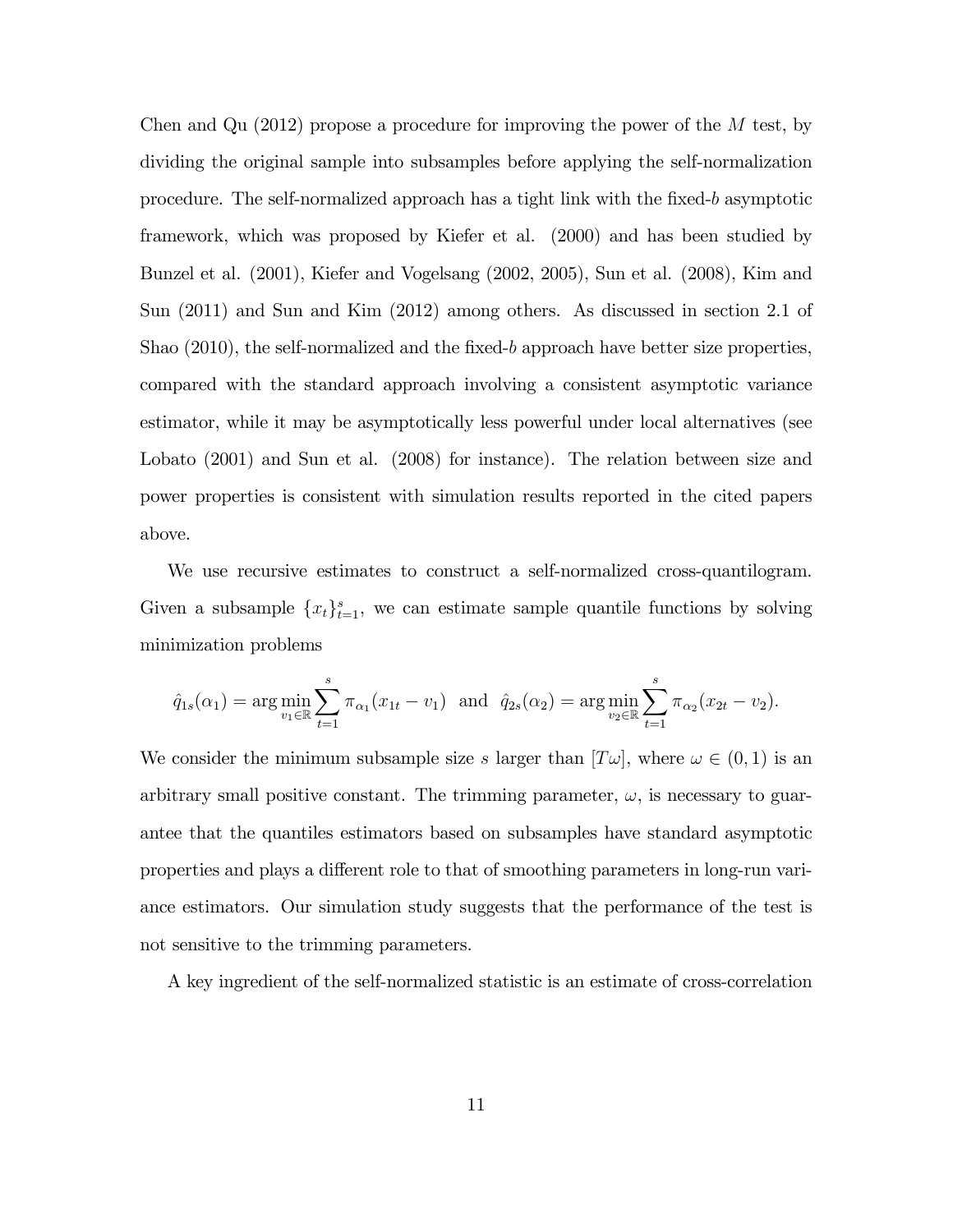Chen and Qu (2012) propose a procedure for improving the power of the $M$ test, by dividing the original sample into subsamples before applying the self-normalization procedure. The self-normalized approach has a tight link with the fixed-$b$ asymptotic framework, which was proposed by Kiefer et al. (2000) and has been studied by Bunzel et al. (2001), Kiefer and Vogelsang (2002, 2005), Sun et al. (2008), Kim and Sun (2011) and Sun and Kim (2012) among others. As discussed in section 2.1 of Shao (2010), the self-normalized and the fixed-$b$ approach have better size properties, compared with the standard approach involving a consistent asymptotic variance estimator, while it may be asymptotically less powerful under local alternatives (see Lobato (2001) and Sun et al. (2008) for instance). The relation between size and power properties is consistent with simulation results reported in the cited papers above.

We use recursive estimates to construct a self-normalized cross-quantilogram. Given a subsample $\{x_t\}_{t=1}^{s}$, we can estimate sample quantile functions by solving minimization problems

$$\hat{q}_{1s}(\alpha_1) = \arg\min_{v_1 \in \mathbb{R}} \sum_{t=1}^{s} \pi_{\alpha_1}(x_{1t} - v_1) \text{ and } \hat{q}_{2s}(\alpha_2) = \arg\min_{v_2 \in \mathbb{R}} \sum_{t=1}^{s} \pi_{\alpha_2}(x_{2t} - v_2).$$

We consider the minimum subsample size $s$ larger than $[T\omega]$, where $\omega \in (0,1)$ is an arbitrary small positive constant. The trimming parameter, $\omega$, is necessary to guarantee that the quantiles estimators based on subsamples have standard asymptotic properties and plays a different role to that of smoothing parameters in long-run variance estimators. Our simulation study suggests that the performance of the test is not sensitive to the trimming parameters.

A key ingredient of the self-normalized statistic is an estimate of cross-correlation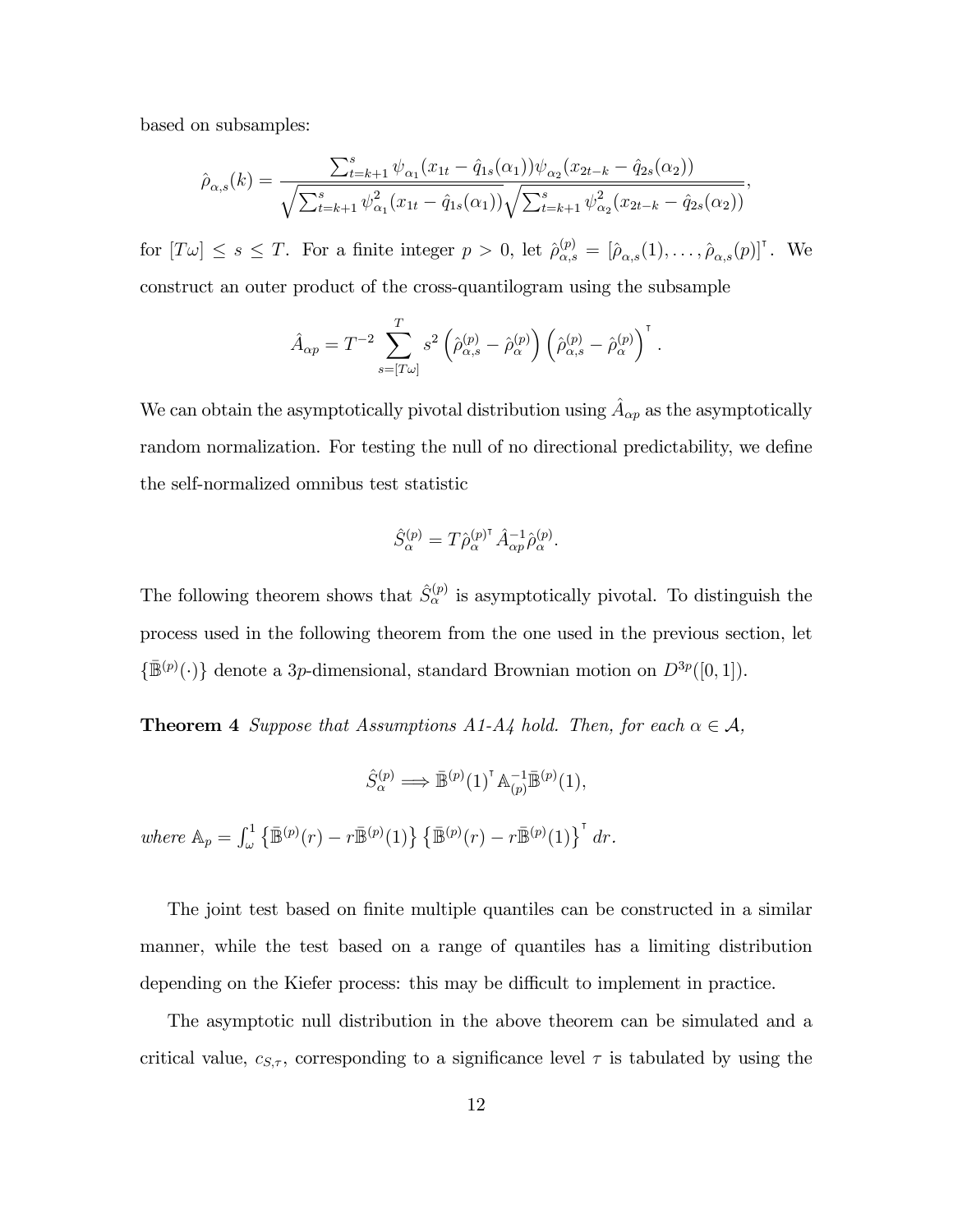based on subsamples:

$$\hat{\rho}_{\alpha,s}(k) = \frac{\sum_{t=k+1}^{s} \psi_{\alpha_1}(x_{1t} - \hat{q}_{1s}(\alpha_1))\psi_{\alpha_2}(x_{2t-k} - \hat{q}_{2s}(\alpha_2))}{\sqrt{\sum_{t=k+1}^{s} \psi_{\alpha_1}^2(x_{1t} - \hat{q}_{1s}(\alpha_1))}\sqrt{\sum_{t=k+1}^{s} \psi_{\alpha_2}^2(x_{2t-k} - \hat{q}_{2s}(\alpha_2))}},$$

for $[T\omega] \leq s \leq T$. For a finite integer $p > 0$, let $\hat{\rho}_{\alpha,s}^{(p)} = [\hat{\rho}_{\alpha,s}(1), \ldots, \hat{\rho}_{\alpha,s}(p)]^\intercal$. We construct an outer product of the cross-quantilogram using the subsample

$$\hat{A}_{\alpha p} = T^{-2} \sum_{s=[T\omega]}^{T} s^2 \left(\hat{\rho}_{\alpha,s}^{(p)} - \hat{\rho}_{\alpha}^{(p)}\right) \left(\hat{\rho}_{\alpha,s}^{(p)} - \hat{\rho}_{\alpha}^{(p)}\right)^\intercal.$$

We can obtain the asymptotically pivotal distribution using $\hat{A}_{\alpha p}$ as the asymptotically random normalization. For testing the null of no directional predictability, we define the self-normalized omnibus test statistic

$$\hat{S}_{\alpha}^{(p)} = T\hat{\rho}_{\alpha}^{(p)\intercal} \hat{A}_{\alpha p}^{-1} \hat{\rho}_{\alpha}^{(p)}.$$

The following theorem shows that $\hat{S}_{\alpha}^{(p)}$ is asymptotically pivotal. To distinguish the process used in the following theorem from the one used in the previous section, let $\{\bar{\mathbb{B}}^{(p)}(\cdot)\}$ denote a $3p$-dimensional, standard Brownian motion on $D^{3p}([0,1])$.

**Theorem 4** *Suppose that Assumptions A1-A4 hold. Then, for each $\alpha \in \mathcal{A}$,*

$$\hat{S}_{\alpha}^{(p)} \Longrightarrow \bar{\mathbb{B}}^{(p)}(1)^\intercal \mathbb{A}_{(p)}^{-1} \bar{\mathbb{B}}^{(p)}(1),$$

*where* $\mathbb{A}_p = \int_{\omega}^{1} \left\{\bar{\mathbb{B}}^{(p)}(r) - r\bar{\mathbb{B}}^{(p)}(1)\right\} \left\{\bar{\mathbb{B}}^{(p)}(r) - r\bar{\mathbb{B}}^{(p)}(1)\right\}^\intercal dr.$

The joint test based on finite multiple quantiles can be constructed in a similar manner, while the test based on a range of quantiles has a limiting distribution depending on the Kiefer process: this may be difficult to implement in practice.

The asymptotic null distribution in the above theorem can be simulated and a critical value, $c_{S,\tau}$, corresponding to a significance level $\tau$ is tabulated by using the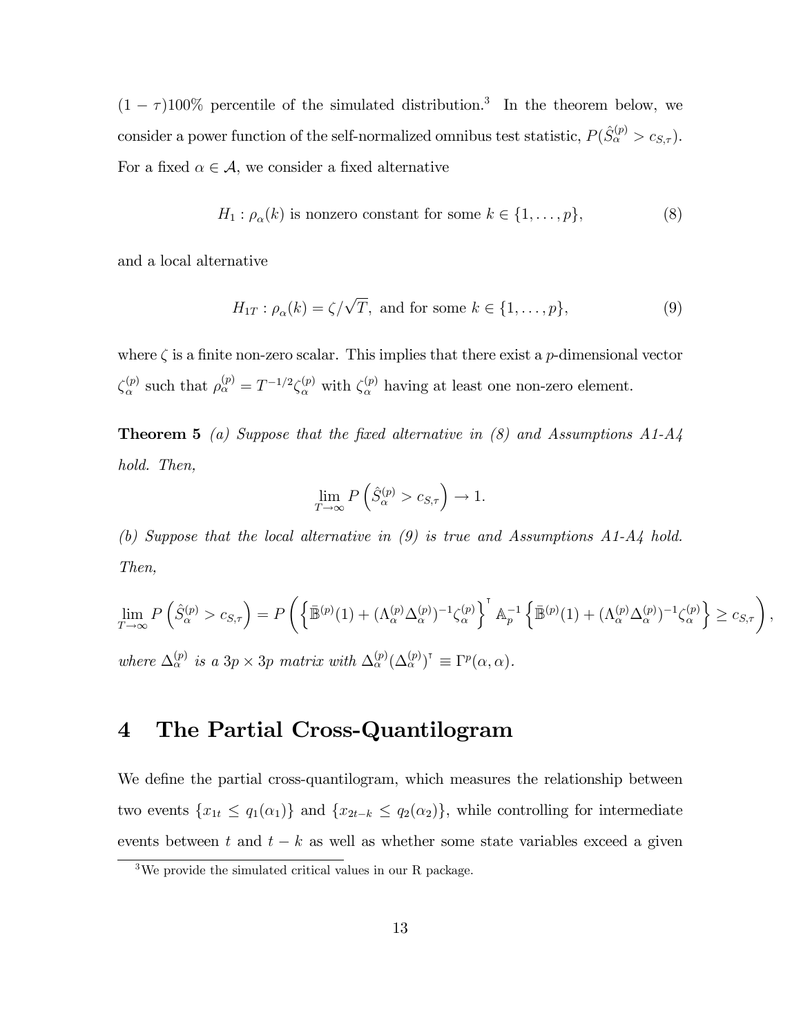$(1-\tau)100\%$ percentile of the simulated distribution.[3] In the theorem below, we consider a power function of the self-normalized omnibus test statistic, $P(\hat{S}_\alpha^{(p)} > c_{S,\tau})$. For a fixed $\alpha \in \mathcal{A}$, we consider a fixed alternative

$$H_1 : \rho_\alpha(k) \text{ is nonzero constant for some } k \in \{1, \ldots, p\}, \tag{8}$$

and a local alternative

$$H_{1T} : \rho_\alpha(k) = \zeta/\sqrt{T}, \text{ and for some } k \in \{1, \ldots, p\}, \tag{9}$$

where $\zeta$ is a finite non-zero scalar. This implies that there exist a $p$-dimensional vector $\zeta_\alpha^{(p)}$ such that $\rho_\alpha^{(p)} = T^{-1/2}\zeta_\alpha^{(p)}$ with $\zeta_\alpha^{(p)}$ having at least one non-zero element.

**Theorem 5** *(a) Suppose that the fixed alternative in (8) and Assumptions A1-A4 hold. Then,*

$$\lim_{T\to\infty} P\left(\hat{S}_\alpha^{(p)} > c_{S,\tau}\right) \to 1.$$

*(b) Suppose that the local alternative in (9) is true and Assumptions A1-A4 hold. Then,*

$$\lim_{T\to\infty} P\left(\hat{S}_\alpha^{(p)} > c_{S,\tau}\right) = P\left(\left\{\bar{\mathbb{B}}^{(p)}(1) + (\Lambda_\alpha^{(p)}\Delta_\alpha^{(p)})^{-1}\zeta_\alpha^{(p)}\right\}^\intercal \mathbb{A}_p^{-1}\left\{\bar{\mathbb{B}}^{(p)}(1) + (\Lambda_\alpha^{(p)}\Delta_\alpha^{(p)})^{-1}\zeta_\alpha^{(p)}\right\} \geq c_{S,\tau}\right),$$

*where $\Delta_\alpha^{(p)}$ is a $3p \times 3p$ matrix with $\Delta_\alpha^{(p)}(\Delta_\alpha^{(p)})^\intercal \equiv \Gamma^p(\alpha,\alpha)$.*

## 4 The Partial Cross-Quantilogram

We define the partial cross-quantilogram, which measures the relationship between two events $\{x_{1t} \leq q_1(\alpha_1)\}$ and $\{x_{2t-k} \leq q_2(\alpha_2)\}$, while controlling for intermediate events between $t$ and $t-k$ as well as whether some state variables exceed a given

[3] We provide the simulated critical values in our R package.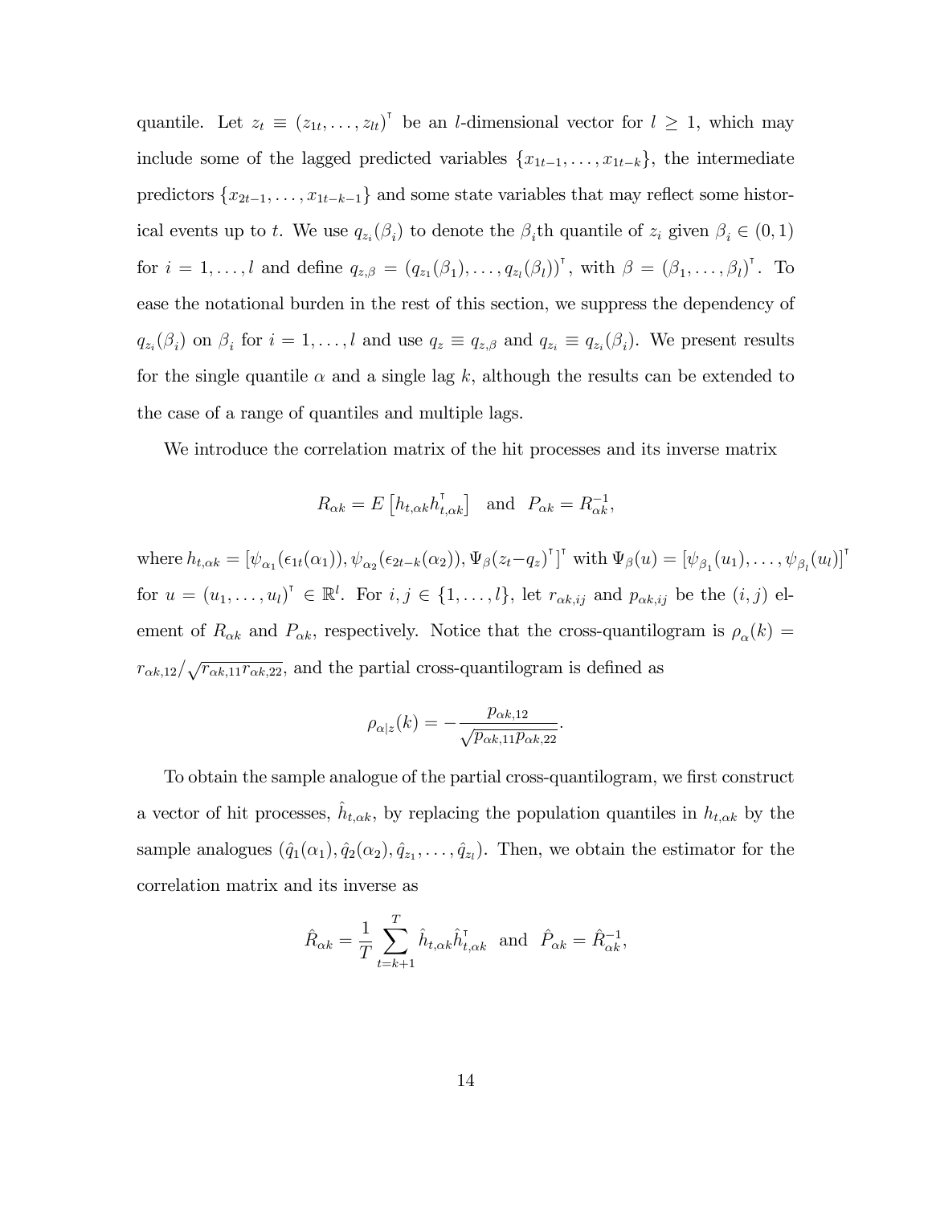quantile. Let $z_t \equiv (z_{1t}, \ldots, z_{lt})^\intercal$ be an $l$-dimensional vector for $l \geq 1$, which may include some of the lagged predicted variables $\{x_{1t-1}, \ldots, x_{1t-k}\}$, the intermediate predictors $\{x_{2t-1}, \ldots, x_{1t-k-1}\}$ and some state variables that may reflect some historical events up to $t$. We use $q_{z_i}(\beta_i)$ to denote the $\beta_i$th quantile of $z_i$ given $\beta_i \in (0,1)$ for $i = 1, \ldots, l$ and define $q_{z,\beta} = (q_{z_1}(\beta_1), \ldots, q_{z_l}(\beta_l))^\intercal$, with $\beta = (\beta_1, \ldots, \beta_l)^\intercal$. To ease the notational burden in the rest of this section, we suppress the dependency of $q_{z_i}(\beta_i)$ on $\beta_i$ for $i = 1, \ldots, l$ and use $q_z \equiv q_{z,\beta}$ and $q_{z_i} \equiv q_{z_i}(\beta_i)$. We present results for the single quantile $\alpha$ and a single lag $k$, although the results can be extended to the case of a range of quantiles and multiple lags.

We introduce the correlation matrix of the hit processes and its inverse matrix

$$R_{\alpha k} = E\left[h_{t,\alpha k} h_{t,\alpha k}^\intercal\right] \quad \text{and} \quad P_{\alpha k} = R_{\alpha k}^{-1},$$

where $h_{t,\alpha k} = [\psi_{\alpha_1}(\epsilon_{1t}(\alpha_1)), \psi_{\alpha_2}(\epsilon_{2t-k}(\alpha_2)), \Psi_\beta(z_t - q_z)^\intercal]^\intercal$ with $\Psi_\beta(u) = [\psi_{\beta_1}(u_1), \ldots, \psi_{\beta_l}(u_l)]^\intercal$ for $u = (u_1, \ldots, u_l)^\intercal \in \mathbb{R}^l$. For $i, j \in \{1, \ldots, l\}$, let $r_{\alpha k, ij}$ and $p_{\alpha k, ij}$ be the $(i,j)$ element of $R_{\alpha k}$ and $P_{\alpha k}$, respectively. Notice that the cross-quantilogram is $\rho_\alpha(k) = r_{\alpha k,12}/\sqrt{r_{\alpha k,11} r_{\alpha k,22}}$, and the partial cross-quantilogram is defined as

$$\rho_{\alpha|z}(k) = -\frac{p_{\alpha k,12}}{\sqrt{p_{\alpha k,11} p_{\alpha k,22}}}.$$

To obtain the sample analogue of the partial cross-quantilogram, we first construct a vector of hit processes, $\hat{h}_{t,\alpha k}$, by replacing the population quantiles in $h_{t,\alpha k}$ by the sample analogues $(\hat{q}_1(\alpha_1), \hat{q}_2(\alpha_2), \hat{q}_{z_1}, \ldots, \hat{q}_{z_l})$. Then, we obtain the estimator for the correlation matrix and its inverse as

$$\hat{R}_{\alpha k} = \frac{1}{T} \sum_{t=k+1}^{T} \hat{h}_{t,\alpha k} \hat{h}_{t,\alpha k}^\intercal \quad \text{and} \quad \hat{P}_{\alpha k} = \hat{R}_{\alpha k}^{-1},$$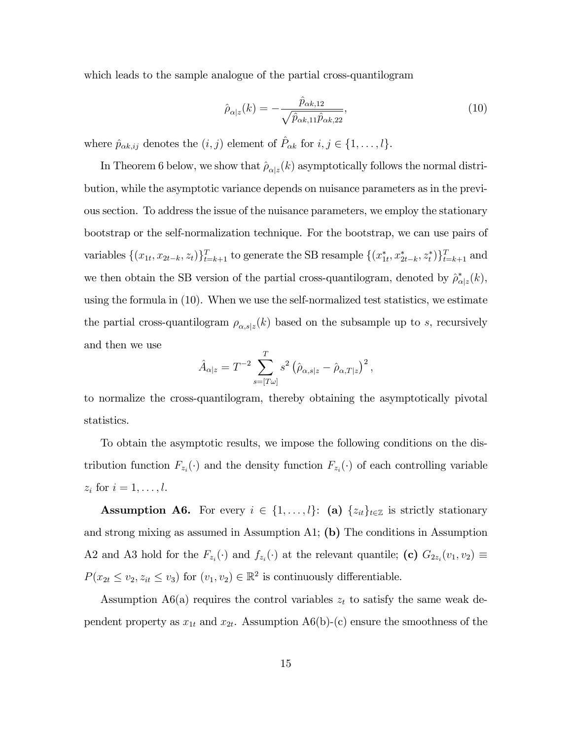which leads to the sample analogue of the partial cross-quantilogram

$$\hat{\rho}_{\alpha|z}(k) = -\frac{\hat{p}_{\alpha k,12}}{\sqrt{\hat{p}_{\alpha k,11}\hat{p}_{\alpha k,22}}}, \tag{10}$$

where $\hat{p}_{\alpha k,ij}$ denotes the $(i,j)$ element of $\hat{P}_{\alpha k}$ for $i,j \in \{1,\ldots,l\}$.

In Theorem 6 below, we show that $\hat{\rho}_{\alpha|z}(k)$ asymptotically follows the normal distribution, while the asymptotic variance depends on nuisance parameters as in the previous section. To address the issue of the nuisance parameters, we employ the stationary bootstrap or the self-normalization technique. For the bootstrap, we can use pairs of variables $\{(x_{1t}, x_{2t-k}, z_t)\}_{t=k+1}^{T}$ to generate the SB resample $\{(x_{1t}^{*}, x_{2t-k}^{*}, z_t^{*})\}_{t=k+1}^{T}$ and we then obtain the SB version of the partial cross-quantilogram, denoted by $\hat{\rho}^{*}_{\alpha|z}(k)$, using the formula in (10). When we use the self-normalized test statistics, we estimate the partial cross-quantilogram $\rho_{\alpha,s|z}(k)$ based on the subsample up to $s$, recursively and then we use

$$\hat{A}_{\alpha|z} = T^{-2}\sum_{s=[T\omega]}^{T} s^2\left(\hat{\rho}_{\alpha,s|z} - \hat{\rho}_{\alpha,T|z}\right)^2,$$

to normalize the cross-quantilogram, thereby obtaining the asymptotically pivotal statistics.

To obtain the asymptotic results, we impose the following conditions on the distribution function $F_{z_i}(\cdot)$ and the density function $F_{z_i}(\cdot)$ of each controlling variable $z_i$ for $i = 1,\ldots,l$.

**Assumption A6.** For every $i \in \{1,\ldots,l\}$: **(a)** $\{z_{it}\}_{t\in\mathbb{Z}}$ is strictly stationary and strong mixing as assumed in Assumption A1; **(b)** The conditions in Assumption A2 and A3 hold for the $F_{z_i}(\cdot)$ and $f_{z_i}(\cdot)$ at the relevant quantile; **(c)** $G_{2z_i}(v_1, v_2) \equiv P(x_{2t} \le v_2, z_{it} \le v_3)$ for $(v_1, v_2) \in \mathbb{R}^2$ is continuously differentiable.

Assumption A6(a) requires the control variables $z_t$ to satisfy the same weak dependent property as $x_{1t}$ and $x_{2t}$. Assumption A6(b)-(c) ensure the smoothness of the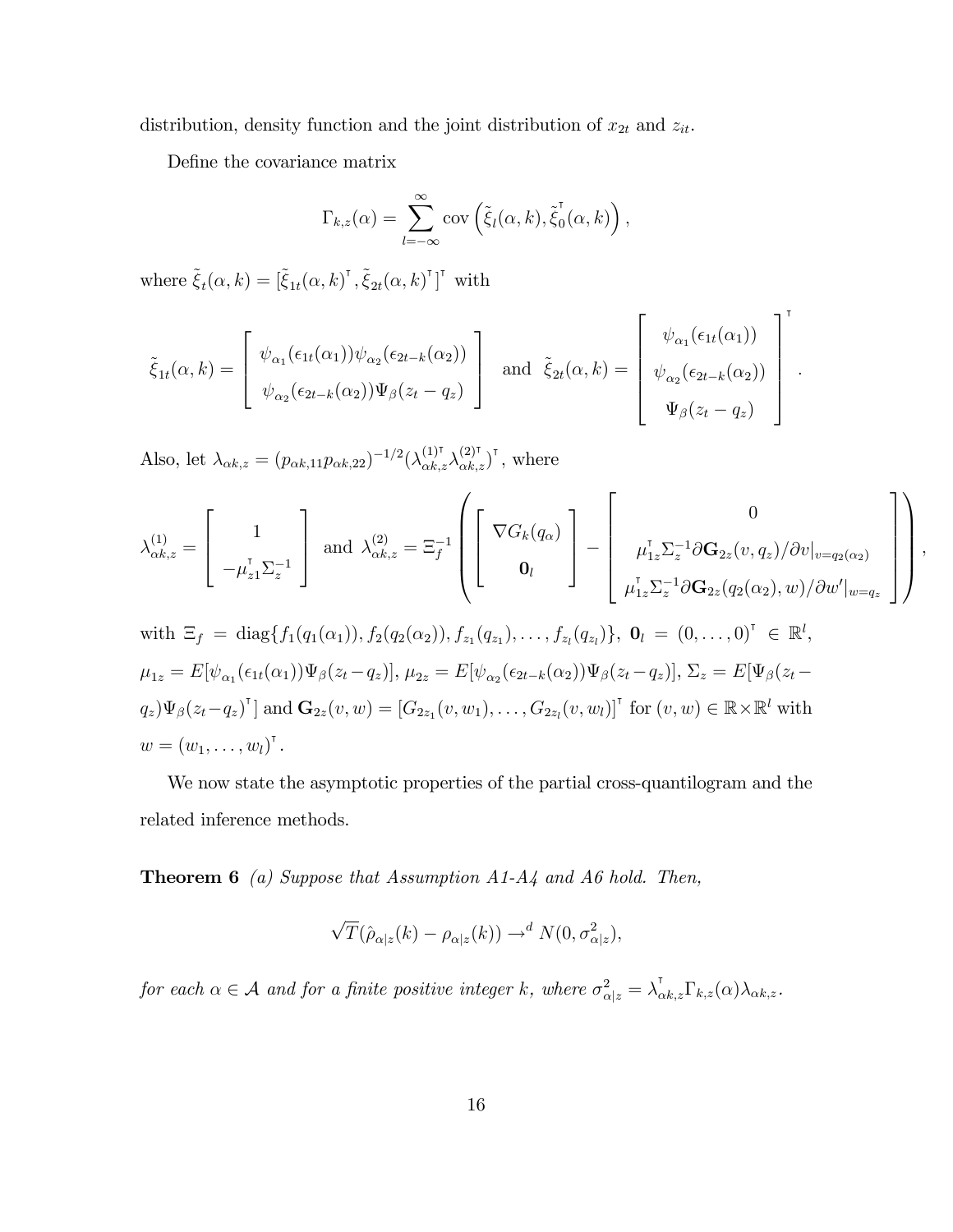distribution, density function and the joint distribution of $x_{2t}$ and $z_{it}$.

Define the covariance matrix

$$\Gamma_{k,z}(\alpha) = \sum_{l=-\infty}^{\infty} \text{cov}\left(\tilde{\xi}_l(\alpha,k), \tilde{\xi}_0^{\intercal}(\alpha,k)\right),$$

where $\tilde{\xi}_t(\alpha,k) = [\tilde{\xi}_{1t}(\alpha,k)^{\intercal}, \tilde{\xi}_{2t}(\alpha,k)^{\intercal}]^{\intercal}$ with

$$\tilde{\xi}_{1t}(\alpha,k) = \begin{bmatrix} \psi_{\alpha_1}(\epsilon_{1t}(\alpha_1))\psi_{\alpha_2}(\epsilon_{2t-k}(\alpha_2)) \\ \psi_{\alpha_2}(\epsilon_{2t-k}(\alpha_2))\Psi_{\beta}(z_t - q_z) \end{bmatrix} \text{ and } \tilde{\xi}_{2t}(\alpha,k) = \begin{bmatrix} \psi_{\alpha_1}(\epsilon_{1t}(\alpha_1)) \\ \psi_{\alpha_2}(\epsilon_{2t-k}(\alpha_2)) \\ \Psi_{\beta}(z_t - q_z) \end{bmatrix}^{\intercal}.$$

Also, let $\lambda_{\alpha k,z} = (p_{\alpha k,11}p_{\alpha k,22})^{-1/2}(\lambda_{\alpha k,z}^{(1)\intercal}\lambda_{\alpha k,z}^{(2)\intercal})^{\intercal}$, where

$$\lambda_{\alpha k,z}^{(1)} = \begin{bmatrix} 1 \\ -\mu_{z1}^{\intercal}\Sigma_z^{-1} \end{bmatrix} \text{ and } \lambda_{\alpha k,z}^{(2)} = \Xi_f^{-1}\left( \begin{bmatrix} \nabla G_k(q_\alpha) \\ \mathbf{0}_l \end{bmatrix} - \begin{bmatrix} 0 \\ \mu_{1z}^{\intercal}\Sigma_z^{-1}\partial \mathbf{G}_{2z}(v,q_z)/\partial v|_{v=q_2(\alpha_2)} \\ \mu_{1z}^{\intercal}\Sigma_z^{-1}\partial \mathbf{G}_{2z}(q_2(\alpha_2),w)/\partial w'|_{w=q_z} \end{bmatrix} \right),$$

with $\Xi_f = \text{diag}\{f_1(q_1(\alpha_1)), f_2(q_2(\alpha_2)), f_{z_1}(q_{z_1}), \ldots, f_{z_l}(q_{z_l})\}$, $\mathbf{0}_l = (0,\ldots,0)^{\intercal} \in \mathbb{R}^l$, $\mu_{1z} = E[\psi_{\alpha_1}(\epsilon_{1t}(\alpha_1))\Psi_\beta(z_t - q_z)]$, $\mu_{2z} = E[\psi_{\alpha_2}(\epsilon_{2t-k}(\alpha_2))\Psi_\beta(z_t - q_z)]$, $\Sigma_z = E[\Psi_\beta(z_t - q_z)\Psi_\beta(z_t - q_z)^{\intercal}]$ and $\mathbf{G}_{2z}(v,w) = [G_{2z_1}(v,w_1),\ldots,G_{2z_l}(v,w_l)]^{\intercal}$ for $(v,w) \in \mathbb{R}\times\mathbb{R}^l$ with $w = (w_1,\ldots,w_l)^{\intercal}$.

We now state the asymptotic properties of the partial cross-quantilogram and the related inference methods.

**Theorem 6** *(a) Suppose that Assumption A1-A4 and A6 hold. Then,*

$$\sqrt{T}(\hat{\rho}_{\alpha|z}(k) - \rho_{\alpha|z}(k)) \to^d N(0, \sigma_{\alpha|z}^2),$$

*for each $\alpha \in \mathcal{A}$ and for a finite positive integer $k$, where $\sigma_{\alpha|z}^2 = \lambda_{\alpha k,z}^{\intercal}\Gamma_{k,z}(\alpha)\lambda_{\alpha k,z}$.*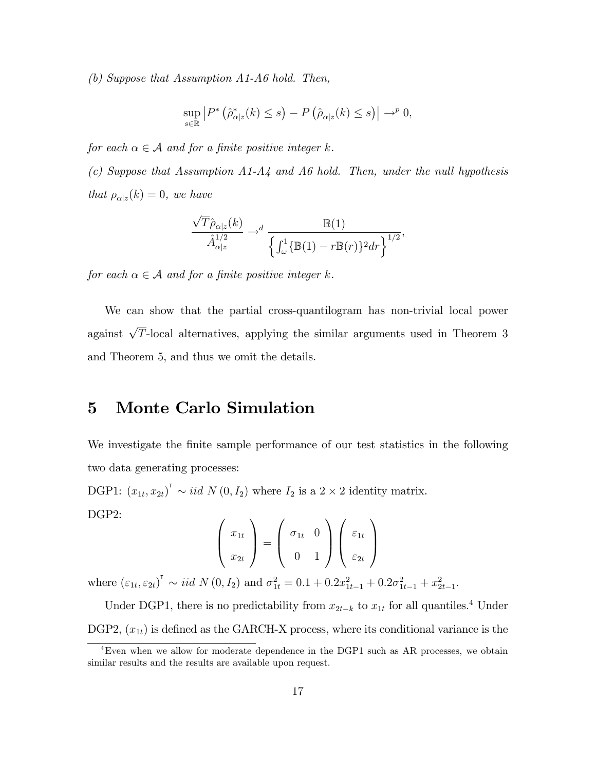*(b) Suppose that Assumption A1-A6 hold. Then,*

$$\sup_{s\in\mathbb{R}} \left| P^* \left( \hat{\rho}^*_{\alpha|z}(k) \le s \right) - P\left( \hat{\rho}_{\alpha|z}(k) \le s \right) \right| \to^p 0,$$

*for each $\alpha \in \mathcal{A}$ and for a finite positive integer $k$.*

*(c) Suppose that Assumption A1-A4 and A6 hold. Then, under the null hypothesis that $\rho_{\alpha|z}(k) = 0$, we have*

$$\frac{\sqrt{T}\hat{\rho}_{\alpha|z}(k)}{\hat{A}^{1/2}_{\alpha|z}} \to^d \frac{\mathbb{B}(1)}{\left\{ \int_\omega^1 \{\mathbb{B}(1) - r\mathbb{B}(r)\}^2 dr \right\}^{1/2}},$$

*for each $\alpha \in \mathcal{A}$ and for a finite positive integer $k$.*

We can show that the partial cross-quantilogram has non-trivial local power against $\sqrt{T}$-local alternatives, applying the similar arguments used in Theorem 3 and Theorem 5, and thus we omit the details.

# 5 Monte Carlo Simulation

We investigate the finite sample performance of our test statistics in the following two data generating processes:

DGP1: $(x_{1t}, x_{2t})^\intercal \sim iid\ N(0, I_2)$ where $I_2$ is a $2 \times 2$ identity matrix.

DGP2:

$$\begin{pmatrix} x_{1t} \\ x_{2t} \end{pmatrix} = \begin{pmatrix} \sigma_{1t} & 0 \\ 0 & 1 \end{pmatrix} \begin{pmatrix} \varepsilon_{1t} \\ \varepsilon_{2t} \end{pmatrix}$$

where $(\varepsilon_{1t}, \varepsilon_{2t})^\intercal \sim iid\ N(0, I_2)$ and $\sigma^2_{1t} = 0.1 + 0.2x^2_{1t-1} + 0.2\sigma^2_{1t-1} + x^2_{2t-1}$.

Under DGP1, there is no predictability from $x_{2t-k}$ to $x_{1t}$ for all quantiles.[4] Under DGP2, $(x_{1t})$ is defined as the GARCH-X process, where its conditional variance is the

[4] Even when we allow for moderate dependence in the DGP1 such as AR processes, we obtain similar results and the results are available upon request.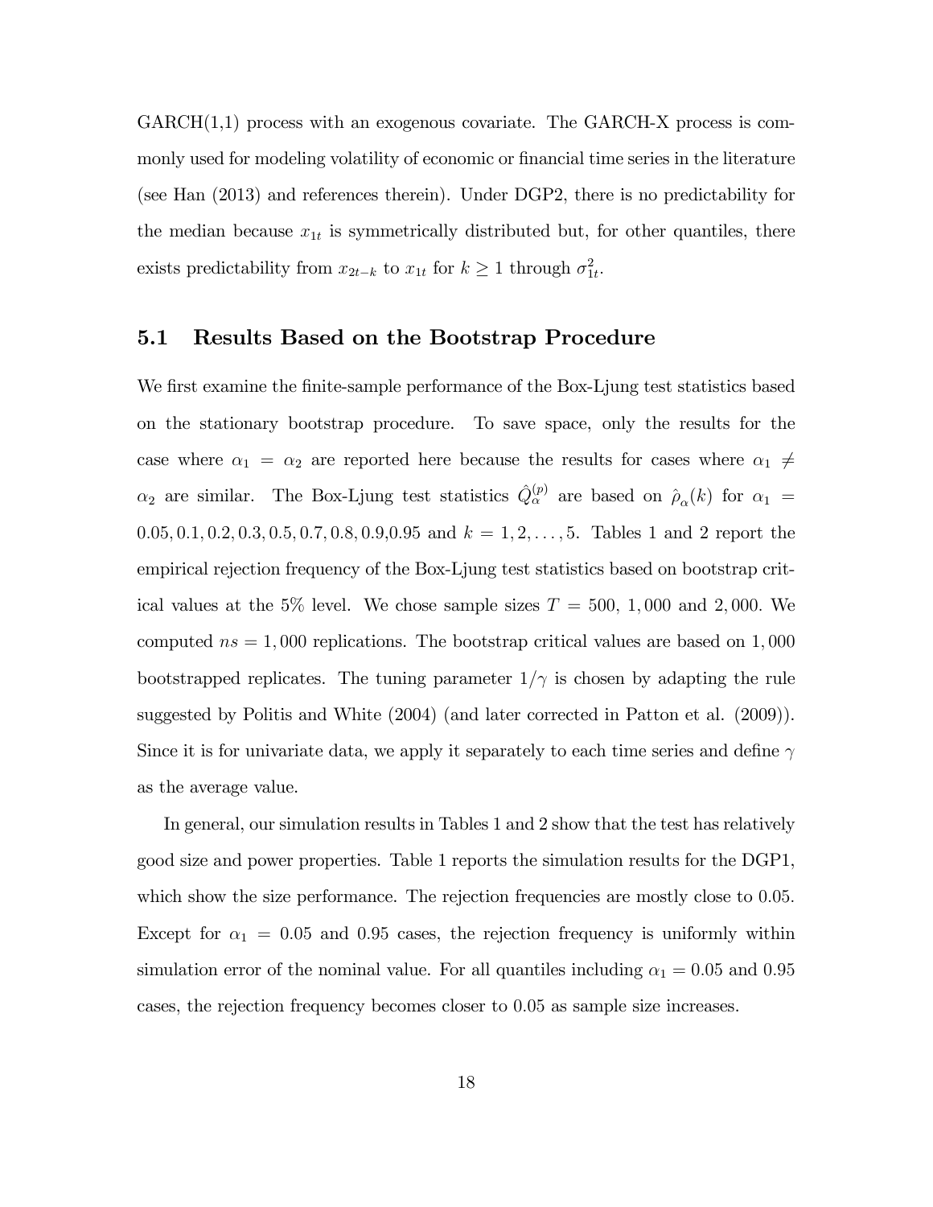GARCH(1,1) process with an exogenous covariate. The GARCH-X process is commonly used for modeling volatility of economic or financial time series in the literature (see Han (2013) and references therein). Under DGP2, there is no predictability for the median because $x_{1t}$ is symmetrically distributed but, for other quantiles, there exists predictability from $x_{2t-k}$ to $x_{1t}$ for $k \geq 1$ through $\sigma_{1t}^2$.

## 5.1 Results Based on the Bootstrap Procedure

We first examine the finite-sample performance of the Box-Ljung test statistics based on the stationary bootstrap procedure. To save space, only the results for the case where $\alpha_1 = \alpha_2$ are reported here because the results for cases where $\alpha_1 \neq \alpha_2$ are similar. The Box-Ljung test statistics $\hat{Q}_{\alpha}^{(p)}$ are based on $\hat{\rho}_{\alpha}(k)$ for $\alpha_1 = 0.05, 0.1, 0.2, 0.3, 0.5, 0.7, 0.8, 0.9, 0.95$ and $k = 1, 2, \ldots, 5$. Tables 1 and 2 report the empirical rejection frequency of the Box-Ljung test statistics based on bootstrap critical values at the 5% level. We chose sample sizes $T = 500$, $1,000$ and $2,000$. We computed $ns = 1,000$ replications. The bootstrap critical values are based on $1,000$ bootstrapped replicates. The tuning parameter $1/\gamma$ is chosen by adapting the rule suggested by Politis and White (2004) (and later corrected in Patton et al. (2009)). Since it is for univariate data, we apply it separately to each time series and define $\gamma$ as the average value.

In general, our simulation results in Tables 1 and 2 show that the test has relatively good size and power properties. Table 1 reports the simulation results for the DGP1, which show the size performance. The rejection frequencies are mostly close to 0.05. Except for $\alpha_1 = 0.05$ and 0.95 cases, the rejection frequency is uniformly within simulation error of the nominal value. For all quantiles including $\alpha_1 = 0.05$ and 0.95 cases, the rejection frequency becomes closer to 0.05 as sample size increases.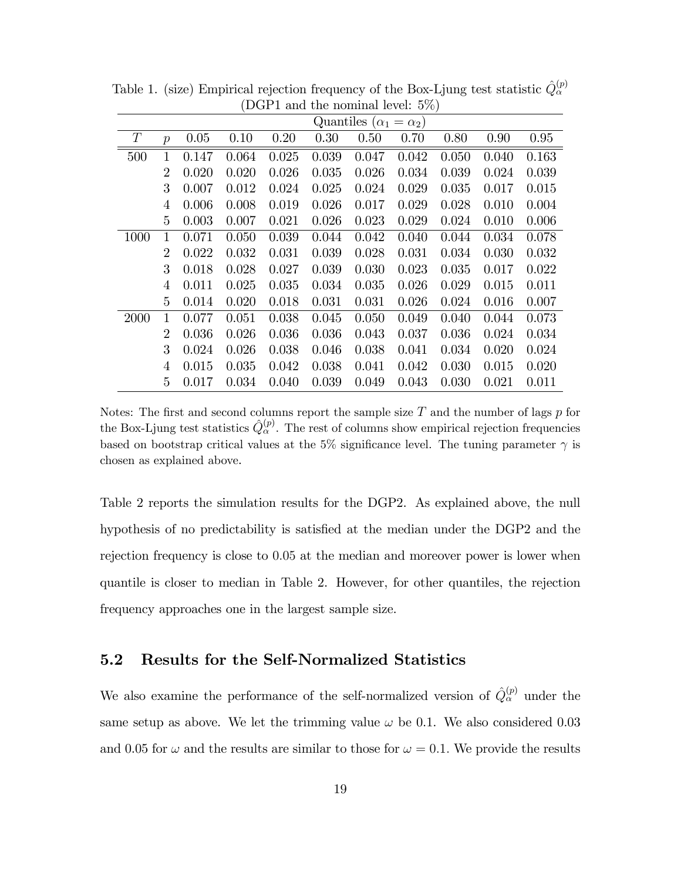Table 1. (size) Empirical rejection frequency of the Box-Ljung test statistic $\hat{Q}_{\alpha}^{(p)}$ (DGP1 and the nominal level: 5%)

| | | Quantiles ($\alpha_1 = \alpha_2$) | | | | | | | | |
|---|---|---|---|---|---|---|---|---|---|---|
| $T$ | $p$ | 0.05 | 0.10 | 0.20 | 0.30 | 0.50 | 0.70 | 0.80 | 0.90 | 0.95 |
| 500 | 1 | 0.147 | 0.064 | 0.025 | 0.039 | 0.047 | 0.042 | 0.050 | 0.040 | 0.163 |
| | 2 | 0.020 | 0.020 | 0.026 | 0.035 | 0.026 | 0.034 | 0.039 | 0.024 | 0.039 |
| | 3 | 0.007 | 0.012 | 0.024 | 0.025 | 0.024 | 0.029 | 0.035 | 0.017 | 0.015 |
| | 4 | 0.006 | 0.008 | 0.019 | 0.026 | 0.017 | 0.029 | 0.028 | 0.010 | 0.004 |
| | 5 | 0.003 | 0.007 | 0.021 | 0.026 | 0.023 | 0.029 | 0.024 | 0.010 | 0.006 |
| 1000 | 1 | 0.071 | 0.050 | 0.039 | 0.044 | 0.042 | 0.040 | 0.044 | 0.034 | 0.078 |
| | 2 | 0.022 | 0.032 | 0.031 | 0.039 | 0.028 | 0.031 | 0.034 | 0.030 | 0.032 |
| | 3 | 0.018 | 0.028 | 0.027 | 0.039 | 0.030 | 0.023 | 0.035 | 0.017 | 0.022 |
| | 4 | 0.011 | 0.025 | 0.035 | 0.034 | 0.035 | 0.026 | 0.029 | 0.015 | 0.011 |
| | 5 | 0.014 | 0.020 | 0.018 | 0.031 | 0.031 | 0.026 | 0.024 | 0.016 | 0.007 |
| 2000 | 1 | 0.077 | 0.051 | 0.038 | 0.045 | 0.050 | 0.049 | 0.040 | 0.044 | 0.073 |
| | 2 | 0.036 | 0.026 | 0.036 | 0.036 | 0.043 | 0.037 | 0.036 | 0.024 | 0.034 |
| | 3 | 0.024 | 0.026 | 0.038 | 0.046 | 0.038 | 0.041 | 0.034 | 0.020 | 0.024 |
| | 4 | 0.015 | 0.035 | 0.042 | 0.038 | 0.041 | 0.042 | 0.030 | 0.015 | 0.020 |
| | 5 | 0.017 | 0.034 | 0.040 | 0.039 | 0.049 | 0.043 | 0.030 | 0.021 | 0.011 |

Notes: The first and second columns report the sample size $T$ and the number of lags $p$ for the Box-Ljung test statistics $\hat{Q}_{\alpha}^{(p)}$. The rest of columns show empirical rejection frequencies based on bootstrap critical values at the 5% significance level. The tuning parameter $\gamma$ is chosen as explained above.

Table 2 reports the simulation results for the DGP2. As explained above, the null hypothesis of no predictability is satisfied at the median under the DGP2 and the rejection frequency is close to 0.05 at the median and moreover power is lower when quantile is closer to median in Table 2. However, for other quantiles, the rejection frequency approaches one in the largest sample size.

## 5.2 Results for the Self-Normalized Statistics

We also examine the performance of the self-normalized version of $\hat{Q}_{\alpha}^{(p)}$ under the same setup as above. We let the trimming value $\omega$ be 0.1. We also considered 0.03 and 0.05 for $\omega$ and the results are similar to those for $\omega = 0.1$. We provide the results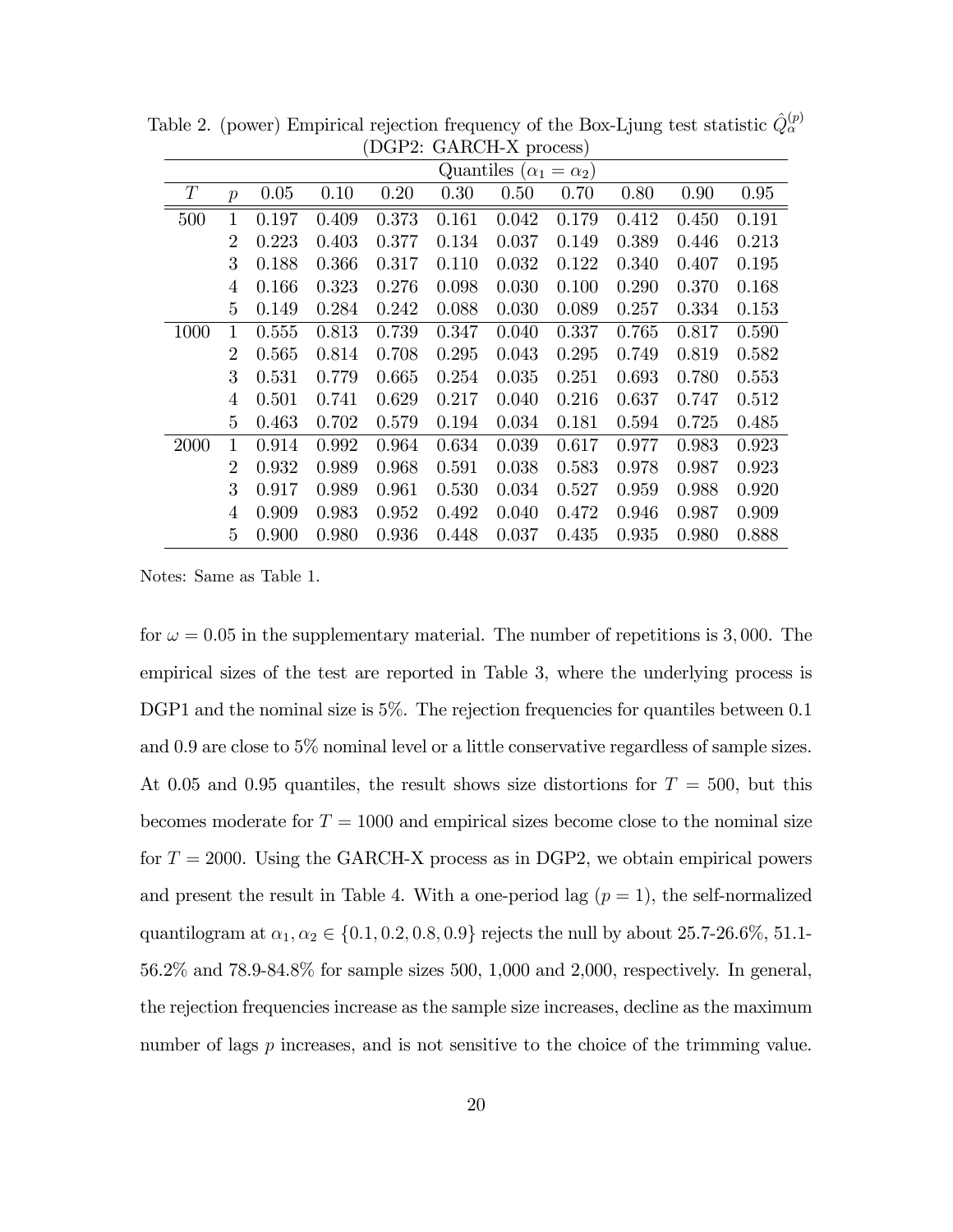Table 2. (power) Empirical rejection frequency of the Box-Ljung test statistic $\hat{Q}_{\alpha}^{(p)}$ (DGP2: GARCH-X process)

| | | Quantiles ($\alpha_1 = \alpha_2$) | | | | | | | | |
|---|---|---|---|---|---|---|---|---|---|---|
| $T$ | $p$ | 0.05 | 0.10 | 0.20 | 0.30 | 0.50 | 0.70 | 0.80 | 0.90 | 0.95 |
| 500 | 1 | 0.197 | 0.409 | 0.373 | 0.161 | 0.042 | 0.179 | 0.412 | 0.450 | 0.191 |
| | 2 | 0.223 | 0.403 | 0.377 | 0.134 | 0.037 | 0.149 | 0.389 | 0.446 | 0.213 |
| | 3 | 0.188 | 0.366 | 0.317 | 0.110 | 0.032 | 0.122 | 0.340 | 0.407 | 0.195 |
| | 4 | 0.166 | 0.323 | 0.276 | 0.098 | 0.030 | 0.100 | 0.290 | 0.370 | 0.168 |
| | 5 | 0.149 | 0.284 | 0.242 | 0.088 | 0.030 | 0.089 | 0.257 | 0.334 | 0.153 |
| 1000 | 1 | 0.555 | 0.813 | 0.739 | 0.347 | 0.040 | 0.337 | 0.765 | 0.817 | 0.590 |
| | 2 | 0.565 | 0.814 | 0.708 | 0.295 | 0.043 | 0.295 | 0.749 | 0.819 | 0.582 |
| | 3 | 0.531 | 0.779 | 0.665 | 0.254 | 0.035 | 0.251 | 0.693 | 0.780 | 0.553 |
| | 4 | 0.501 | 0.741 | 0.629 | 0.217 | 0.040 | 0.216 | 0.637 | 0.747 | 0.512 |
| | 5 | 0.463 | 0.702 | 0.579 | 0.194 | 0.034 | 0.181 | 0.594 | 0.725 | 0.485 |
| 2000 | 1 | 0.914 | 0.992 | 0.964 | 0.634 | 0.039 | 0.617 | 0.977 | 0.983 | 0.923 |
| | 2 | 0.932 | 0.989 | 0.968 | 0.591 | 0.038 | 0.583 | 0.978 | 0.987 | 0.923 |
| | 3 | 0.917 | 0.989 | 0.961 | 0.530 | 0.034 | 0.527 | 0.959 | 0.988 | 0.920 |
| | 4 | 0.909 | 0.983 | 0.952 | 0.492 | 0.040 | 0.472 | 0.946 | 0.987 | 0.909 |
| | 5 | 0.900 | 0.980 | 0.936 | 0.448 | 0.037 | 0.435 | 0.935 | 0.980 | 0.888 |

Notes: Same as Table 1.

for $\omega = 0.05$ in the supplementary material. The number of repetitions is 3,000. The empirical sizes of the test are reported in Table 3, where the underlying process is DGP1 and the nominal size is 5%. The rejection frequencies for quantiles between 0.1 and 0.9 are close to 5% nominal level or a little conservative regardless of sample sizes. At 0.05 and 0.95 quantiles, the result shows size distortions for $T = 500$, but this becomes moderate for $T = 1000$ and empirical sizes become close to the nominal size for $T = 2000$. Using the GARCH-X process as in DGP2, we obtain empirical powers and present the result in Table 4. With a one-period lag ($p = 1$), the self-normalized quantilogram at $\alpha_1, \alpha_2 \in \{0.1, 0.2, 0.8, 0.9\}$ rejects the null by about 25.7-26.6%, 51.1-56.2% and 78.9-84.8% for sample sizes 500, 1,000 and 2,000, respectively. In general, the rejection frequencies increase as the sample size increases, decline as the maximum number of lags $p$ increases, and is not sensitive to the choice of the trimming value.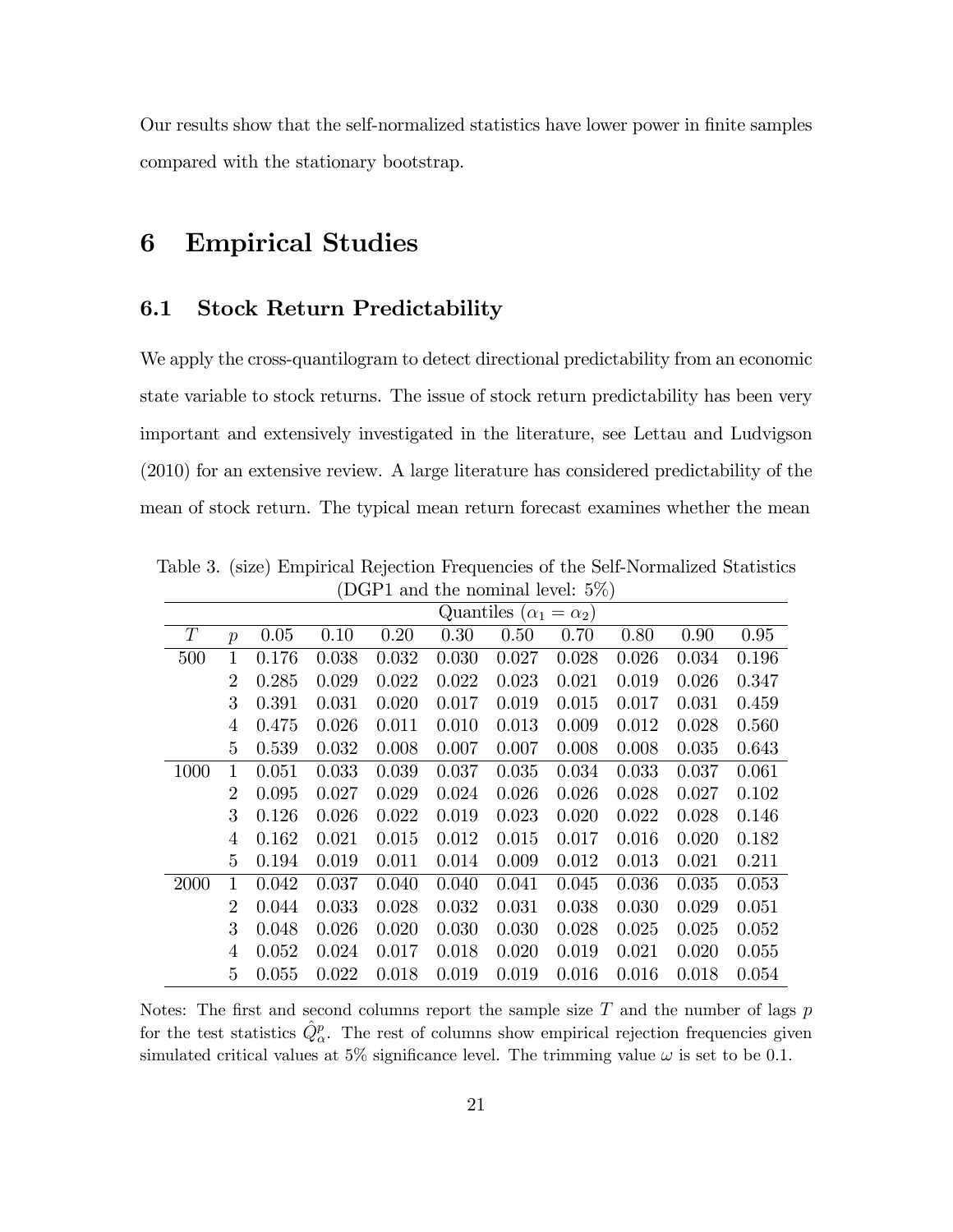Our results show that the self-normalized statistics have lower power in finite samples compared with the stationary bootstrap.

# 6 Empirical Studies

## 6.1 Stock Return Predictability

We apply the cross-quantilogram to detect directional predictability from an economic state variable to stock returns. The issue of stock return predictability has been very important and extensively investigated in the literature, see Lettau and Ludvigson (2010) for an extensive review. A large literature has considered predictability of the mean of stock return. The typical mean return forecast examines whether the mean

Table 3. (size) Empirical Rejection Frequencies of the Self-Normalized Statistics (DGP1 and the nominal level: 5%)

| | | Quantiles ($\alpha_1 = \alpha_2$) | | | | | | | | |
|---|---|---|---|---|---|---|---|---|---|---|
| $T$ | $p$ | 0.05 | 0.10 | 0.20 | 0.30 | 0.50 | 0.70 | 0.80 | 0.90 | 0.95 |
| 500 | 1 | 0.176 | 0.038 | 0.032 | 0.030 | 0.027 | 0.028 | 0.026 | 0.034 | 0.196 |
| | 2 | 0.285 | 0.029 | 0.022 | 0.022 | 0.023 | 0.021 | 0.019 | 0.026 | 0.347 |
| | 3 | 0.391 | 0.031 | 0.020 | 0.017 | 0.019 | 0.015 | 0.017 | 0.031 | 0.459 |
| | 4 | 0.475 | 0.026 | 0.011 | 0.010 | 0.013 | 0.009 | 0.012 | 0.028 | 0.560 |
| | 5 | 0.539 | 0.032 | 0.008 | 0.007 | 0.007 | 0.008 | 0.008 | 0.035 | 0.643 |
| 1000 | 1 | 0.051 | 0.033 | 0.039 | 0.037 | 0.035 | 0.034 | 0.033 | 0.037 | 0.061 |
| | 2 | 0.095 | 0.027 | 0.029 | 0.024 | 0.026 | 0.026 | 0.028 | 0.027 | 0.102 |
| | 3 | 0.126 | 0.026 | 0.022 | 0.019 | 0.023 | 0.020 | 0.022 | 0.028 | 0.146 |
| | 4 | 0.162 | 0.021 | 0.015 | 0.012 | 0.015 | 0.017 | 0.016 | 0.020 | 0.182 |
| | 5 | 0.194 | 0.019 | 0.011 | 0.014 | 0.009 | 0.012 | 0.013 | 0.021 | 0.211 |
| 2000 | 1 | 0.042 | 0.037 | 0.040 | 0.040 | 0.041 | 0.045 | 0.036 | 0.035 | 0.053 |
| | 2 | 0.044 | 0.033 | 0.028 | 0.032 | 0.031 | 0.038 | 0.030 | 0.029 | 0.051 |
| | 3 | 0.048 | 0.026 | 0.020 | 0.030 | 0.030 | 0.028 | 0.025 | 0.025 | 0.052 |
| | 4 | 0.052 | 0.024 | 0.017 | 0.018 | 0.020 | 0.019 | 0.021 | 0.020 | 0.055 |
| | 5 | 0.055 | 0.022 | 0.018 | 0.019 | 0.019 | 0.016 | 0.016 | 0.018 | 0.054 |

Notes: The first and second columns report the sample size $T$ and the number of lags $p$ for the test statistics $\hat{Q}^p_\alpha$. The rest of columns show empirical rejection frequencies given simulated critical values at 5% significance level. The trimming value $\omega$ is set to be 0.1.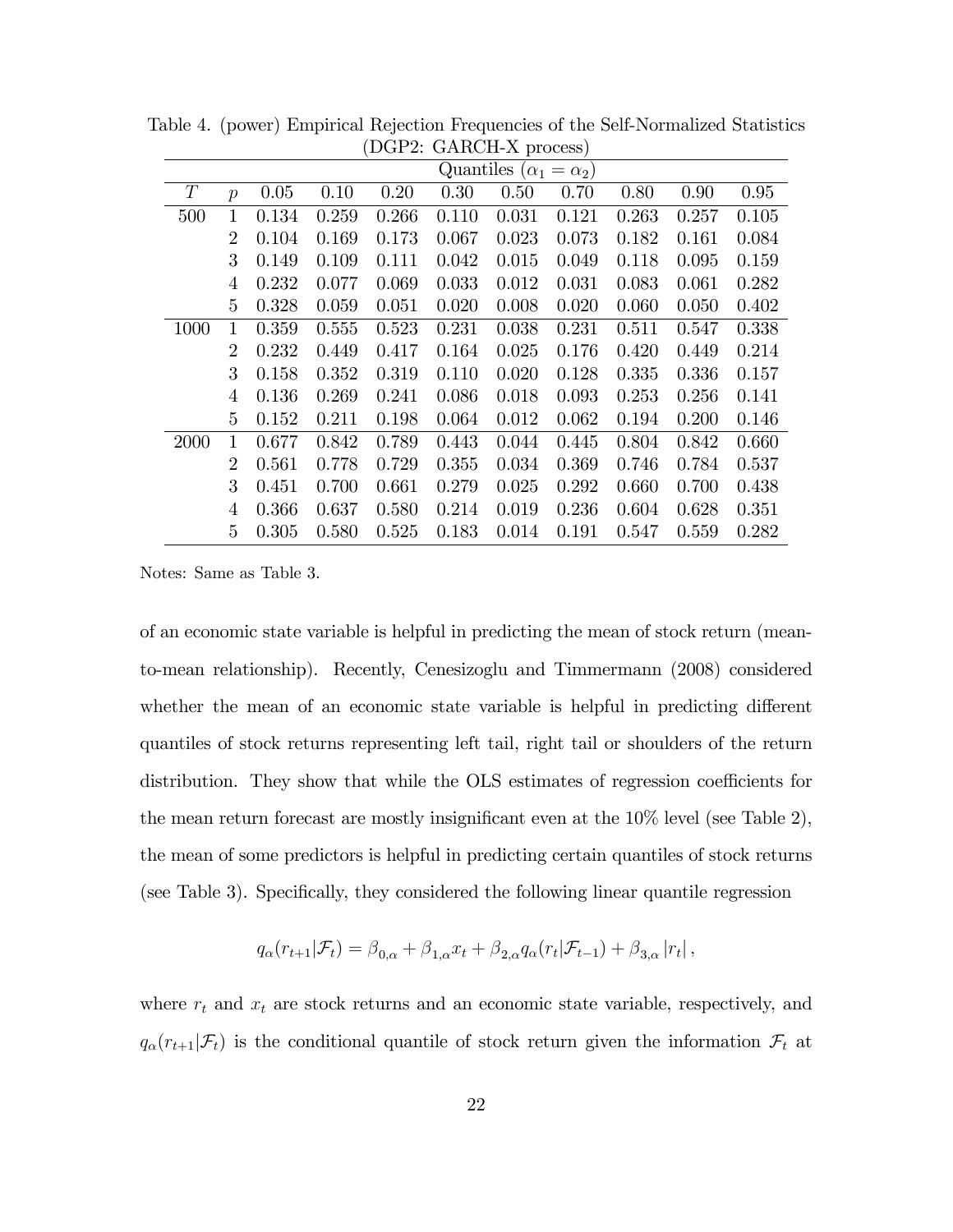Table 4. (power) Empirical Rejection Frequencies of the Self-Normalized Statistics (DGP2: GARCH-X process)

| | | Quantiles ($\alpha_1 = \alpha_2$) | | | | | | | | |
|---|---|---|---|---|---|---|---|---|---|---|
| $T$ | $p$ | 0.05 | 0.10 | 0.20 | 0.30 | 0.50 | 0.70 | 0.80 | 0.90 | 0.95 |
| 500 | 1 | 0.134 | 0.259 | 0.266 | 0.110 | 0.031 | 0.121 | 0.263 | 0.257 | 0.105 |
| | 2 | 0.104 | 0.169 | 0.173 | 0.067 | 0.023 | 0.073 | 0.182 | 0.161 | 0.084 |
| | 3 | 0.149 | 0.109 | 0.111 | 0.042 | 0.015 | 0.049 | 0.118 | 0.095 | 0.159 |
| | 4 | 0.232 | 0.077 | 0.069 | 0.033 | 0.012 | 0.031 | 0.083 | 0.061 | 0.282 |
| | 5 | 0.328 | 0.059 | 0.051 | 0.020 | 0.008 | 0.020 | 0.060 | 0.050 | 0.402 |
| 1000 | 1 | 0.359 | 0.555 | 0.523 | 0.231 | 0.038 | 0.231 | 0.511 | 0.547 | 0.338 |
| | 2 | 0.232 | 0.449 | 0.417 | 0.164 | 0.025 | 0.176 | 0.420 | 0.449 | 0.214 |
| | 3 | 0.158 | 0.352 | 0.319 | 0.110 | 0.020 | 0.128 | 0.335 | 0.336 | 0.157 |
| | 4 | 0.136 | 0.269 | 0.241 | 0.086 | 0.018 | 0.093 | 0.253 | 0.256 | 0.141 |
| | 5 | 0.152 | 0.211 | 0.198 | 0.064 | 0.012 | 0.062 | 0.194 | 0.200 | 0.146 |
| 2000 | 1 | 0.677 | 0.842 | 0.789 | 0.443 | 0.044 | 0.445 | 0.804 | 0.842 | 0.660 |
| | 2 | 0.561 | 0.778 | 0.729 | 0.355 | 0.034 | 0.369 | 0.746 | 0.784 | 0.537 |
| | 3 | 0.451 | 0.700 | 0.661 | 0.279 | 0.025 | 0.292 | 0.660 | 0.700 | 0.438 |
| | 4 | 0.366 | 0.637 | 0.580 | 0.214 | 0.019 | 0.236 | 0.604 | 0.628 | 0.351 |
| | 5 | 0.305 | 0.580 | 0.525 | 0.183 | 0.014 | 0.191 | 0.547 | 0.559 | 0.282 |

Notes: Same as Table 3.

of an economic state variable is helpful in predicting the mean of stock return (mean-to-mean relationship). Recently, Cenesizoglu and Timmermann (2008) considered whether the mean of an economic state variable is helpful in predicting different quantiles of stock returns representing left tail, right tail or shoulders of the return distribution. They show that while the OLS estimates of regression coefficients for the mean return forecast are mostly insignificant even at the 10% level (see Table 2), the mean of some predictors is helpful in predicting certain quantiles of stock returns (see Table 3). Specifically, they considered the following linear quantile regression

$$q_\alpha(r_{t+1}|\mathcal{F}_t) = \beta_{0,\alpha} + \beta_{1,\alpha} x_t + \beta_{2,\alpha} q_\alpha(r_t|\mathcal{F}_{t-1}) + \beta_{3,\alpha} |r_t| \,,$$

where $r_t$ and $x_t$ are stock returns and an economic state variable, respectively, and $q_\alpha(r_{t+1}|\mathcal{F}_t)$ is the conditional quantile of stock return given the information $\mathcal{F}_t$ at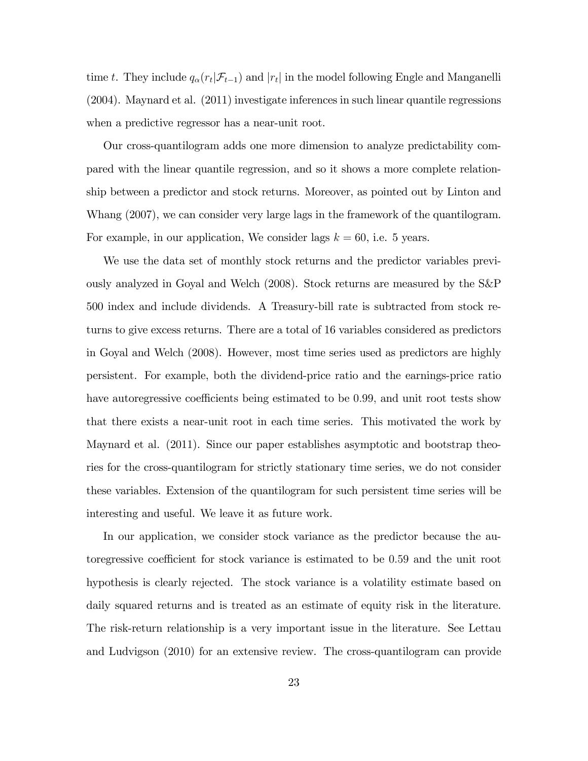time $t$. They include $q_{\alpha}(r_t|\mathcal{F}_{t-1})$ and $|r_t|$ in the model following Engle and Manganelli (2004). Maynard et al. (2011) investigate inferences in such linear quantile regressions when a predictive regressor has a near-unit root.

Our cross-quantilogram adds one more dimension to analyze predictability compared with the linear quantile regression, and so it shows a more complete relationship between a predictor and stock returns. Moreover, as pointed out by Linton and Whang (2007), we can consider very large lags in the framework of the quantilogram. For example, in our application, We consider lags $k = 60$, i.e. 5 years.

We use the data set of monthly stock returns and the predictor variables previously analyzed in Goyal and Welch (2008). Stock returns are measured by the S&P 500 index and include dividends. A Treasury-bill rate is subtracted from stock returns to give excess returns. There are a total of 16 variables considered as predictors in Goyal and Welch (2008). However, most time series used as predictors are highly persistent. For example, both the dividend-price ratio and the earnings-price ratio have autoregressive coefficients being estimated to be 0.99, and unit root tests show that there exists a near-unit root in each time series. This motivated the work by Maynard et al. (2011). Since our paper establishes asymptotic and bootstrap theories for the cross-quantilogram for strictly stationary time series, we do not consider these variables. Extension of the quantilogram for such persistent time series will be interesting and useful. We leave it as future work.

In our application, we consider stock variance as the predictor because the autoregressive coefficient for stock variance is estimated to be 0.59 and the unit root hypothesis is clearly rejected. The stock variance is a volatility estimate based on daily squared returns and is treated as an estimate of equity risk in the literature. The risk-return relationship is a very important issue in the literature. See Lettau and Ludvigson (2010) for an extensive review. The cross-quantilogram can provide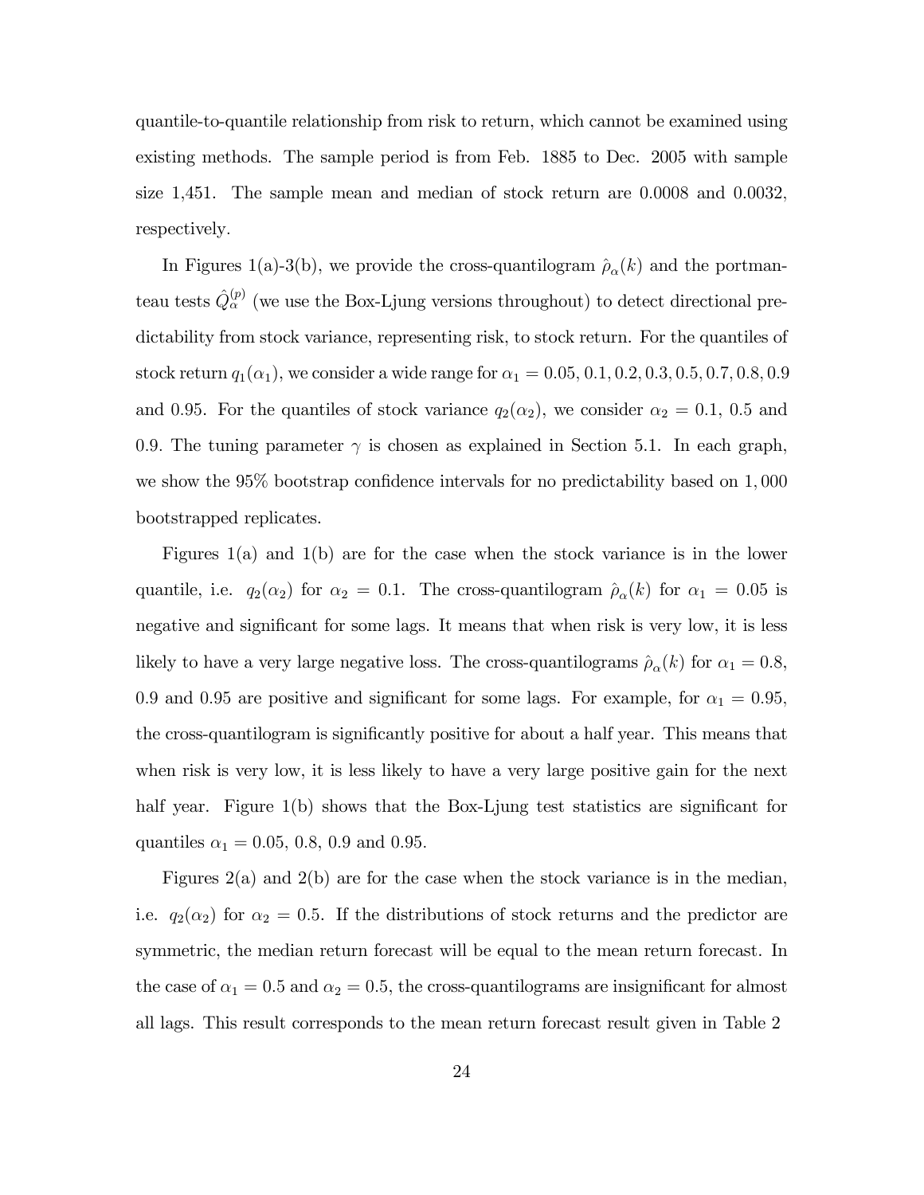quantile-to-quantile relationship from risk to return, which cannot be examined using existing methods. The sample period is from Feb. 1885 to Dec. 2005 with sample size 1,451. The sample mean and median of stock return are 0.0008 and 0.0032, respectively.

In Figures 1(a)-3(b), we provide the cross-quantilogram $\hat{\rho}_\alpha(k)$ and the portmanteau tests $\hat{Q}_\alpha^{(p)}$ (we use the Box-Ljung versions throughout) to detect directional predictability from stock variance, representing risk, to stock return. For the quantiles of stock return $q_1(\alpha_1)$, we consider a wide range for $\alpha_1 = 0.05, 0.1, 0.2, 0.3, 0.5, 0.7, 0.8, 0.9$ and 0.95. For the quantiles of stock variance $q_2(\alpha_2)$, we consider $\alpha_2 = 0.1$, 0.5 and 0.9. The tuning parameter $\gamma$ is chosen as explained in Section 5.1. In each graph, we show the 95% bootstrap confidence intervals for no predictability based on $1,000$ bootstrapped replicates.

Figures 1(a) and 1(b) are for the case when the stock variance is in the lower quantile, i.e. $q_2(\alpha_2)$ for $\alpha_2 = 0.1$. The cross-quantilogram $\hat{\rho}_\alpha(k)$ for $\alpha_1 = 0.05$ is negative and significant for some lags. It means that when risk is very low, it is less likely to have a very large negative loss. The cross-quantilograms $\hat{\rho}_\alpha(k)$ for $\alpha_1 = 0.8$, 0.9 and 0.95 are positive and significant for some lags. For example, for $\alpha_1 = 0.95$, the cross-quantilogram is significantly positive for about a half year. This means that when risk is very low, it is less likely to have a very large positive gain for the next half year. Figure 1(b) shows that the Box-Ljung test statistics are significant for quantiles $\alpha_1 = 0.05$, 0.8, 0.9 and 0.95.

Figures 2(a) and 2(b) are for the case when the stock variance is in the median, i.e. $q_2(\alpha_2)$ for $\alpha_2 = 0.5$. If the distributions of stock returns and the predictor are symmetric, the median return forecast will be equal to the mean return forecast. In the case of $\alpha_1 = 0.5$ and $\alpha_2 = 0.5$, the cross-quantilograms are insignificant for almost all lags. This result corresponds to the mean return forecast result given in Table 2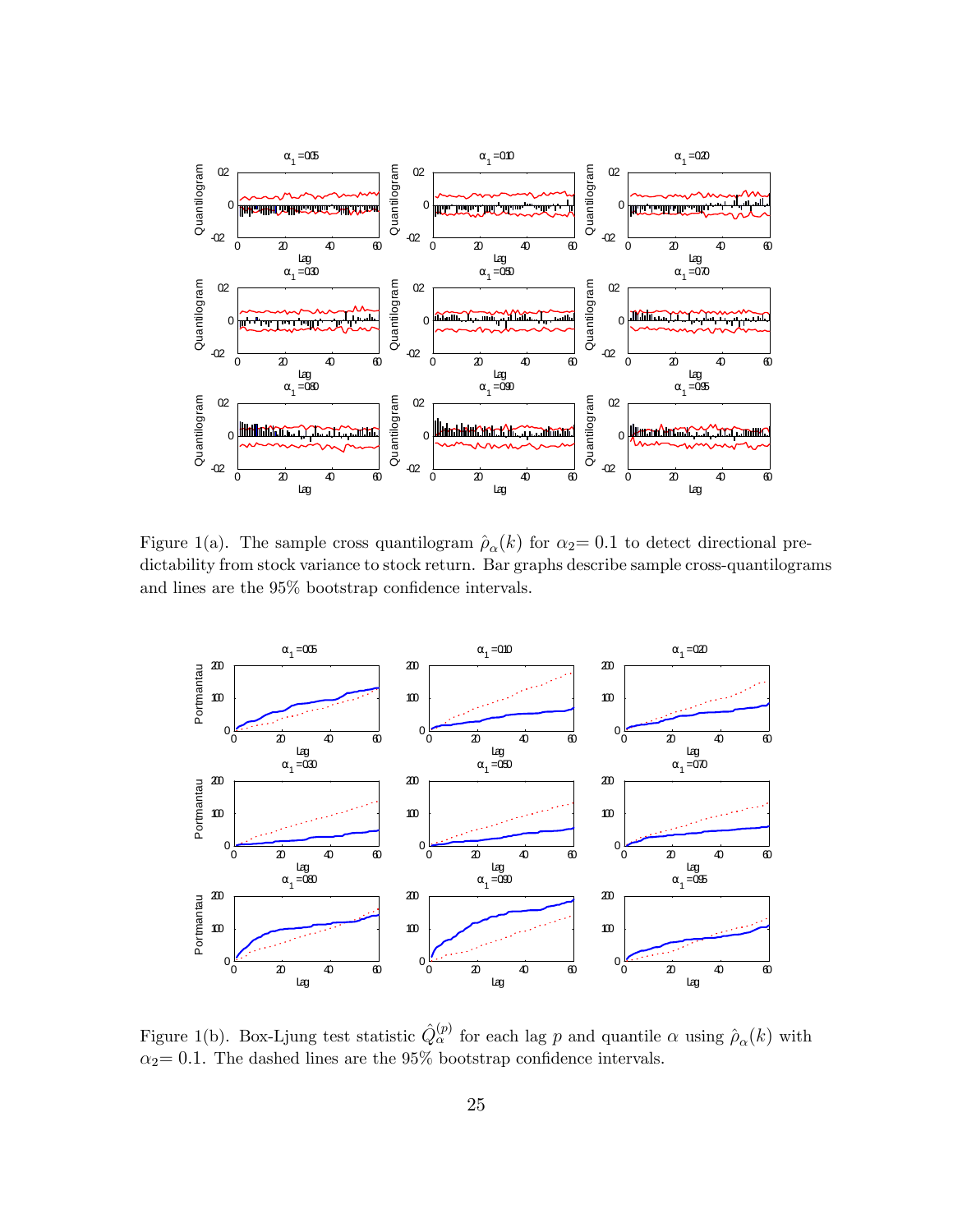Figure 1(a). The sample cross quantilogram $\hat{\rho}_{\alpha}(k)$ for $\alpha_2 = 0.1$ to detect directional predictability from stock variance to stock return. Bar graphs describe sample cross-quantilograms and lines are the 95% bootstrap confidence intervals.

Figure 1(b). Box-Ljung test statistic $\hat{Q}_{\alpha}^{(p)}$ for each lag $p$ and quantile $\alpha$ using $\hat{\rho}_{\alpha}(k)$ with $\alpha_2 = 0.1$. The dashed lines are the 95% bootstrap confidence intervals.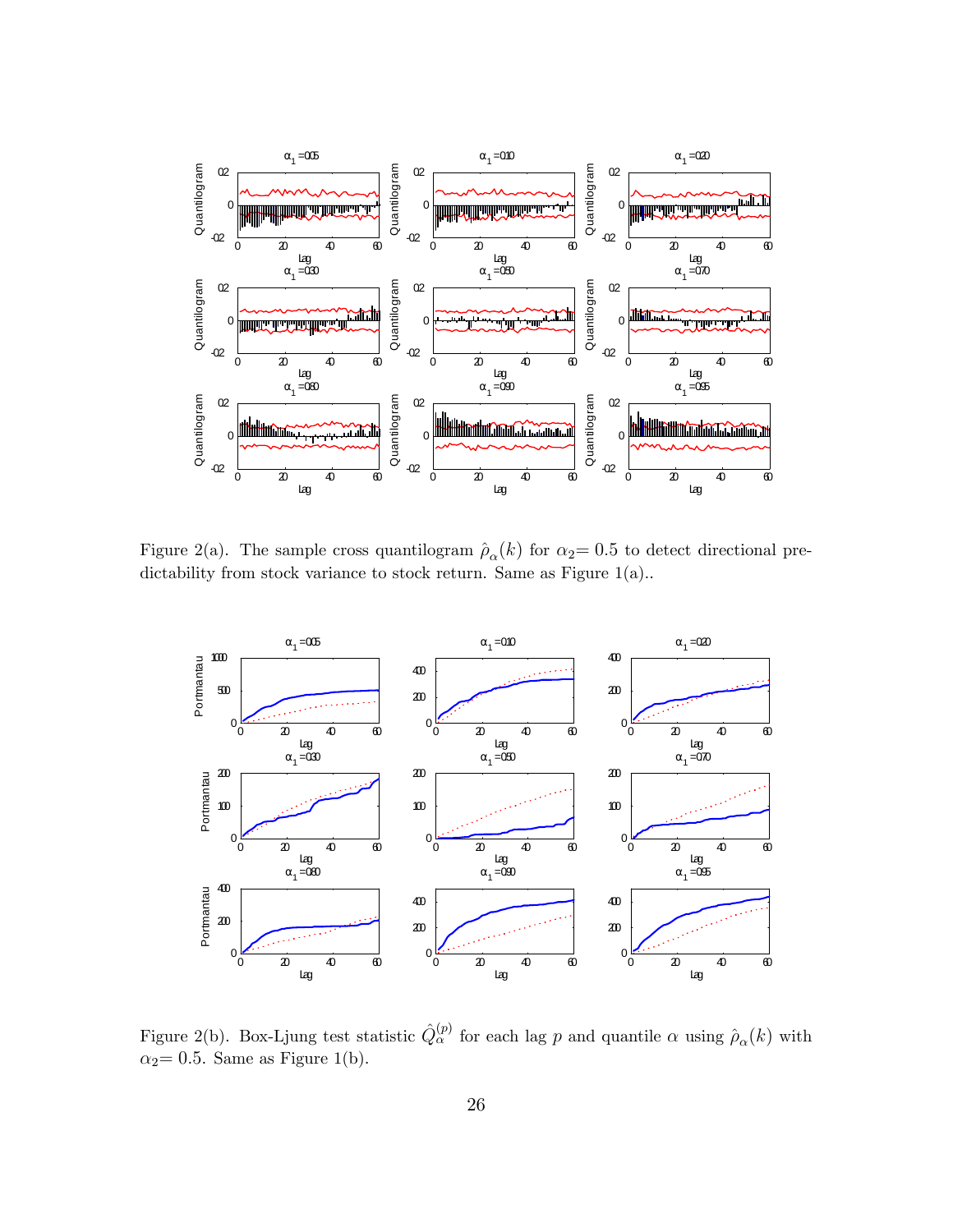Figure 2(a). The sample cross quantilogram $\hat{\rho}_{\alpha}(k)$ for $\alpha_2 = 0.5$ to detect directional predictability from stock variance to stock return. Same as Figure 1(a)..

Figure 2(b). Box-Ljung test statistic $\hat{Q}^{(p)}_{\alpha}$ for each lag $p$ and quantile $\alpha$ using $\hat{\rho}_{\alpha}(k)$ with $\alpha_2 = 0.5$. Same as Figure 1(b).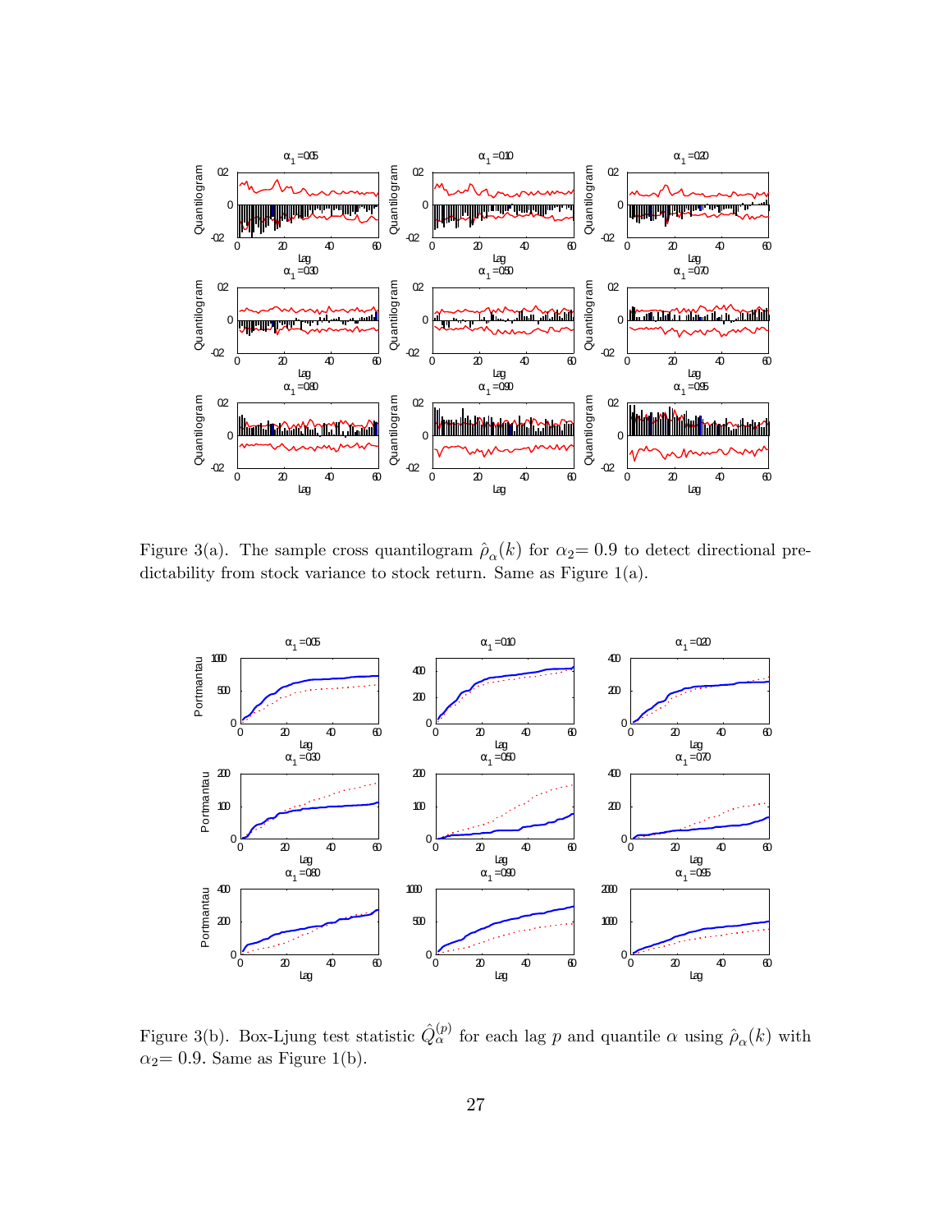Figure 3(a). The sample cross quantilogram $\hat{\rho}_{\alpha}(k)$ for $\alpha_2 = 0.9$ to detect directional predictability from stock variance to stock return. Same as Figure 1(a).

Figure 3(b). Box-Ljung test statistic $\hat{Q}_{\alpha}^{(p)}$ for each lag $p$ and quantile $\alpha$ using $\hat{\rho}_{\alpha}(k)$ with $\alpha_2 = 0.9$. Same as Figure 1(b).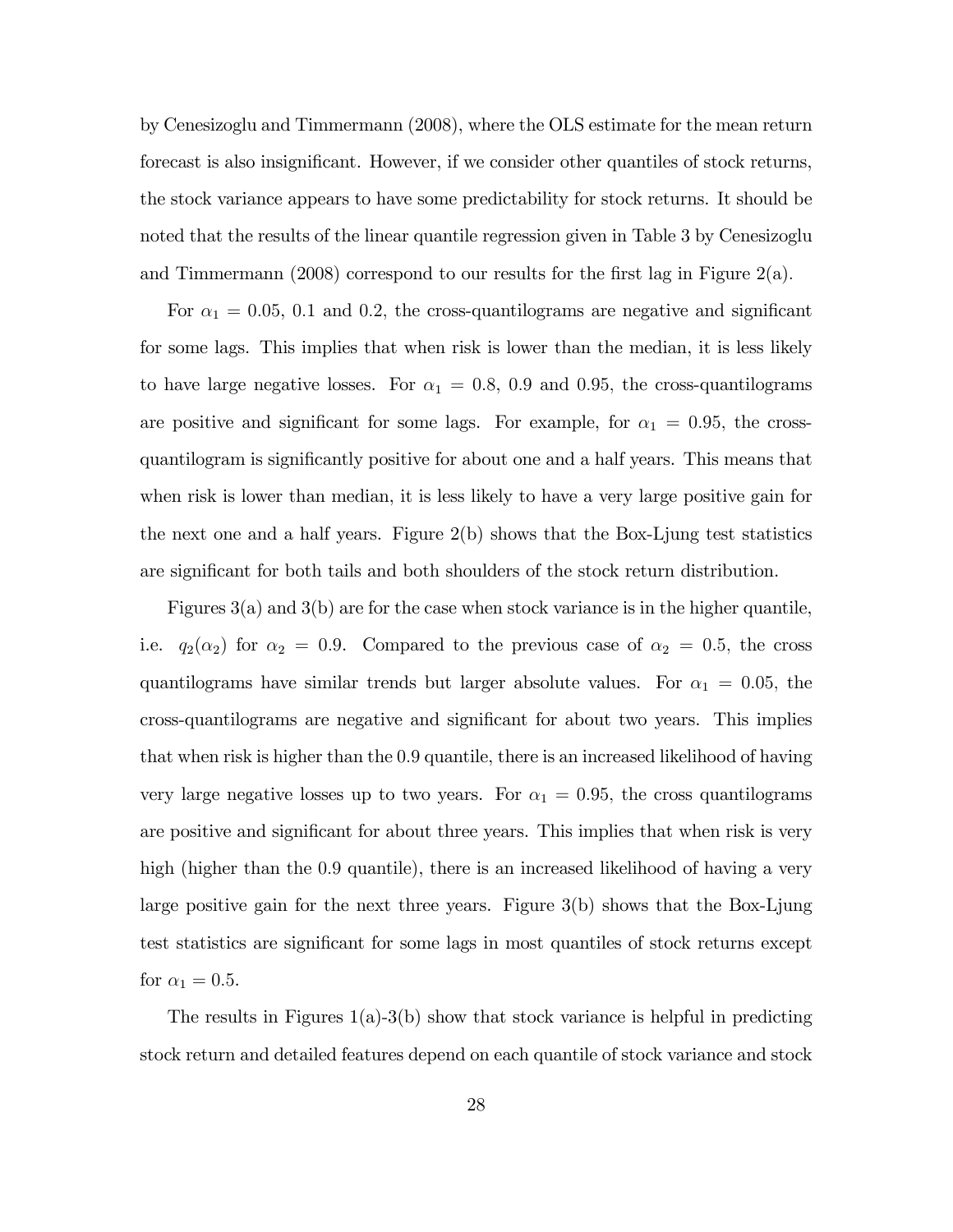by Cenesizoglu and Timmermann (2008), where the OLS estimate for the mean return forecast is also insignificant. However, if we consider other quantiles of stock returns, the stock variance appears to have some predictability for stock returns. It should be noted that the results of the linear quantile regression given in Table 3 by Cenesizoglu and Timmermann (2008) correspond to our results for the first lag in Figure 2(a).

For $\alpha_1 = 0.05$, 0.1 and 0.2, the cross-quantilograms are negative and significant for some lags. This implies that when risk is lower than the median, it is less likely to have large negative losses. For $\alpha_1 = 0.8$, 0.9 and 0.95, the cross-quantilograms are positive and significant for some lags. For example, for $\alpha_1 = 0.95$, the cross-quantilogram is significantly positive for about one and a half years. This means that when risk is lower than median, it is less likely to have a very large positive gain for the next one and a half years. Figure 2(b) shows that the Box-Ljung test statistics are significant for both tails and both shoulders of the stock return distribution.

Figures 3(a) and 3(b) are for the case when stock variance is in the higher quantile, i.e. $q_2(\alpha_2)$ for $\alpha_2 = 0.9$. Compared to the previous case of $\alpha_2 = 0.5$, the cross quantilograms have similar trends but larger absolute values. For $\alpha_1 = 0.05$, the cross-quantilograms are negative and significant for about two years. This implies that when risk is higher than the 0.9 quantile, there is an increased likelihood of having very large negative losses up to two years. For $\alpha_1 = 0.95$, the cross quantilograms are positive and significant for about three years. This implies that when risk is very high (higher than the 0.9 quantile), there is an increased likelihood of having a very large positive gain for the next three years. Figure 3(b) shows that the Box-Ljung test statistics are significant for some lags in most quantiles of stock returns except for $\alpha_1 = 0.5$.

The results in Figures 1(a)-3(b) show that stock variance is helpful in predicting stock return and detailed features depend on each quantile of stock variance and stock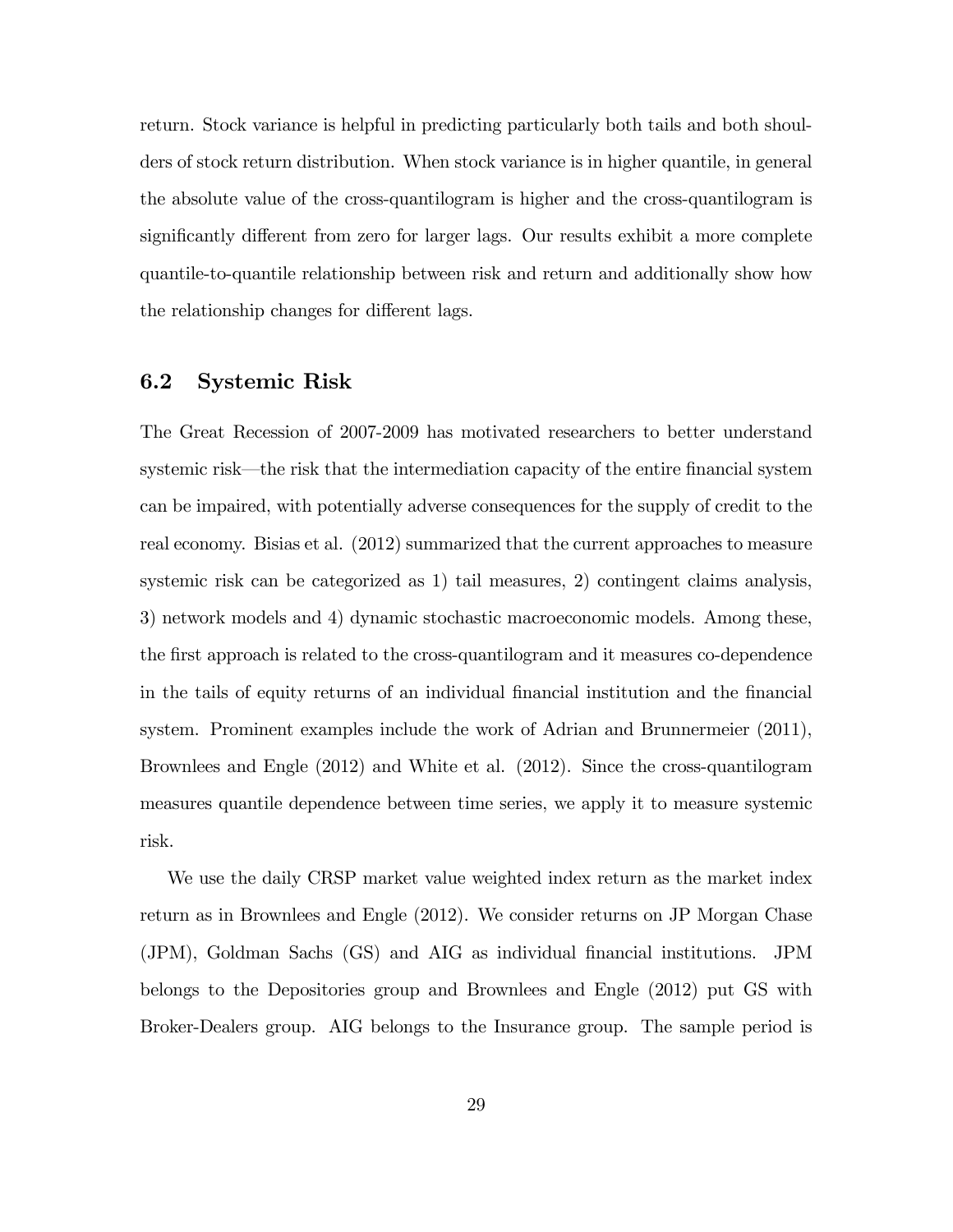return. Stock variance is helpful in predicting particularly both tails and both shoulders of stock return distribution. When stock variance is in higher quantile, in general the absolute value of the cross-quantilogram is higher and the cross-quantilogram is significantly different from zero for larger lags. Our results exhibit a more complete quantile-to-quantile relationship between risk and return and additionally show how the relationship changes for different lags.

## 6.2 Systemic Risk

The Great Recession of 2007-2009 has motivated researchers to better understand systemic risk—the risk that the intermediation capacity of the entire financial system can be impaired, with potentially adverse consequences for the supply of credit to the real economy. Bisias et al. (2012) summarized that the current approaches to measure systemic risk can be categorized as 1) tail measures, 2) contingent claims analysis, 3) network models and 4) dynamic stochastic macroeconomic models. Among these, the first approach is related to the cross-quantilogram and it measures co-dependence in the tails of equity returns of an individual financial institution and the financial system. Prominent examples include the work of Adrian and Brunnermeier (2011), Brownlees and Engle (2012) and White et al. (2012). Since the cross-quantilogram measures quantile dependence between time series, we apply it to measure systemic risk.

We use the daily CRSP market value weighted index return as the market index return as in Brownlees and Engle (2012). We consider returns on JP Morgan Chase (JPM), Goldman Sachs (GS) and AIG as individual financial institutions. JPM belongs to the Depositories group and Brownlees and Engle (2012) put GS with Broker-Dealers group. AIG belongs to the Insurance group. The sample period is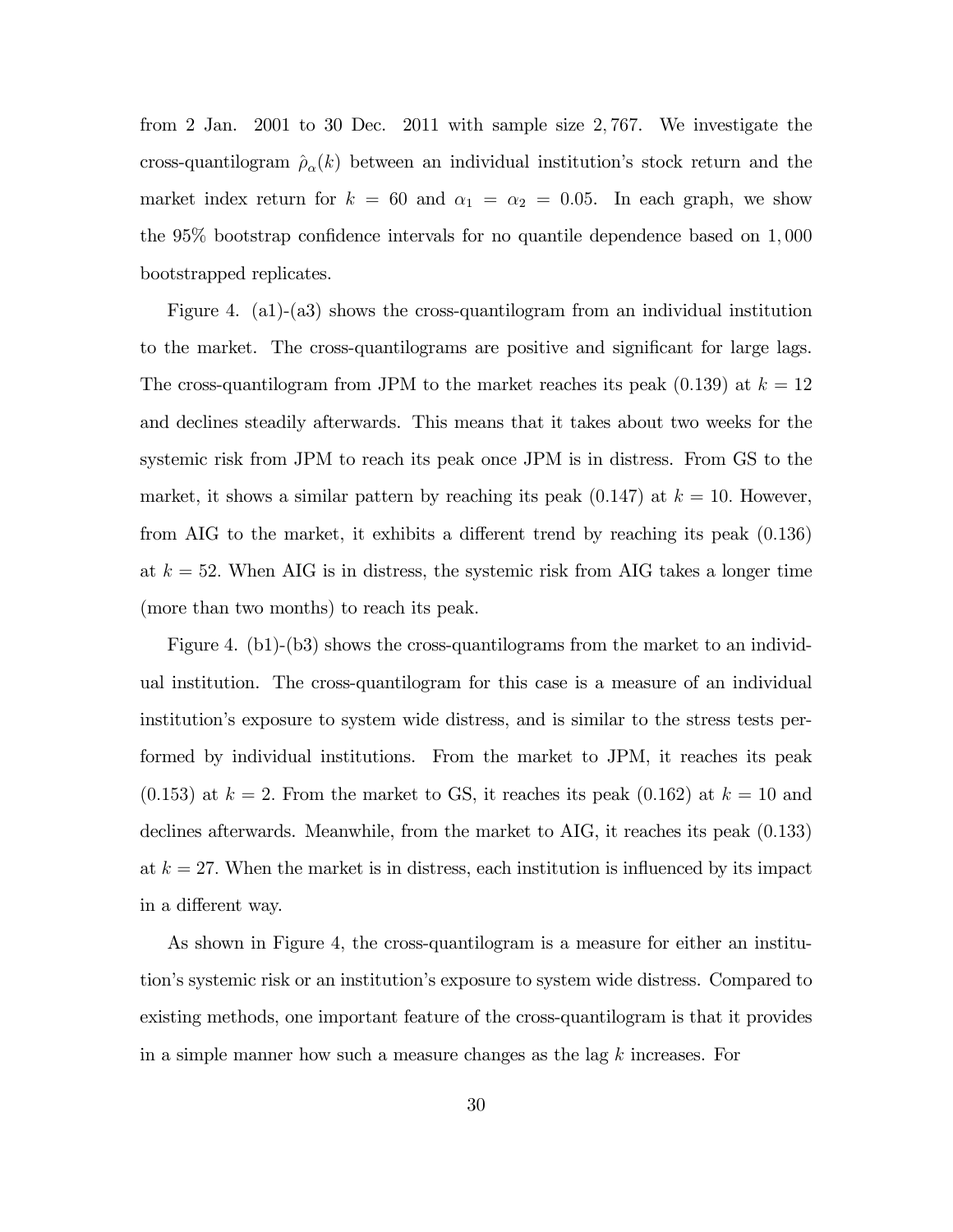from 2 Jan. 2001 to 30 Dec. 2011 with sample size 2,767. We investigate the cross-quantilogram $\hat{\rho}_{\alpha}(k)$ between an individual institution's stock return and the market index return for $k = 60$ and $\alpha_1 = \alpha_2 = 0.05$. In each graph, we show the 95% bootstrap confidence intervals for no quantile dependence based on 1,000 bootstrapped replicates.

Figure 4. (a1)-(a3) shows the cross-quantilogram from an individual institution to the market. The cross-quantilograms are positive and significant for large lags. The cross-quantilogram from JPM to the market reaches its peak (0.139) at $k = 12$ and declines steadily afterwards. This means that it takes about two weeks for the systemic risk from JPM to reach its peak once JPM is in distress. From GS to the market, it shows a similar pattern by reaching its peak (0.147) at $k = 10$. However, from AIG to the market, it exhibits a different trend by reaching its peak (0.136) at $k = 52$. When AIG is in distress, the systemic risk from AIG takes a longer time (more than two months) to reach its peak.

Figure 4. (b1)-(b3) shows the cross-quantilograms from the market to an individual institution. The cross-quantilogram for this case is a measure of an individual institution's exposure to system wide distress, and is similar to the stress tests performed by individual institutions. From the market to JPM, it reaches its peak (0.153) at $k = 2$. From the market to GS, it reaches its peak (0.162) at $k = 10$ and declines afterwards. Meanwhile, from the market to AIG, it reaches its peak (0.133) at $k = 27$. When the market is in distress, each institution is influenced by its impact in a different way.

As shown in Figure 4, the cross-quantilogram is a measure for either an institution's systemic risk or an institution's exposure to system wide distress. Compared to existing methods, one important feature of the cross-quantilogram is that it provides in a simple manner how such a measure changes as the lag $k$ increases. For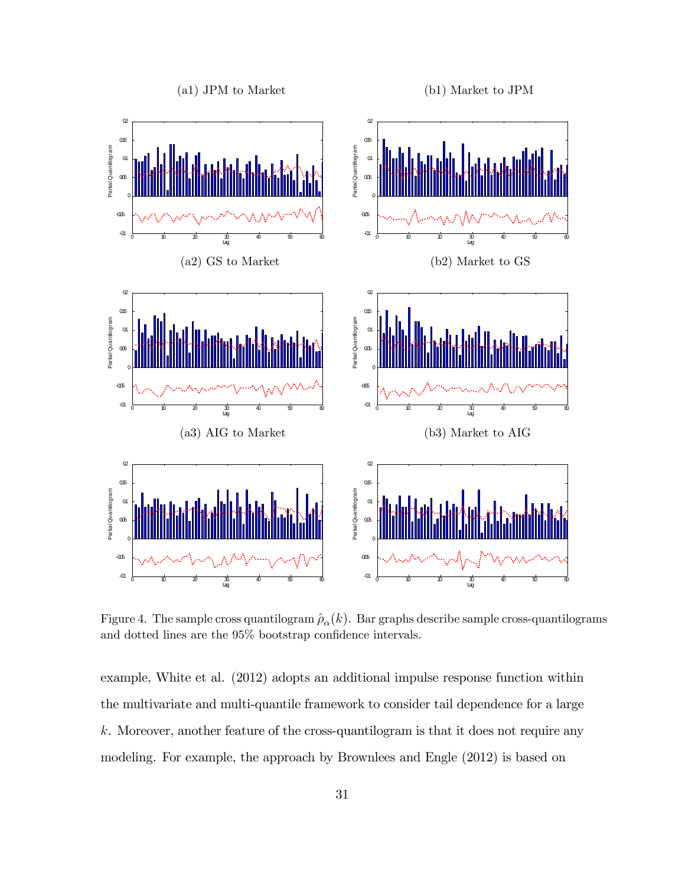(a1) JPM to Market

(b1) Market to JPM

(a2) GS to Market

(b2) Market to GS

(a3) AIG to Market

(b3) Market to AIG

Figure 4. The sample cross quantilogram $\hat{\rho}_{\alpha}(k)$. Bar graphs describe sample cross-quantilograms and dotted lines are the 95% bootstrap confidence intervals.

example, White et al. (2012) adopts an additional impulse response function within the multivariate and multi-quantile framework to consider tail dependence for a large $k$. Moreover, another feature of the cross-quantilogram is that it does not require any modeling. For example, the approach by Brownlees and Engle (2012) is based on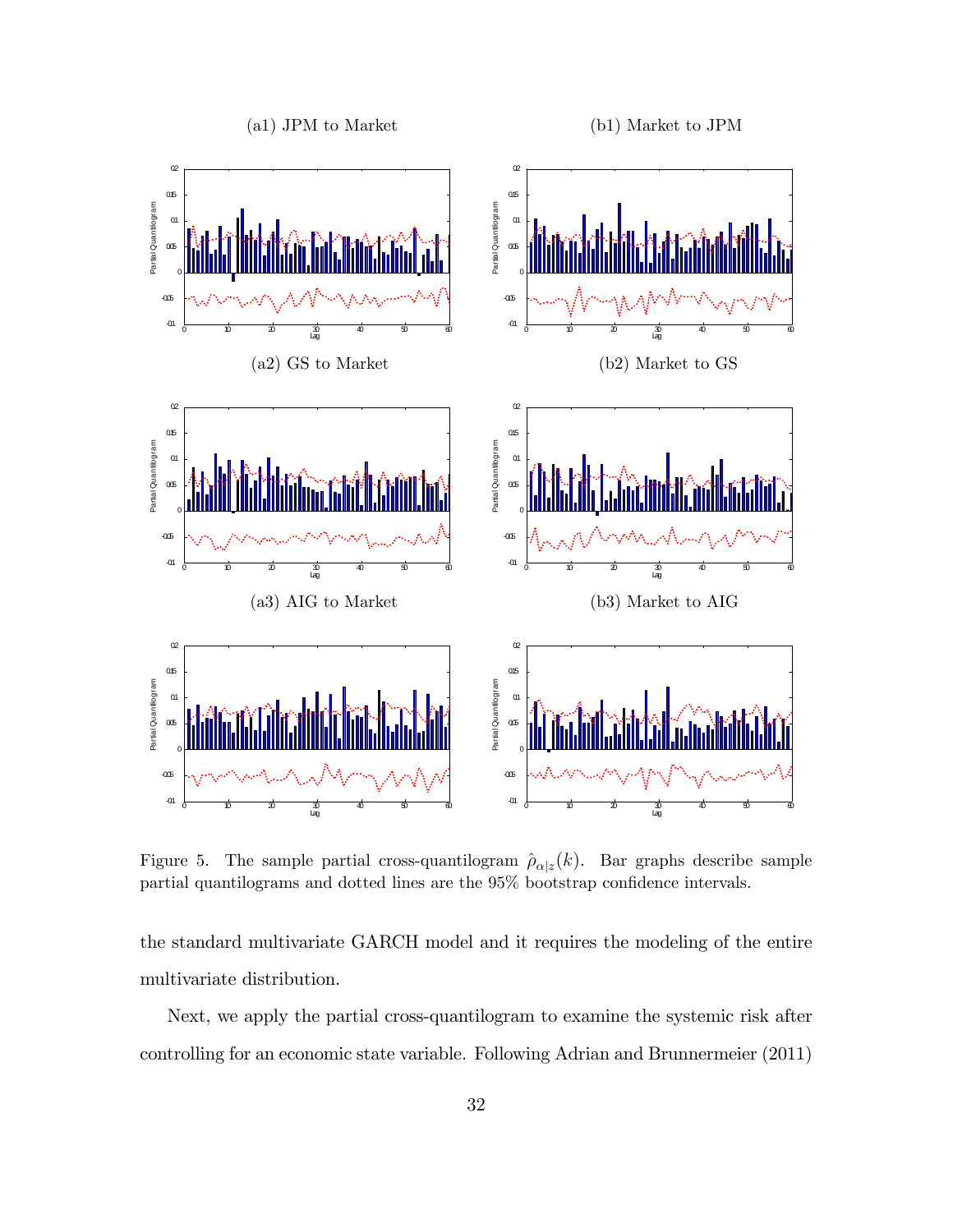(a1) JPM to Market

(b1) Market to JPM

(a2) GS to Market

(b2) Market to GS

(a3) AIG to Market

(b3) Market to AIG

Figure 5. The sample partial cross-quantilogram $\hat{\rho}_{\alpha|z}(k)$. Bar graphs describe sample partial quantilograms and dotted lines are the 95% bootstrap confidence intervals.

the standard multivariate GARCH model and it requires the modeling of the entire multivariate distribution.

Next, we apply the partial cross-quantilogram to examine the systemic risk after controlling for an economic state variable. Following Adrian and Brunnermeier (2011)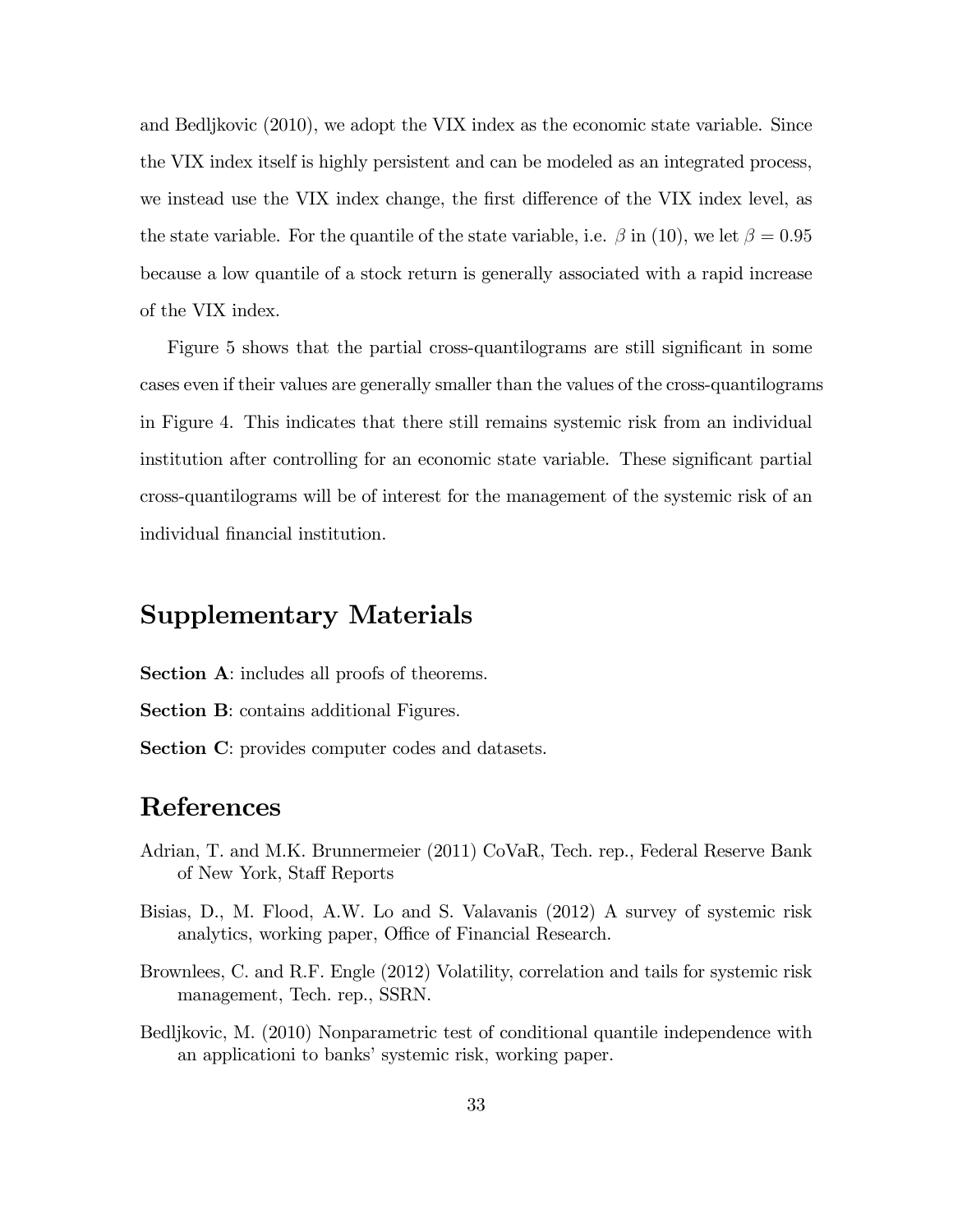and Bedljkovic (2010), we adopt the VIX index as the economic state variable. Since the VIX index itself is highly persistent and can be modeled as an integrated process, we instead use the VIX index change, the first difference of the VIX index level, as the state variable. For the quantile of the state variable, i.e. $\beta$ in (10), we let $\beta = 0.95$ because a low quantile of a stock return is generally associated with a rapid increase of the VIX index.

Figure 5 shows that the partial cross-quantilograms are still significant in some cases even if their values are generally smaller than the values of the cross-quantilograms in Figure 4. This indicates that there still remains systemic risk from an individual institution after controlling for an economic state variable. These significant partial cross-quantilograms will be of interest for the management of the systemic risk of an individual financial institution.

## Supplementary Materials

**Section A**: includes all proofs of theorems.

**Section B**: contains additional Figures.

**Section C**: provides computer codes and datasets.

## References

Adrian, T. and M.K. Brunnermeier (2011) CoVaR, Tech. rep., Federal Reserve Bank of New York, Staff Reports

Bisias, D., M. Flood, A.W. Lo and S. Valavanis (2012) A survey of systemic risk analytics, working paper, Office of Financial Research.

Brownlees, C. and R.F. Engle (2012) Volatility, correlation and tails for systemic risk management, Tech. rep., SSRN.

Bedljkovic, M. (2010) Nonparametric test of conditional quantile independence with an applicationi to banks' systemic risk, working paper.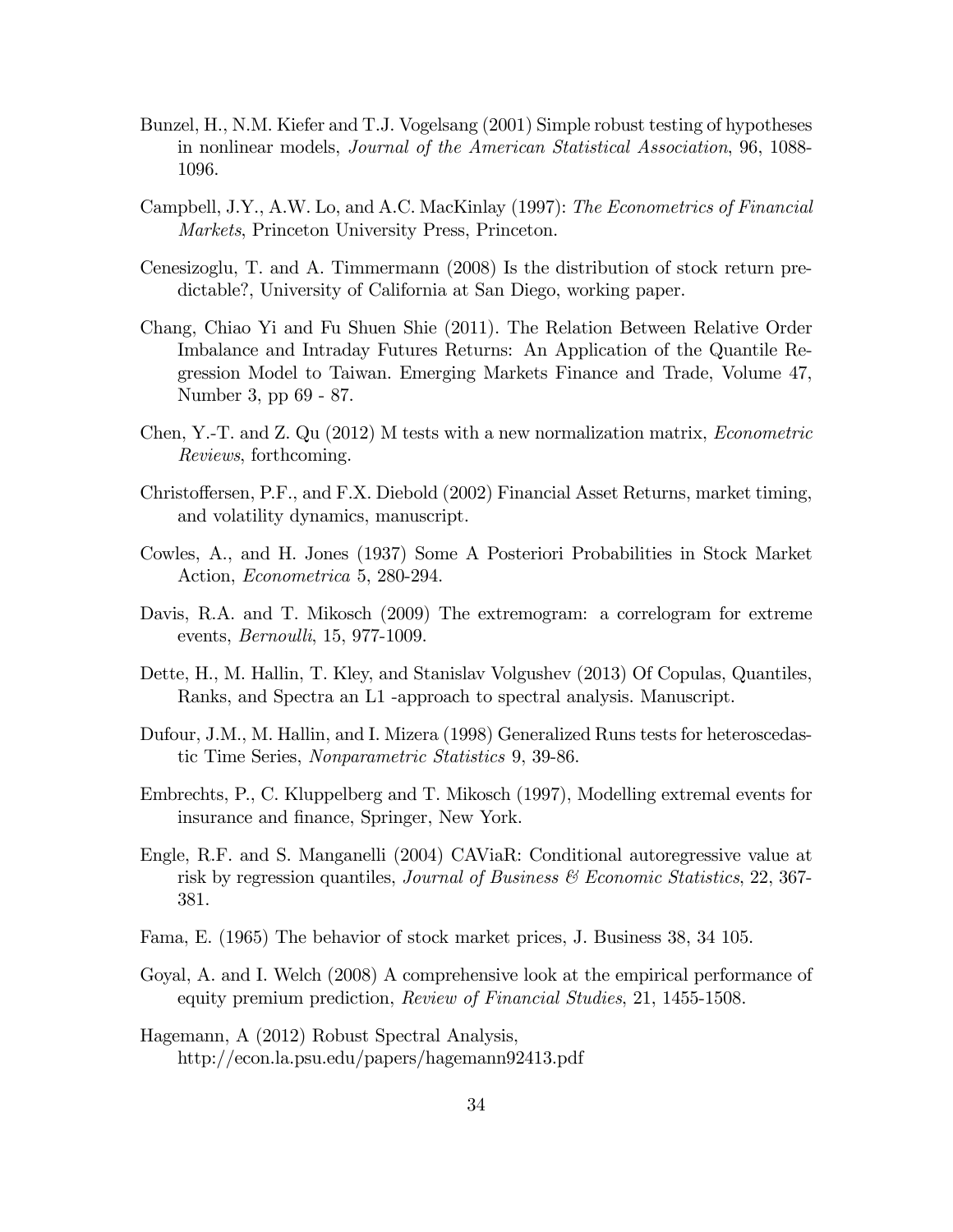Bunzel, H., N.M. Kiefer and T.J. Vogelsang (2001) Simple robust testing of hypotheses in nonlinear models, *Journal of the American Statistical Association*, 96, 1088-1096.

Campbell, J.Y., A.W. Lo, and A.C. MacKinlay (1997): *The Econometrics of Financial Markets*, Princeton University Press, Princeton.

Cenesizoglu, T. and A. Timmermann (2008) Is the distribution of stock return predictable?, University of California at San Diego, working paper.

Chang, Chiao Yi and Fu Shuen Shie (2011). The Relation Between Relative Order Imbalance and Intraday Futures Returns: An Application of the Quantile Regression Model to Taiwan. Emerging Markets Finance and Trade, Volume 47, Number 3, pp 69 - 87.

Chen, Y.-T. and Z. Qu (2012) M tests with a new normalization matrix, *Econometric Reviews*, forthcoming.

Christoffersen, P.F., and F.X. Diebold (2002) Financial Asset Returns, market timing, and volatility dynamics, manuscript.

Cowles, A., and H. Jones (1937) Some A Posteriori Probabilities in Stock Market Action, *Econometrica* 5, 280-294.

Davis, R.A. and T. Mikosch (2009) The extremogram: a correlogram for extreme events, *Bernoulli*, 15, 977-1009.

Dette, H., M. Hallin, T. Kley, and Stanislav Volgushev (2013) Of Copulas, Quantiles, Ranks, and Spectra an L1 -approach to spectral analysis. Manuscript.

Dufour, J.M., M. Hallin, and I. Mizera (1998) Generalized Runs tests for heteroscedastic Time Series, *Nonparametric Statistics* 9, 39-86.

Embrechts, P., C. Kluppelberg and T. Mikosch (1997), Modelling extremal events for insurance and finance, Springer, New York.

Engle, R.F. and S. Manganelli (2004) CAViaR: Conditional autoregressive value at risk by regression quantiles, *Journal of Business & Economic Statistics*, 22, 367-381.

Fama, E. (1965) The behavior of stock market prices, J. Business 38, 34 105.

Goyal, A. and I. Welch (2008) A comprehensive look at the empirical performance of equity premium prediction, *Review of Financial Studies*, 21, 1455-1508.

Hagemann, A (2012) Robust Spectral Analysis, http://econ.la.psu.edu/papers/hagemann92413.pdf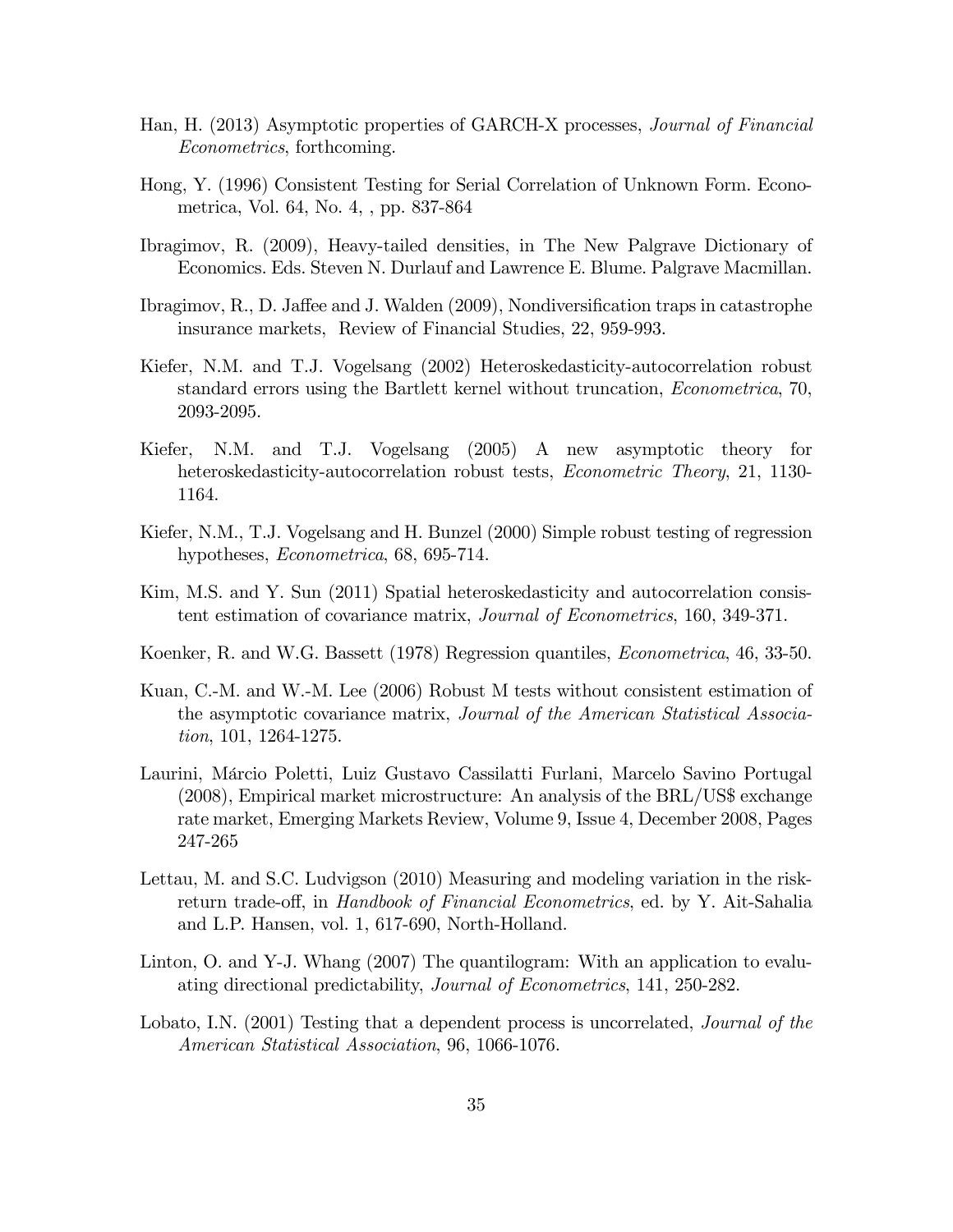Han, H. (2013) Asymptotic properties of GARCH-X processes, *Journal of Financial Econometrics*, forthcoming.

Hong, Y. (1996) Consistent Testing for Serial Correlation of Unknown Form. Econometrica, Vol. 64, No. 4, , pp. 837-864

Ibragimov, R. (2009), Heavy-tailed densities, in The New Palgrave Dictionary of Economics. Eds. Steven N. Durlauf and Lawrence E. Blume. Palgrave Macmillan.

Ibragimov, R., D. Jaffee and J. Walden (2009), Nondiversification traps in catastrophe insurance markets, Review of Financial Studies, 22, 959-993.

Kiefer, N.M. and T.J. Vogelsang (2002) Heteroskedasticity-autocorrelation robust standard errors using the Bartlett kernel without truncation, *Econometrica*, 70, 2093-2095.

Kiefer, N.M. and T.J. Vogelsang (2005) A new asymptotic theory for heteroskedasticity-autocorrelation robust tests, *Econometric Theory*, 21, 1130-1164.

Kiefer, N.M., T.J. Vogelsang and H. Bunzel (2000) Simple robust testing of regression hypotheses, *Econometrica*, 68, 695-714.

Kim, M.S. and Y. Sun (2011) Spatial heteroskedasticity and autocorrelation consistent estimation of covariance matrix, *Journal of Econometrics*, 160, 349-371.

Koenker, R. and W.G. Bassett (1978) Regression quantiles, *Econometrica*, 46, 33-50.

Kuan, C.-M. and W.-M. Lee (2006) Robust M tests without consistent estimation of the asymptotic covariance matrix, *Journal of the American Statistical Association*, 101, 1264-1275.

Laurini, Márcio Poletti, Luiz Gustavo Cassilatti Furlani, Marcelo Savino Portugal (2008), Empirical market microstructure: An analysis of the BRL/US$ exchange rate market, Emerging Markets Review, Volume 9, Issue 4, December 2008, Pages 247-265

Lettau, M. and S.C. Ludvigson (2010) Measuring and modeling variation in the risk-return trade-off, in *Handbook of Financial Econometrics*, ed. by Y. Ait-Sahalia and L.P. Hansen, vol. 1, 617-690, North-Holland.

Linton, O. and Y-J. Whang (2007) The quantilogram: With an application to evaluating directional predictability, *Journal of Econometrics*, 141, 250-282.

Lobato, I.N. (2001) Testing that a dependent process is uncorrelated, *Journal of the American Statistical Association*, 96, 1066-1076.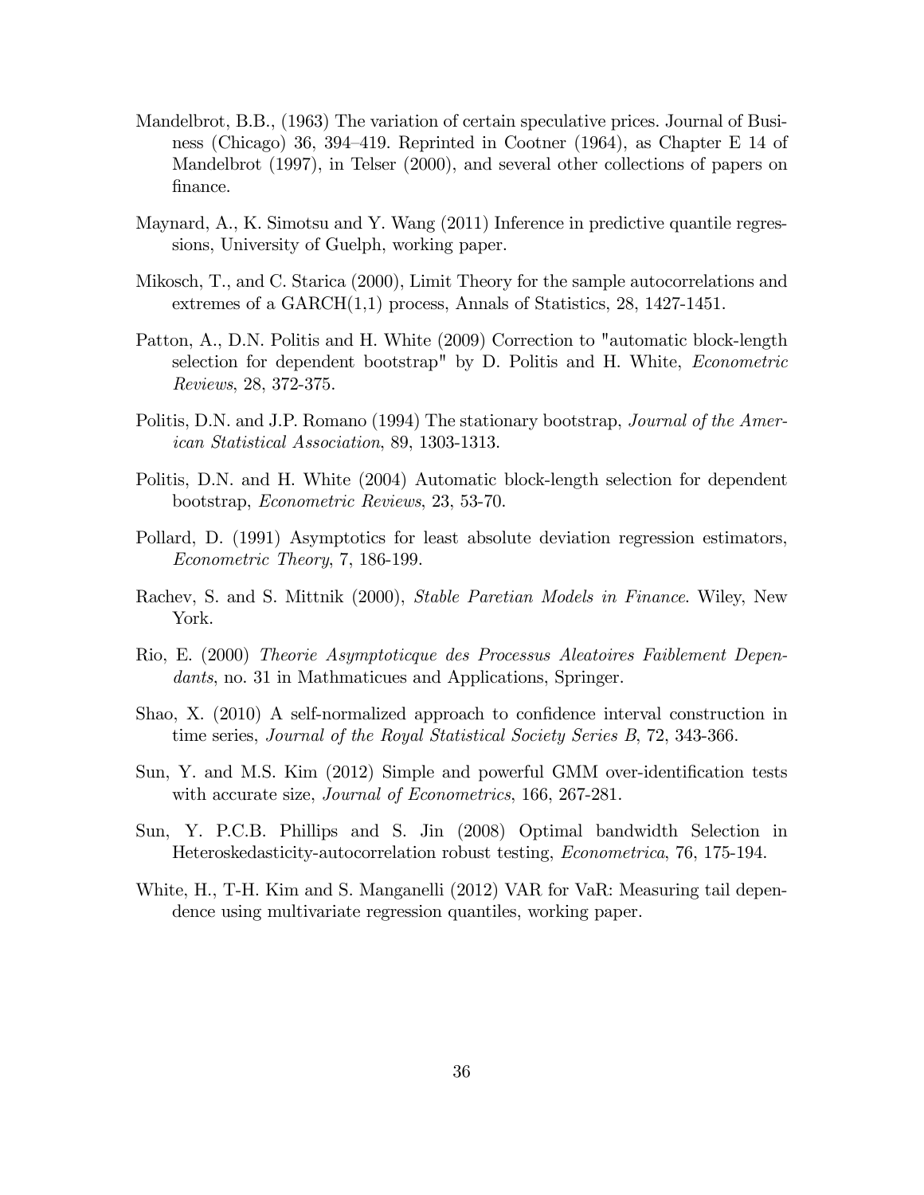Mandelbrot, B.B., (1963) The variation of certain speculative prices. Journal of Business (Chicago) 36, 394–419. Reprinted in Cootner (1964), as Chapter E 14 of Mandelbrot (1997), in Telser (2000), and several other collections of papers on finance.

Maynard, A., K. Simotsu and Y. Wang (2011) Inference in predictive quantile regressions, University of Guelph, working paper.

Mikosch, T., and C. Starica (2000), Limit Theory for the sample autocorrelations and extremes of a GARCH(1,1) process, Annals of Statistics, 28, 1427-1451.

Patton, A., D.N. Politis and H. White (2009) Correction to "automatic block-length selection for dependent bootstrap" by D. Politis and H. White, *Econometric Reviews*, 28, 372-375.

Politis, D.N. and J.P. Romano (1994) The stationary bootstrap, *Journal of the American Statistical Association*, 89, 1303-1313.

Politis, D.N. and H. White (2004) Automatic block-length selection for dependent bootstrap, *Econometric Reviews*, 23, 53-70.

Pollard, D. (1991) Asymptotics for least absolute deviation regression estimators, *Econometric Theory*, 7, 186-199.

Rachev, S. and S. Mittnik (2000), *Stable Paretian Models in Finance*. Wiley, New York.

Rio, E. (2000) *Theorie Asymptoticque des Processus Aleatoires Faiblement Dependants*, no. 31 in Mathmaticues and Applications, Springer.

Shao, X. (2010) A self-normalized approach to confidence interval construction in time series, *Journal of the Royal Statistical Society Series B*, 72, 343-366.

Sun, Y. and M.S. Kim (2012) Simple and powerful GMM over-identification tests with accurate size, *Journal of Econometrics*, 166, 267-281.

Sun, Y. P.C.B. Phillips and S. Jin (2008) Optimal bandwidth Selection in Heteroskedasticity-autocorrelation robust testing, *Econometrica*, 76, 175-194.

White, H., T-H. Kim and S. Manganelli (2012) VAR for VaR: Measuring tail dependence using multivariate regression quantiles, working paper.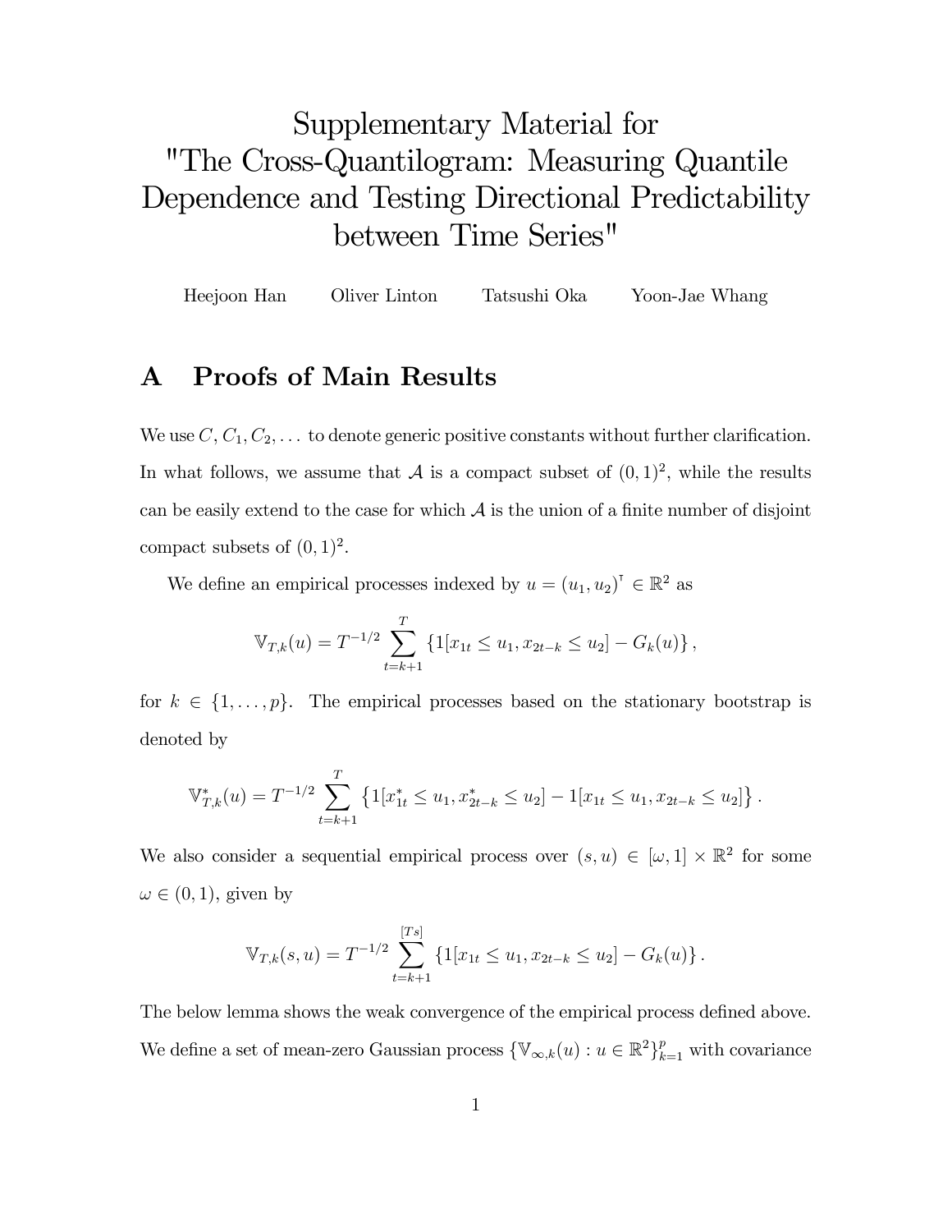# Supplementary Material for "The Cross-Quantilogram: Measuring Quantile Dependence and Testing Directional Predictability between Time Series"

Heejoon Han Oliver Linton Tatsushi Oka Yoon-Jae Whang

## A Proofs of Main Results

We use $C, C_1, C_2, \ldots$ to denote generic positive constants without further clarification. In what follows, we assume that $\mathcal{A}$ is a compact subset of $(0,1)^2$, while the results can be easily extend to the case for which $\mathcal{A}$ is the union of a finite number of disjoint compact subsets of $(0,1)^2$.

We define an empirical processes indexed by $u = (u_1, u_2)^\intercal \in \mathbb{R}^2$ as

$$\mathbb{V}_{T,k}(u) = T^{-1/2} \sum_{t=k+1}^{T} \left\{ 1[x_{1t} \leq u_1, x_{2t-k} \leq u_2] - G_k(u) \right\},$$

for $k \in \{1, \ldots, p\}$. The empirical processes based on the stationary bootstrap is denoted by

$$\mathbb{V}^*_{T,k}(u) = T^{-1/2} \sum_{t=k+1}^{T} \left\{ 1[x^*_{1t} \leq u_1, x^*_{2t-k} \leq u_2] - 1[x_{1t} \leq u_1, x_{2t-k} \leq u_2] \right\}.$$

We also consider a sequential empirical process over $(s, u) \in [\omega, 1] \times \mathbb{R}^2$ for some $\omega \in (0,1)$, given by

$$\mathbb{V}_{T,k}(s, u) = T^{-1/2} \sum_{t=k+1}^{[Ts]} \left\{ 1[x_{1t} \leq u_1, x_{2t-k} \leq u_2] - G_k(u) \right\}.$$

The below lemma shows the weak convergence of the empirical process defined above. We define a set of mean-zero Gaussian process $\{\mathbb{V}_{\infty,k}(u) : u \in \mathbb{R}^2\}_{k=1}^{p}$ with covariance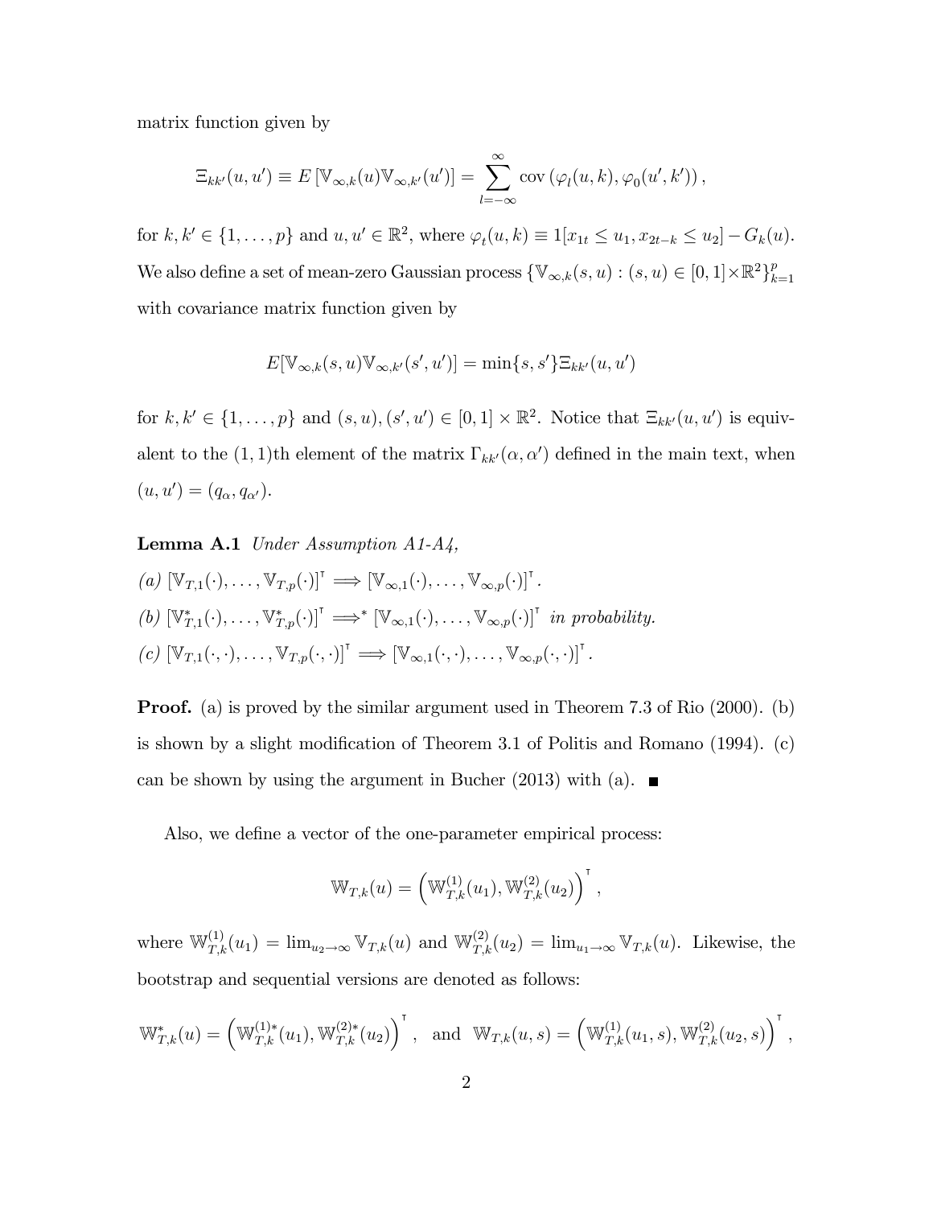matrix function given by

$$\Xi_{kk'}(u,u') \equiv E\left[\mathbb{V}_{\infty,k}(u)\mathbb{V}_{\infty,k'}(u')\right] = \sum_{l=-\infty}^{\infty} \operatorname{cov}\left(\varphi_l(u,k), \varphi_0(u',k')\right),$$

for $k,k' \in \{1,\ldots,p\}$ and $u,u' \in \mathbb{R}^2$, where $\varphi_t(u,k) \equiv 1[x_{1t} \leq u_1, x_{2t-k} \leq u_2] - G_k(u)$. We also define a set of mean-zero Gaussian process $\{\mathbb{V}_{\infty,k}(s,u) : (s,u) \in [0,1] \times \mathbb{R}^2\}_{k=1}^p$ with covariance matrix function given by

$$E[\mathbb{V}_{\infty,k}(s,u)\mathbb{V}_{\infty,k'}(s',u')] = \min\{s,s'\}\Xi_{kk'}(u,u')$$

for $k,k' \in \{1,\ldots,p\}$ and $(s,u),(s',u') \in [0,1] \times \mathbb{R}^2$. Notice that $\Xi_{kk'}(u,u')$ is equivalent to the $(1,1)$th element of the matrix $\Gamma_{kk'}(\alpha,\alpha')$ defined in the main text, when $(u,u') = (q_\alpha, q_{\alpha'})$.

**Lemma A.1** *Under Assumption A1-A4,*

*(a)* $\left[\mathbb{V}_{T,1}(\cdot),\ldots,\mathbb{V}_{T,p}(\cdot)\right]^\intercal \Longrightarrow \left[\mathbb{V}_{\infty,1}(\cdot),\ldots,\mathbb{V}_{\infty,p}(\cdot)\right]^\intercal$.

*(b)* $\left[\mathbb{V}^*_{T,1}(\cdot),\ldots,\mathbb{V}^*_{T,p}(\cdot)\right]^\intercal \Longrightarrow^* \left[\mathbb{V}_{\infty,1}(\cdot),\ldots,\mathbb{V}_{\infty,p}(\cdot)\right]^\intercal$ *in probability.*

*(c)* $\left[\mathbb{V}_{T,1}(\cdot,\cdot),\ldots,\mathbb{V}_{T,p}(\cdot,\cdot)\right]^\intercal \Longrightarrow \left[\mathbb{V}_{\infty,1}(\cdot,\cdot),\ldots,\mathbb{V}_{\infty,p}(\cdot,\cdot)\right]^\intercal$.

**Proof.** (a) is proved by the similar argument used in Theorem 7.3 of Rio (2000). (b) is shown by a slight modification of Theorem 3.1 of Politis and Romano (1994). (c) can be shown by using the argument in Bucher (2013) with (a). ■

Also, we define a vector of the one-parameter empirical process:

$$\mathbb{W}_{T,k}(u) = \left(\mathbb{W}^{(1)}_{T,k}(u_1), \mathbb{W}^{(2)}_{T,k}(u_2)\right)^\intercal,$$

where $\mathbb{W}^{(1)}_{T,k}(u_1) = \lim_{u_2\to\infty} \mathbb{V}_{T,k}(u)$ and $\mathbb{W}^{(2)}_{T,k}(u_2) = \lim_{u_1\to\infty} \mathbb{V}_{T,k}(u)$. Likewise, the bootstrap and sequential versions are denoted as follows:

$$\mathbb{W}^*_{T,k}(u) = \left(\mathbb{W}^{(1)*}_{T,k}(u_1), \mathbb{W}^{(2)*}_{T,k}(u_2)\right)^\intercal, \text{ and } \mathbb{W}_{T,k}(u,s) = \left(\mathbb{W}^{(1)}_{T,k}(u_1,s), \mathbb{W}^{(2)}_{T,k}(u_2,s)\right)^\intercal,$$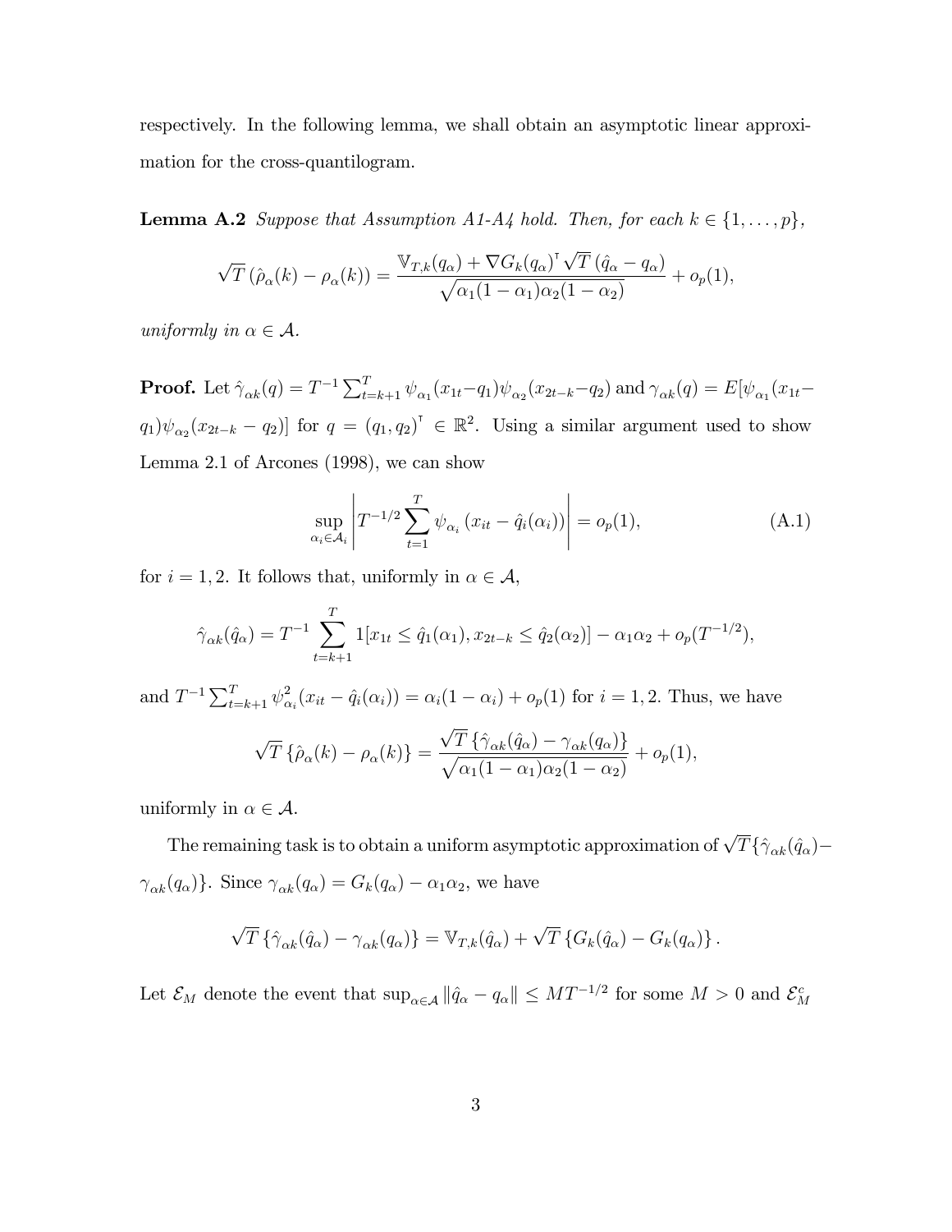respectively. In the following lemma, we shall obtain an asymptotic linear approximation for the cross-quantilogram.

**Lemma A.2** *Suppose that Assumption A1-A4 hold. Then, for each $k \in \{1, \ldots, p\}$,*

$$\sqrt{T}\left(\hat{\rho}_\alpha(k) - \rho_\alpha(k)\right) = \frac{\mathbb{V}_{T,k}(q_\alpha) + \nabla G_k(q_\alpha)^\intercal \sqrt{T}\left(\hat{q}_\alpha - q_\alpha\right)}{\sqrt{\alpha_1(1-\alpha_1)\alpha_2(1-\alpha_2)}} + o_p(1),$$

*uniformly in $\alpha \in \mathcal{A}$.*

**Proof.** Let $\hat{\gamma}_{\alpha k}(q) = T^{-1}\sum_{t=k+1}^{T} \psi_{\alpha_1}(x_{1t}-q_1)\psi_{\alpha_2}(x_{2t-k}-q_2)$ and $\gamma_{\alpha k}(q) = E[\psi_{\alpha_1}(x_{1t}-q_1)\psi_{\alpha_2}(x_{2t-k}-q_2)]$ for $q = (q_1, q_2)^\intercal \in \mathbb{R}^2$. Using a similar argument used to show Lemma 2.1 of Arcones (1998), we can show

$$\sup_{\alpha_i \in \mathcal{A}_i} \left| T^{-1/2} \sum_{t=1}^{T} \psi_{\alpha_i}\left(x_{it} - \hat{q}_i(\alpha_i)\right) \right| = o_p(1), \tag{A.1}$$

for $i = 1, 2$. It follows that, uniformly in $\alpha \in \mathcal{A}$,

$$\hat{\gamma}_{\alpha k}(\hat{q}_\alpha) = T^{-1} \sum_{t=k+1}^{T} 1[x_{1t} \leq \hat{q}_1(\alpha_1), x_{2t-k} \leq \hat{q}_2(\alpha_2)] - \alpha_1\alpha_2 + o_p(T^{-1/2}),$$

and $T^{-1}\sum_{t=k+1}^{T} \psi^2_{\alpha_i}(x_{it} - \hat{q}_i(\alpha_i)) = \alpha_i(1-\alpha_i) + o_p(1)$ for $i = 1, 2$. Thus, we have

$$\sqrt{T}\left\{\hat{\rho}_\alpha(k) - \rho_\alpha(k)\right\} = \frac{\sqrt{T}\left\{\hat{\gamma}_{\alpha k}(\hat{q}_\alpha) - \gamma_{\alpha k}(q_\alpha)\right\}}{\sqrt{\alpha_1(1-\alpha_1)\alpha_2(1-\alpha_2)}} + o_p(1),$$

uniformly in $\alpha \in \mathcal{A}$.

The remaining task is to obtain a uniform asymptotic approximation of $\sqrt{T}\{\hat{\gamma}_{\alpha k}(\hat{q}_\alpha) - \gamma_{\alpha k}(q_\alpha)\}$. Since $\gamma_{\alpha k}(q_\alpha) = G_k(q_\alpha) - \alpha_1\alpha_2$, we have

$$\sqrt{T}\left\{\hat{\gamma}_{\alpha k}(\hat{q}_\alpha) - \gamma_{\alpha k}(q_\alpha)\right\} = \mathbb{V}_{T,k}(\hat{q}_\alpha) + \sqrt{T}\left\{G_k(\hat{q}_\alpha) - G_k(q_\alpha)\right\}.$$

Let $\mathcal{E}_M$ denote the event that $\sup_{\alpha \in \mathcal{A}} \|\hat{q}_\alpha - q_\alpha\| \leq MT^{-1/2}$ for some $M > 0$ and $\mathcal{E}_M^c$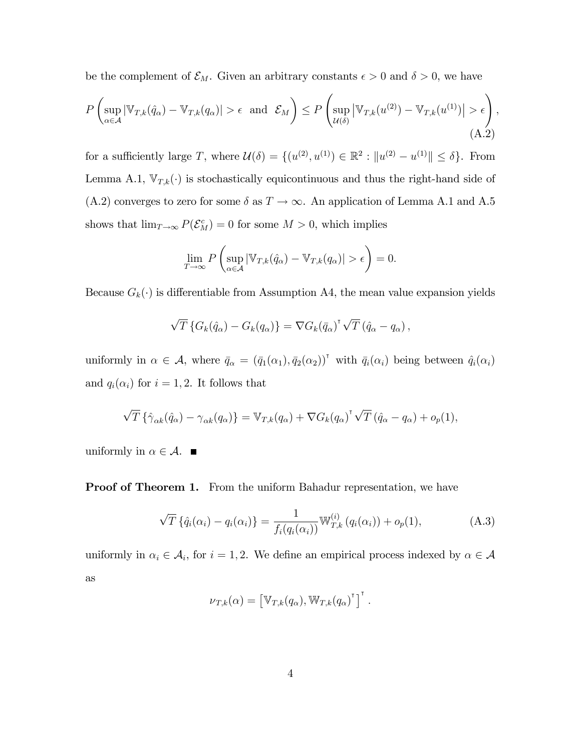be the complement of $\mathcal{E}_M$. Given an arbitrary constants $\epsilon > 0$ and $\delta > 0$, we have

$$P\left(\sup_{\alpha \in \mathcal{A}} |\mathbb{V}_{T,k}(\hat{q}_\alpha) - \mathbb{V}_{T,k}(q_\alpha)| > \epsilon \text{ and } \mathcal{E}_M\right) \leq P\left(\sup_{\mathcal{U}(\delta)} \left|\mathbb{V}_{T,k}(u^{(2)}) - \mathbb{V}_{T,k}(u^{(1)})\right| > \epsilon\right), \tag{A.2}$$

for a sufficiently large $T$, where $\mathcal{U}(\delta) = \{(u^{(2)}, u^{(1)}) \in \mathbb{R}^2 : \|u^{(2)} - u^{(1)}\| \leq \delta\}$. From Lemma A.1, $\mathbb{V}_{T,k}(\cdot)$ is stochastically equicontinuous and thus the right-hand side of (A.2) converges to zero for some $\delta$ as $T \to \infty$. An application of Lemma A.1 and A.5 shows that $\lim_{T\to\infty} P(\mathcal{E}_M^c) = 0$ for some $M > 0$, which implies

$$\lim_{T\to\infty} P\left(\sup_{\alpha \in \mathcal{A}} |\mathbb{V}_{T,k}(\hat{q}_\alpha) - \mathbb{V}_{T,k}(q_\alpha)| > \epsilon\right) = 0.$$

Because $G_k(\cdot)$ is differentiable from Assumption A4, the mean value expansion yields

$$\sqrt{T}\left\{G_k(\hat{q}_\alpha) - G_k(q_\alpha)\right\} = \nabla G_k(\bar{q}_\alpha)^\intercal \sqrt{T}\left(\hat{q}_\alpha - q_\alpha\right),$$

uniformly in $\alpha \in \mathcal{A}$, where $\bar{q}_\alpha = (\bar{q}_1(\alpha_1), \bar{q}_2(\alpha_2))^\intercal$ with $\bar{q}_i(\alpha_i)$ being between $\hat{q}_i(\alpha_i)$ and $q_i(\alpha_i)$ for $i = 1, 2$. It follows that

$$\sqrt{T}\left\{\hat{\gamma}_{\alpha k}(\hat{q}_\alpha) - \gamma_{\alpha k}(q_\alpha)\right\} = \mathbb{V}_{T,k}(q_\alpha) + \nabla G_k(q_\alpha)^\intercal \sqrt{T}\left(\hat{q}_\alpha - q_\alpha\right) + o_p(1),$$

uniformly in $\alpha \in \mathcal{A}$. ■

**Proof of Theorem 1.** From the uniform Bahadur representation, we have

$$\sqrt{T}\left\{\hat{q}_i(\alpha_i) - q_i(\alpha_i)\right\} = \frac{1}{f_i(q_i(\alpha_i))} \mathbb{W}_{T,k}^{(i)}\left(q_i(\alpha_i)\right) + o_p(1), \tag{A.3}$$

uniformly in $\alpha_i \in \mathcal{A}_i$, for $i = 1, 2$. We define an empirical process indexed by $\alpha \in \mathcal{A}$ as

$$\nu_{T,k}(\alpha) = \left[\mathbb{V}_{T,k}(q_\alpha), \mathbb{W}_{T,k}(q_\alpha)^\intercal\right]^\intercal.$$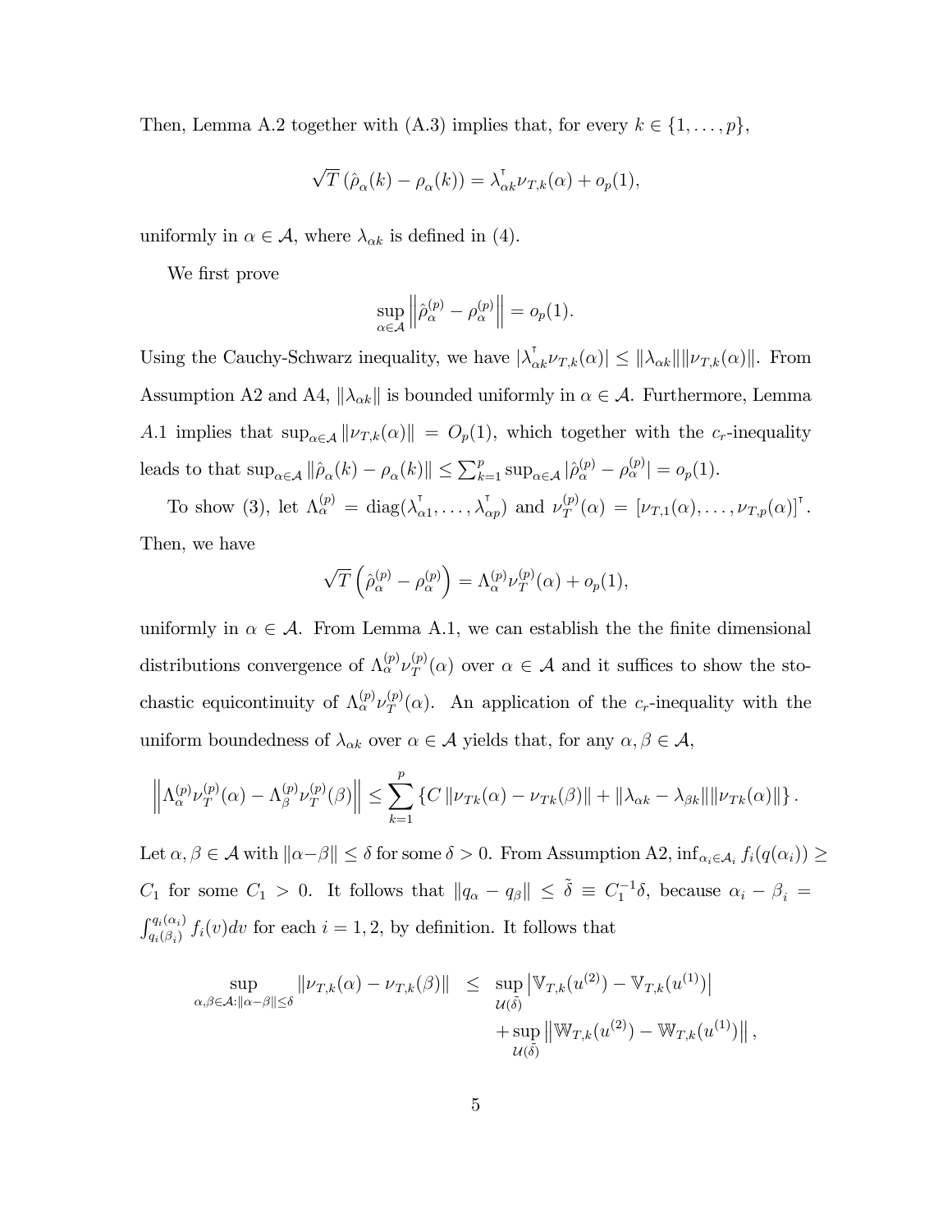Then, Lemma A.2 together with (A.3) implies that, for every $k \in \{1, \ldots, p\}$,

$$\sqrt{T}\left(\hat{\rho}_\alpha(k) - \rho_\alpha(k)\right) = \lambda_{\alpha k}^{\intercal} \nu_{T,k}(\alpha) + o_p(1),$$

uniformly in $\alpha \in \mathcal{A}$, where $\lambda_{\alpha k}$ is defined in (4).

We first prove

$$\sup_{\alpha \in \mathcal{A}} \left\| \hat{\rho}_\alpha^{(p)} - \rho_\alpha^{(p)} \right\| = o_p(1).$$

Using the Cauchy-Schwarz inequality, we have $|\lambda_{\alpha k}^{\intercal} \nu_{T,k}(\alpha)| \leq \|\lambda_{\alpha k}\| \|\nu_{T,k}(\alpha)\|$. From Assumption A2 and A4, $\|\lambda_{\alpha k}\|$ is bounded uniformly in $\alpha \in \mathcal{A}$. Furthermore, Lemma $A.1$ implies that $\sup_{\alpha \in \mathcal{A}} \|\nu_{T,k}(\alpha)\| = O_p(1)$, which together with the $c_r$-inequality leads to that $\sup_{\alpha \in \mathcal{A}} \|\hat{\rho}_\alpha(k) - \rho_\alpha(k)\| \leq \sum_{k=1}^{p} \sup_{\alpha \in \mathcal{A}} |\hat{\rho}_\alpha^{(p)} - \rho_\alpha^{(p)}| = o_p(1)$.

To show (3), let $\Lambda_\alpha^{(p)} = \mathrm{diag}(\lambda_{\alpha 1}^{\intercal}, \ldots, \lambda_{\alpha p}^{\intercal})$ and $\nu_T^{(p)}(\alpha) = [\nu_{T,1}(\alpha), \ldots, \nu_{T,p}(\alpha)]^{\intercal}$. Then, we have

$$\sqrt{T}\left(\hat{\rho}_\alpha^{(p)} - \rho_\alpha^{(p)}\right) = \Lambda_\alpha^{(p)} \nu_T^{(p)}(\alpha) + o_p(1),$$

uniformly in $\alpha \in \mathcal{A}$. From Lemma A.1, we can establish the the finite dimensional distributions convergence of $\Lambda_\alpha^{(p)} \nu_T^{(p)}(\alpha)$ over $\alpha \in \mathcal{A}$ and it suffices to show the stochastic equicontinuity of $\Lambda_\alpha^{(p)} \nu_T^{(p)}(\alpha)$. An application of the $c_r$-inequality with the uniform boundedness of $\lambda_{\alpha k}$ over $\alpha \in \mathcal{A}$ yields that, for any $\alpha, \beta \in \mathcal{A}$,

$$\left\| \Lambda_\alpha^{(p)} \nu_T^{(p)}(\alpha) - \Lambda_\beta^{(p)} \nu_T^{(p)}(\beta) \right\| \leq \sum_{k=1}^{p} \left\{ C \left\| \nu_{Tk}(\alpha) - \nu_{Tk}(\beta) \right\| + \|\lambda_{\alpha k} - \lambda_{\beta k}\| \|\nu_{Tk}(\alpha)\| \right\}.$$

Let $\alpha, \beta \in \mathcal{A}$ with $\|\alpha - \beta\| \leq \delta$ for some $\delta > 0$. From Assumption A2, $\inf_{\alpha_i \in \mathcal{A}_i} f_i(q(\alpha_i)) \geq C_1$ for some $C_1 > 0$. It follows that $\|q_\alpha - q_\beta\| \leq \tilde{\delta} \equiv C_1^{-1}\delta$, because $\alpha_i - \beta_i = \int_{q_i(\beta_i)}^{q_i(\alpha_i)} f_i(v)dv$ for each $i = 1, 2$, by definition. It follows that

$$\begin{aligned} \sup_{\alpha, \beta \in \mathcal{A}: \|\alpha - \beta\| \leq \delta} \|\nu_{T,k}(\alpha) - \nu_{T,k}(\beta)\| \; \leq \; & \sup_{\mathcal{U}(\tilde{\delta})} \left| \mathbb{V}_{T,k}(u^{(2)}) - \mathbb{V}_{T,k}(u^{(1)}) \right| \\ & + \sup_{\mathcal{U}(\tilde{\delta})} \left\| \mathbb{W}_{T,k}(u^{(2)}) - \mathbb{W}_{T,k}(u^{(1)}) \right\|, \end{aligned}$$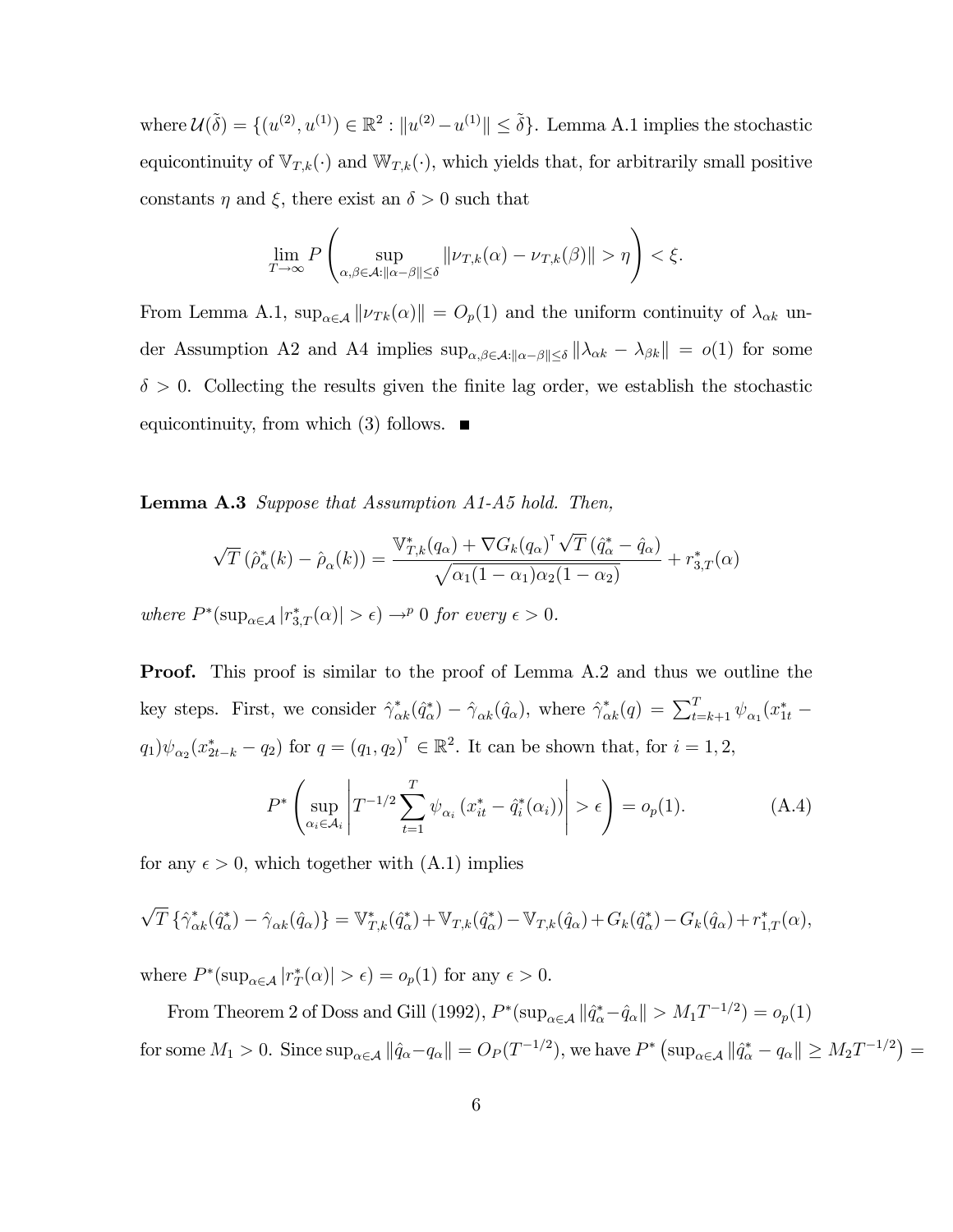where $\mathcal{U}(\tilde{\delta}) = \{(u^{(2)}, u^{(1)}) \in \mathbb{R}^2 : \|u^{(2)} - u^{(1)}\| \leq \tilde{\delta}\}$. Lemma A.1 implies the stochastic equicontinuity of $\mathbb{V}_{T,k}(\cdot)$ and $\mathbb{W}_{T,k}(\cdot)$, which yields that, for arbitrarily small positive constants $\eta$ and $\xi$, there exist an $\delta > 0$ such that

$$\lim_{T\to\infty} P\left(\sup_{\alpha,\beta\in\mathcal{A}:\|\alpha-\beta\|\leq\delta} \|\nu_{T,k}(\alpha) - \nu_{T,k}(\beta)\| > \eta\right) < \xi.$$

From Lemma A.1, $\sup_{\alpha\in\mathcal{A}} \|\nu_{Tk}(\alpha)\| = O_p(1)$ and the uniform continuity of $\lambda_{\alpha k}$ under Assumption A2 and A4 implies $\sup_{\alpha,\beta\in\mathcal{A}:\|\alpha-\beta\|\leq\delta} \|\lambda_{\alpha k} - \lambda_{\beta k}\| = o(1)$ for some $\delta > 0$. Collecting the results given the finite lag order, we establish the stochastic equicontinuity, from which (3) follows. ■

**Lemma A.3** *Suppose that Assumption A1-A5 hold. Then,*

$$\sqrt{T}\left(\hat{\rho}^*_\alpha(k) - \hat{\rho}_\alpha(k)\right) = \frac{\mathbb{V}^*_{T,k}(q_\alpha) + \nabla G_k(q_\alpha)^\intercal \sqrt{T}\left(\hat{q}^*_\alpha - \hat{q}_\alpha\right)}{\sqrt{\alpha_1(1-\alpha_1)\alpha_2(1-\alpha_2)}} + r^*_{3,T}(\alpha)$$

*where $P^*(\sup_{\alpha\in\mathcal{A}} |r^*_{3,T}(\alpha)| > \epsilon) \to^p 0$ for every $\epsilon > 0$.*

**Proof.** This proof is similar to the proof of Lemma A.2 and thus we outline the key steps. First, we consider $\hat{\gamma}^*_{\alpha k}(\hat{q}^*_\alpha) - \hat{\gamma}_{\alpha k}(\hat{q}_\alpha)$, where $\hat{\gamma}^*_{\alpha k}(q) = \sum_{t=k+1}^T \psi_{\alpha_1}(x^*_{1t} - q_1)\psi_{\alpha_2}(x^*_{2t-k} - q_2)$ for $q = (q_1, q_2)^\intercal \in \mathbb{R}^2$. It can be shown that, for $i = 1, 2$,

$$P^*\left(\sup_{\alpha_i\in\mathcal{A}_i}\left|T^{-1/2}\sum_{t=1}^T \psi_{\alpha_i}\left(x^*_{it} - \hat{q}^*_i(\alpha_i)\right)\right| > \epsilon\right) = o_p(1). \tag{A.4}$$

for any $\epsilon > 0$, which together with (A.1) implies

$$\sqrt{T}\left\{\hat{\gamma}^*_{\alpha k}(\hat{q}^*_\alpha) - \hat{\gamma}_{\alpha k}(\hat{q}_\alpha)\right\} = \mathbb{V}^*_{T,k}(\hat{q}^*_\alpha) + \mathbb{V}_{T,k}(\hat{q}^*_\alpha) - \mathbb{V}_{T,k}(\hat{q}_\alpha) + G_k(\hat{q}^*_\alpha) - G_k(\hat{q}_\alpha) + r^*_{1,T}(\alpha),$$

where $P^*(\sup_{\alpha\in\mathcal{A}} |r^*_T(\alpha)| > \epsilon) = o_p(1)$ for any $\epsilon > 0$.

From Theorem 2 of Doss and Gill (1992), $P^*(\sup_{\alpha\in\mathcal{A}} \|\hat{q}^*_\alpha - \hat{q}_\alpha\| > M_1 T^{-1/2}) = o_p(1)$ for some $M_1 > 0$. Since $\sup_{\alpha\in\mathcal{A}} \|\hat{q}_\alpha - q_\alpha\| = O_P(T^{-1/2})$, we have $P^*\left(\sup_{\alpha\in\mathcal{A}} \|\hat{q}^*_\alpha - q_\alpha\| \geq M_2 T^{-1/2}\right) =$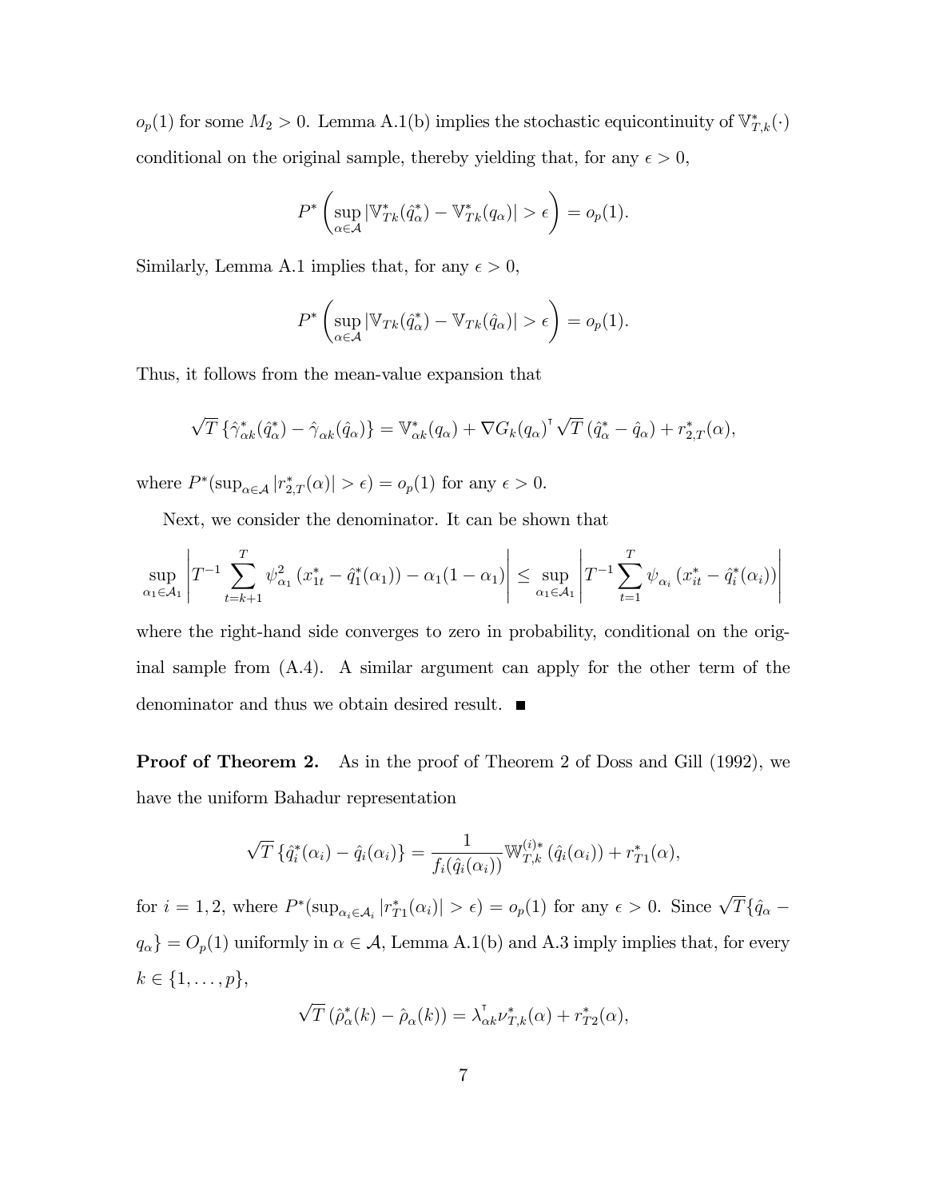$o_p(1)$ for some $M_2 > 0$. Lemma A.1(b) implies the stochastic equicontinuity of $\mathbb{V}^*_{T,k}(\cdot)$ conditional on the original sample, thereby yielding that, for any $\epsilon > 0$,

$$P^*\left(\sup_{\alpha\in\mathcal{A}} |\mathbb{V}^*_{Tk}(\hat{q}^*_\alpha) - \mathbb{V}^*_{Tk}(q_\alpha)| > \epsilon\right) = o_p(1).$$

Similarly, Lemma A.1 implies that, for any $\epsilon > 0$,

$$P^*\left(\sup_{\alpha\in\mathcal{A}} |\mathbb{V}_{Tk}(\hat{q}^*_\alpha) - \mathbb{V}_{Tk}(\hat{q}_\alpha)| > \epsilon\right) = o_p(1).$$

Thus, it follows from the mean-value expansion that

$$\sqrt{T}\left\{\hat{\gamma}^*_{\alpha k}(\hat{q}^*_\alpha) - \hat{\gamma}_{\alpha k}(\hat{q}_\alpha)\right\} = \mathbb{V}^*_{\alpha k}(q_\alpha) + \nabla G_k(q_\alpha)^\intercal \sqrt{T}\left(\hat{q}^*_\alpha - \hat{q}_\alpha\right) + r^*_{2,T}(\alpha),$$

where $P^*(\sup_{\alpha\in\mathcal{A}} |r^*_{2,T}(\alpha)| > \epsilon) = o_p(1)$ for any $\epsilon > 0$.

Next, we consider the denominator. It can be shown that

$$\sup_{\alpha_1\in\mathcal{A}_1}\left|T^{-1}\sum_{t=k+1}^{T}\psi^2_{\alpha_1}\left(x^*_{1t} - \hat{q}^*_1(\alpha_1)\right) - \alpha_1(1-\alpha_1)\right| \leq \sup_{\alpha_1\in\mathcal{A}_1}\left|T^{-1}\sum_{t=1}^{T}\psi_{\alpha_i}\left(x^*_{it} - \hat{q}^*_i(\alpha_i)\right)\right|$$

where the right-hand side converges to zero in probability, conditional on the original sample from (A.4). A similar argument can apply for the other term of the denominator and thus we obtain desired result. ■

**Proof of Theorem 2.** As in the proof of Theorem 2 of Doss and Gill (1992), we have the uniform Bahadur representation

$$\sqrt{T}\left\{\hat{q}^*_i(\alpha_i) - \hat{q}_i(\alpha_i)\right\} = \frac{1}{f_i(\hat{q}_i(\alpha_i))}\mathbb{W}^{(i)*}_{T,k}\left(\hat{q}_i(\alpha_i)\right) + r^*_{T1}(\alpha),$$

for $i = 1, 2$, where $P^*(\sup_{\alpha_i\in\mathcal{A}_i} |r^*_{T1}(\alpha_i)| > \epsilon) = o_p(1)$ for any $\epsilon > 0$. Since $\sqrt{T}\{\hat{q}_\alpha - q_\alpha\} = O_p(1)$ uniformly in $\alpha \in \mathcal{A}$, Lemma A.1(b) and A.3 imply implies that, for every $k \in \{1, \ldots, p\}$,

$$\sqrt{T}\left(\hat{\rho}^*_\alpha(k) - \hat{\rho}_\alpha(k)\right) = \lambda^\intercal_{\alpha k}\nu^*_{T,k}(\alpha) + r^*_{T2}(\alpha),$$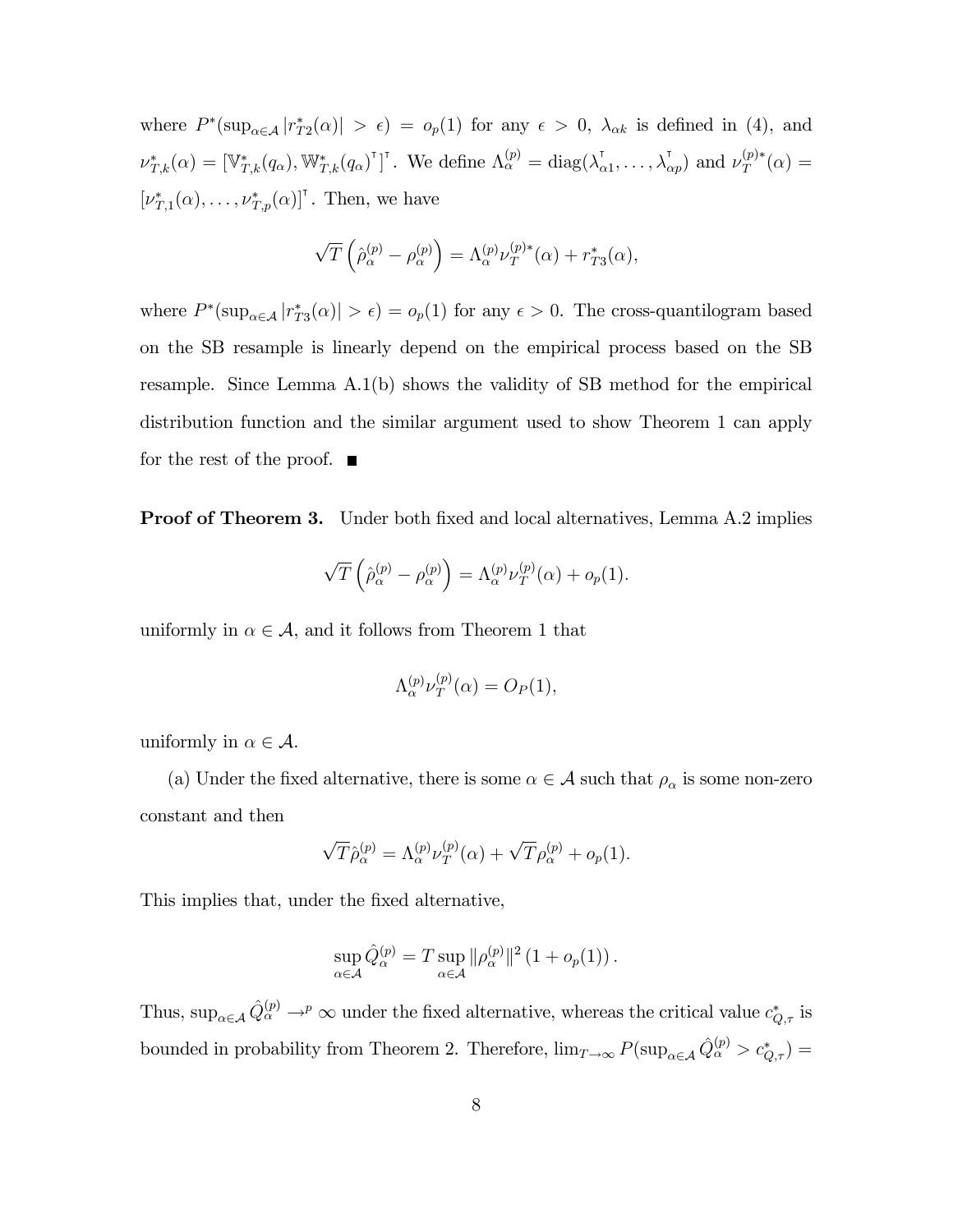where $P^*(\sup_{\alpha\in\mathcal{A}}|r^*_{T2}(\alpha)| > \epsilon) = o_p(1)$ for any $\epsilon > 0$, $\lambda_{\alpha k}$ is defined in (4), and $\nu^*_{T,k}(\alpha) = [\mathbb{V}^*_{T,k}(q_\alpha), \mathbb{W}^*_{T,k}(q_\alpha)^\intercal]^\intercal$. We define $\Lambda^{(p)}_\alpha = \text{diag}(\lambda^\intercal_{\alpha 1}, \ldots, \lambda^\intercal_{\alpha p})$ and $\nu^{(p)*}_T(\alpha) = [\nu^*_{T,1}(\alpha), \ldots, \nu^*_{T,p}(\alpha)]^\intercal$. Then, we have

$$\sqrt{T}\left(\hat{\rho}^{(p)}_\alpha - \rho^{(p)}_\alpha\right) = \Lambda^{(p)}_\alpha \nu^{(p)*}_T(\alpha) + r^*_{T3}(\alpha),$$

where $P^*(\sup_{\alpha\in\mathcal{A}}|r^*_{T3}(\alpha)| > \epsilon) = o_p(1)$ for any $\epsilon > 0$. The cross-quantilogram based on the SB resample is linearly depend on the empirical process based on the SB resample. Since Lemma A.1(b) shows the validity of SB method for the empirical distribution function and the similar argument used to show Theorem 1 can apply for the rest of the proof. ■

**Proof of Theorem 3.** Under both fixed and local alternatives, Lemma A.2 implies

$$\sqrt{T}\left(\hat{\rho}^{(p)}_\alpha - \rho^{(p)}_\alpha\right) = \Lambda^{(p)}_\alpha \nu^{(p)}_T(\alpha) + o_p(1).$$

uniformly in $\alpha \in \mathcal{A}$, and it follows from Theorem 1 that

$$\Lambda^{(p)}_\alpha \nu^{(p)}_T(\alpha) = O_P(1),$$

uniformly in $\alpha \in \mathcal{A}$.

(a) Under the fixed alternative, there is some $\alpha \in \mathcal{A}$ such that $\rho_\alpha$ is some non-zero constant and then

$$\sqrt{T}\hat{\rho}^{(p)}_\alpha = \Lambda^{(p)}_\alpha \nu^{(p)}_T(\alpha) + \sqrt{T}\rho^{(p)}_\alpha + o_p(1).$$

This implies that, under the fixed alternative,

$$\sup_{\alpha\in\mathcal{A}} \hat{Q}^{(p)}_\alpha = T \sup_{\alpha\in\mathcal{A}} \|\rho^{(p)}_\alpha\|^2 \left(1 + o_p(1)\right).$$

Thus, $\sup_{\alpha\in\mathcal{A}} \hat{Q}^{(p)}_\alpha \to^p \infty$ under the fixed alternative, whereas the critical value $c^*_{Q,\tau}$ is bounded in probability from Theorem 2. Therefore, $\lim_{T\to\infty} P(\sup_{\alpha\in\mathcal{A}} \hat{Q}^{(p)}_\alpha > c^*_{Q,\tau}) =$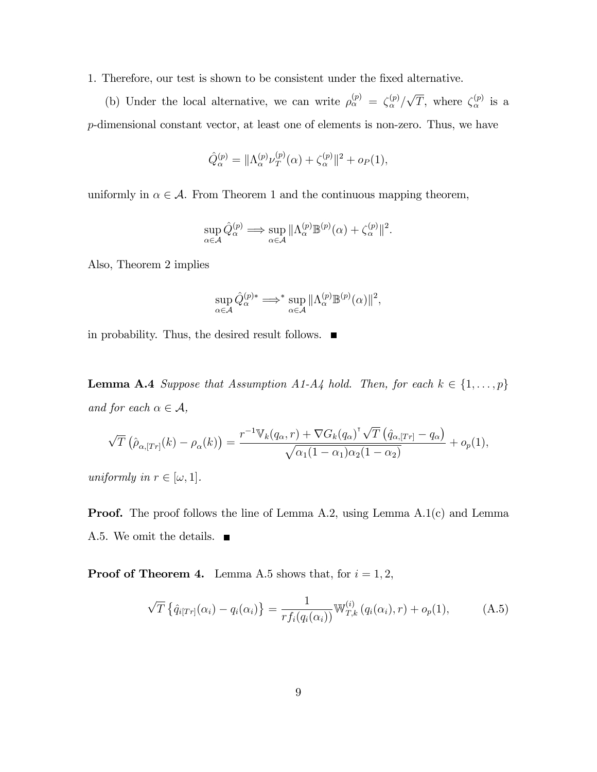1. Therefore, our test is shown to be consistent under the fixed alternative.

(b) Under the local alternative, we can write $\rho_\alpha^{(p)} = \zeta_\alpha^{(p)}/\sqrt{T}$, where $\zeta_\alpha^{(p)}$ is a $p$-dimensional constant vector, at least one of elements is non-zero. Thus, we have

$$\hat{Q}_\alpha^{(p)} = \|\Lambda_\alpha^{(p)}\nu_T^{(p)}(\alpha) + \zeta_\alpha^{(p)}\|^2 + o_P(1),$$

uniformly in $\alpha \in \mathcal{A}$. From Theorem 1 and the continuous mapping theorem,

$$\sup_{\alpha\in\mathcal{A}} \hat{Q}_\alpha^{(p)} \Longrightarrow \sup_{\alpha\in\mathcal{A}} \|\Lambda_\alpha^{(p)}\mathbb{B}^{(p)}(\alpha) + \zeta_\alpha^{(p)}\|^2.$$

Also, Theorem 2 implies

$$\sup_{\alpha\in\mathcal{A}} \hat{Q}_\alpha^{(p)*} \Longrightarrow^* \sup_{\alpha\in\mathcal{A}} \|\Lambda_\alpha^{(p)}\mathbb{B}^{(p)}(\alpha)\|^2,$$

in probability. Thus, the desired result follows. ■

**Lemma A.4** *Suppose that Assumption A1-A4 hold. Then, for each $k \in \{1,\ldots,p\}$ and for each $\alpha \in \mathcal{A}$,*

$$\sqrt{T}\left(\hat{\rho}_{\alpha,[Tr]}(k) - \rho_\alpha(k)\right) = \frac{r^{-1}\mathbb{V}_k(q_\alpha, r) + \nabla G_k(q_\alpha)^\intercal \sqrt{T}\left(\hat{q}_{\alpha,[Tr]} - q_\alpha\right)}{\sqrt{\alpha_1(1-\alpha_1)\alpha_2(1-\alpha_2)}} + o_p(1),$$

*uniformly in $r \in [\omega, 1]$.*

**Proof.** The proof follows the line of Lemma A.2, using Lemma A.1(c) and Lemma A.5. We omit the details. ■

**Proof of Theorem 4.** Lemma A.5 shows that, for $i = 1, 2$,

$$\sqrt{T}\left\{\hat{q}_{i[Tr]}(\alpha_i) - q_i(\alpha_i)\right\} = \frac{1}{rf_i(q_i(\alpha_i))}\mathbb{W}_{T,k}^{(i)}\left(q_i(\alpha_i), r\right) + o_p(1), \tag{A.5}$$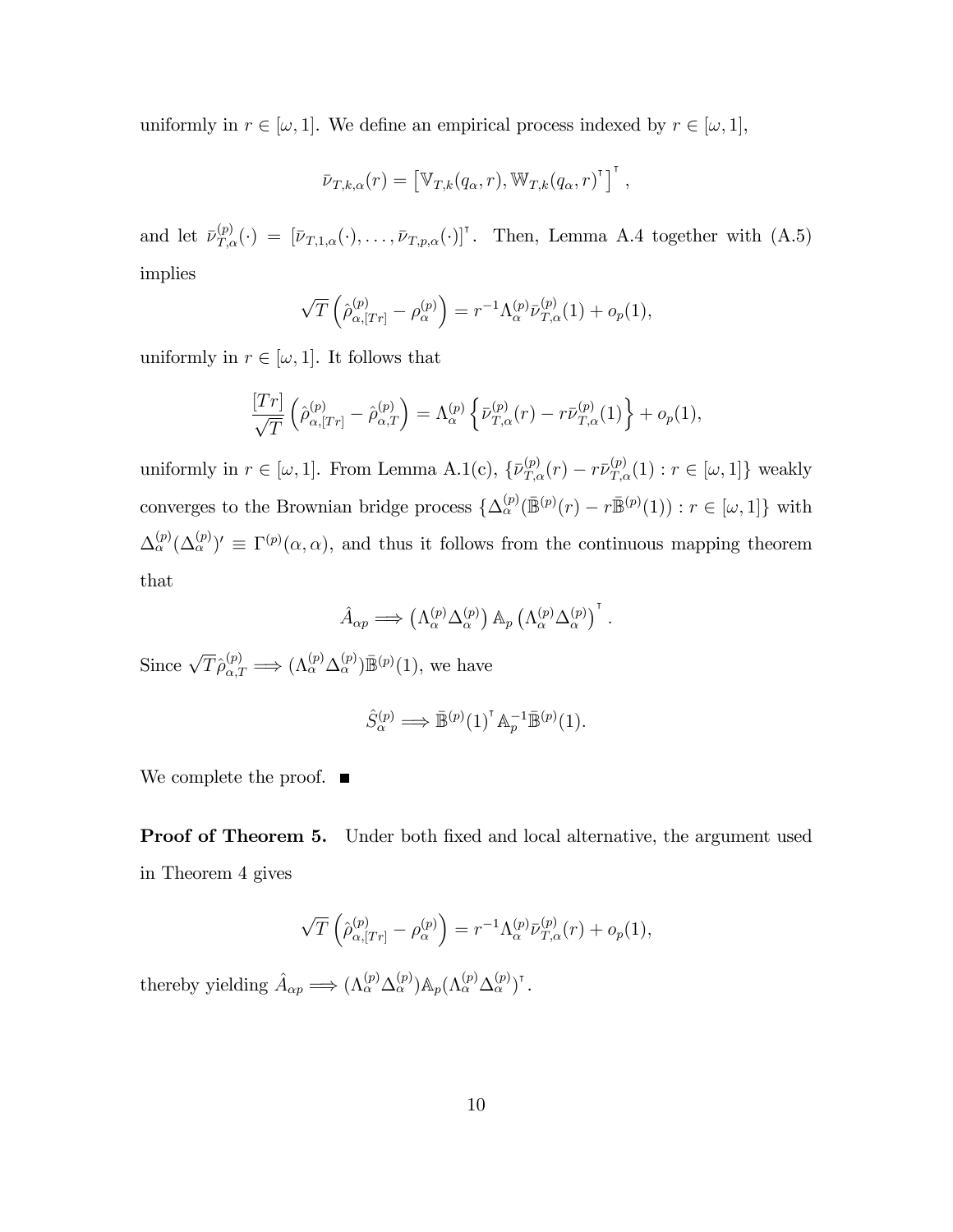uniformly in $r \in [\omega, 1]$. We define an empirical process indexed by $r \in [\omega, 1]$,

$$\bar{\nu}_{T,k,\alpha}(r) = \left[\mathbb{V}_{T,k}(q_\alpha, r), \mathbb{W}_{T,k}(q_\alpha, r)^\intercal\right]^\intercal,$$

and let $\bar{\nu}_{T,\alpha}^{(p)}(\cdot) = [\bar{\nu}_{T,1,\alpha}(\cdot), \ldots, \bar{\nu}_{T,p,\alpha}(\cdot)]^\intercal$. Then, Lemma A.4 together with (A.5) implies

$$\sqrt{T}\left(\hat{\rho}_{\alpha,[Tr]}^{(p)} - \rho_\alpha^{(p)}\right) = r^{-1}\Lambda_\alpha^{(p)}\bar{\nu}_{T,\alpha}^{(p)}(1) + o_p(1),$$

uniformly in $r \in [\omega, 1]$. It follows that

$$\frac{[Tr]}{\sqrt{T}}\left(\hat{\rho}_{\alpha,[Tr]}^{(p)} - \hat{\rho}_{\alpha,T}^{(p)}\right) = \Lambda_\alpha^{(p)}\left\{\bar{\nu}_{T,\alpha}^{(p)}(r) - r\bar{\nu}_{T,\alpha}^{(p)}(1)\right\} + o_p(1),$$

uniformly in $r \in [\omega, 1]$. From Lemma A.1(c), $\{\bar{\nu}_{T,\alpha}^{(p)}(r) - r\bar{\nu}_{T,\alpha}^{(p)}(1) : r \in [\omega, 1]\}$ weakly converges to the Brownian bridge process $\{\Delta_\alpha^{(p)}(\bar{\mathbb{B}}^{(p)}(r) - r\bar{\mathbb{B}}^{(p)}(1)) : r \in [\omega, 1]\}$ with $\Delta_\alpha^{(p)}(\Delta_\alpha^{(p)})' \equiv \Gamma^{(p)}(\alpha, \alpha)$, and thus it follows from the continuous mapping theorem that

$$\hat{A}_{\alpha p} \Longrightarrow \left(\Lambda_\alpha^{(p)}\Delta_\alpha^{(p)}\right)\mathbb{A}_p\left(\Lambda_\alpha^{(p)}\Delta_\alpha^{(p)}\right)^\intercal.$$

Since $\sqrt{T}\hat{\rho}_{\alpha,T}^{(p)} \Longrightarrow (\Lambda_\alpha^{(p)}\Delta_\alpha^{(p)})\bar{\mathbb{B}}^{(p)}(1)$, we have

$$\hat{S}_\alpha^{(p)} \Longrightarrow \bar{\mathbb{B}}^{(p)}(1)^\intercal\mathbb{A}_p^{-1}\bar{\mathbb{B}}^{(p)}(1).$$

We complete the proof. ■

**Proof of Theorem 5.** Under both fixed and local alternative, the argument used in Theorem 4 gives

$$\sqrt{T}\left(\hat{\rho}_{\alpha,[Tr]}^{(p)} - \rho_\alpha^{(p)}\right) = r^{-1}\Lambda_\alpha^{(p)}\bar{\nu}_{T,\alpha}^{(p)}(r) + o_p(1),$$

thereby yielding $\hat{A}_{\alpha p} \Longrightarrow (\Lambda_\alpha^{(p)}\Delta_\alpha^{(p)})\mathbb{A}_p(\Lambda_\alpha^{(p)}\Delta_\alpha^{(p)})^\intercal$.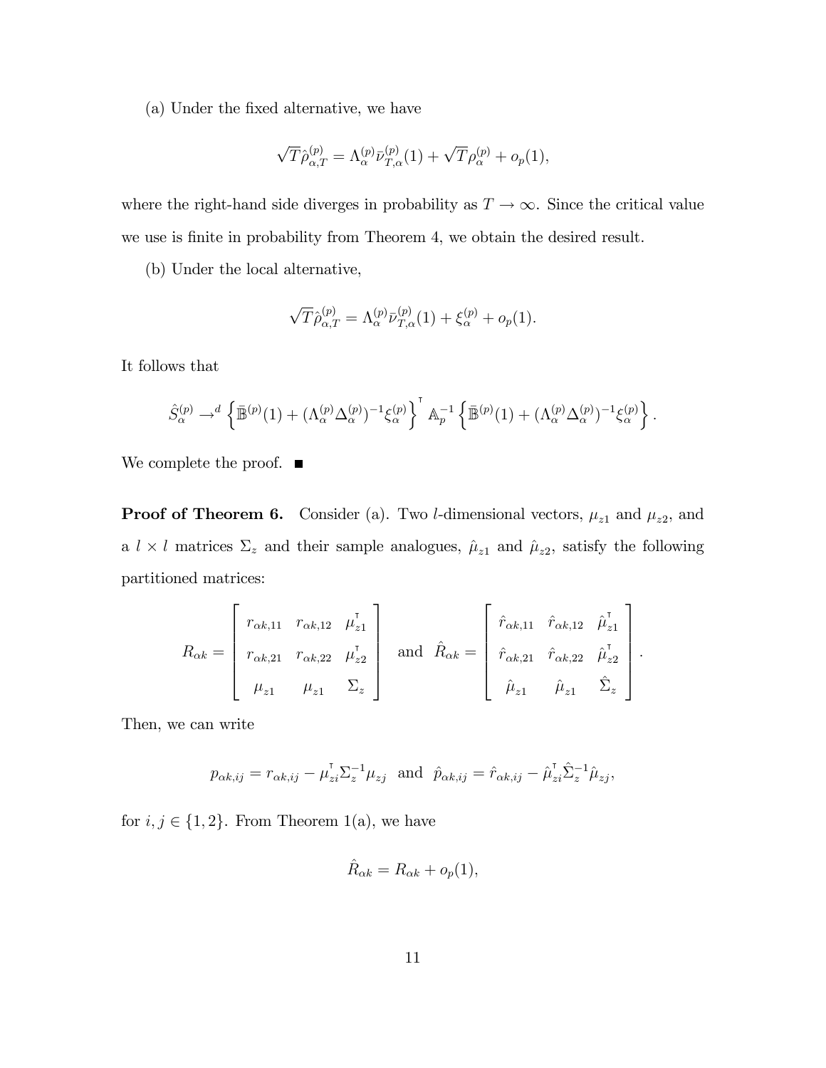(a) Under the fixed alternative, we have

$$\sqrt{T}\hat{\rho}^{(p)}_{\alpha,T} = \Lambda^{(p)}_{\alpha}\bar{\nu}^{(p)}_{T,\alpha}(1) + \sqrt{T}\rho^{(p)}_{\alpha} + o_p(1),$$

where the right-hand side diverges in probability as $T \to \infty$. Since the critical value we use is finite in probability from Theorem 4, we obtain the desired result.

(b) Under the local alternative,

$$\sqrt{T}\hat{\rho}^{(p)}_{\alpha,T} = \Lambda^{(p)}_{\alpha}\bar{\nu}^{(p)}_{T,\alpha}(1) + \xi^{(p)}_{\alpha} + o_p(1).$$

It follows that

$$\hat{S}^{(p)}_{\alpha} \to^d \left\{\bar{\mathbb{B}}^{(p)}(1) + (\Lambda^{(p)}_{\alpha}\Delta^{(p)}_{\alpha})^{-1}\xi^{(p)}_{\alpha}\right\}^{\intercal} \mathbb{A}_p^{-1} \left\{\bar{\mathbb{B}}^{(p)}(1) + (\Lambda^{(p)}_{\alpha}\Delta^{(p)}_{\alpha})^{-1}\xi^{(p)}_{\alpha}\right\}.$$

We complete the proof. ■

**Proof of Theorem 6.** Consider (a). Two $l$-dimensional vectors, $\mu_{z1}$ and $\mu_{z2}$, and a $l \times l$ matrices $\Sigma_z$ and their sample analogues, $\hat{\mu}_{z1}$ and $\hat{\mu}_{z2}$, satisfy the following partitioned matrices:

$$R_{\alpha k} = \begin{bmatrix} r_{\alpha k,11} & r_{\alpha k,12} & \mu_{z1}^{\intercal} \\ r_{\alpha k,21} & r_{\alpha k,22} & \mu_{z2}^{\intercal} \\ \mu_{z1} & \mu_{z1} & \Sigma_z \end{bmatrix} \quad \text{and} \quad \hat{R}_{\alpha k} = \begin{bmatrix} \hat{r}_{\alpha k,11} & \hat{r}_{\alpha k,12} & \hat{\mu}_{z1}^{\intercal} \\ \hat{r}_{\alpha k,21} & \hat{r}_{\alpha k,22} & \hat{\mu}_{z2}^{\intercal} \\ \hat{\mu}_{z1} & \hat{\mu}_{z1} & \hat{\Sigma}_z \end{bmatrix}.$$

Then, we can write

$$p_{\alpha k,ij} = r_{\alpha k,ij} - \mu_{zi}^{\intercal}\Sigma_z^{-1}\mu_{zj} \quad \text{and} \quad \hat{p}_{\alpha k,ij} = \hat{r}_{\alpha k,ij} - \hat{\mu}_{zi}^{\intercal}\hat{\Sigma}_z^{-1}\hat{\mu}_{zj},$$

for $i, j \in \{1, 2\}$. From Theorem 1(a), we have

$$\hat{R}_{\alpha k} = R_{\alpha k} + o_p(1),$$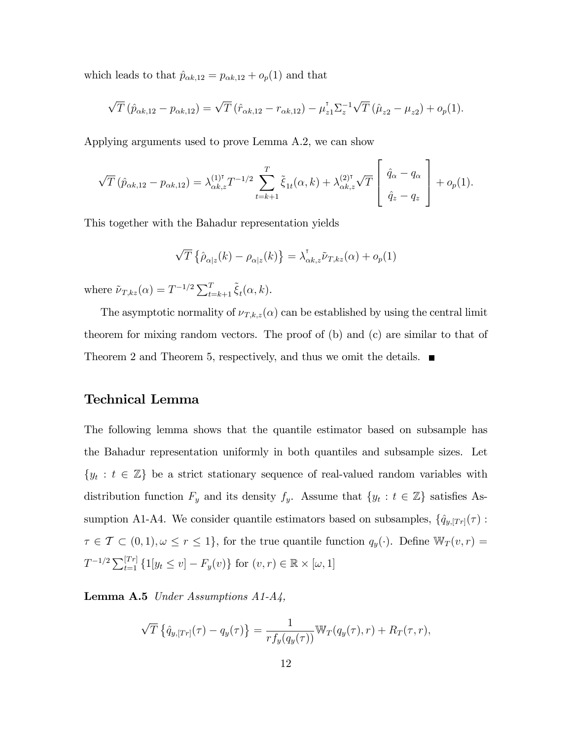which leads to that $\hat{p}_{\alpha k,12} = p_{\alpha k,12} + o_p(1)$ and that

$$\sqrt{T}\left(\hat{p}_{\alpha k,12} - p_{\alpha k,12}\right) = \sqrt{T}\left(\hat{r}_{\alpha k,12} - r_{\alpha k,12}\right) - \mu_{z1}^{\intercal}\Sigma_z^{-1}\sqrt{T}\left(\hat{\mu}_{z2} - \mu_{z2}\right) + o_p(1).$$

Applying arguments used to prove Lemma A.2, we can show

$$\sqrt{T}\left(\hat{p}_{\alpha k,12} - p_{\alpha k,12}\right) = \lambda_{\alpha k,z}^{(1)\intercal} T^{-1/2} \sum_{t=k+1}^{T} \tilde{\xi}_{1t}(\alpha, k) + \lambda_{\alpha k,z}^{(2)\intercal}\sqrt{T}\begin{bmatrix} \hat{q}_\alpha - q_\alpha \\ \hat{q}_z - q_z \end{bmatrix} + o_p(1).$$

This together with the Bahadur representation yields

$$\sqrt{T}\left\{\hat{\rho}_{\alpha|z}(k) - \rho_{\alpha|z}(k)\right\} = \lambda_{\alpha k,z}^{\intercal}\tilde{\nu}_{T,kz}(\alpha) + o_p(1)$$

where $\tilde{\nu}_{T,kz}(\alpha) = T^{-1/2}\sum_{t=k+1}^{T}\tilde{\xi}_t(\alpha, k)$.

The asymptotic normality of $\nu_{T,k,z}(\alpha)$ can be established by using the central limit theorem for mixing random vectors. The proof of (b) and (c) are similar to that of Theorem 2 and Theorem 5, respectively, and thus we omit the details. ■

## Technical Lemma

The following lemma shows that the quantile estimator based on subsample has the Bahadur representation uniformly in both quantiles and subsample sizes. Let $\{y_t : t \in \mathbb{Z}\}$ be a strict stationary sequence of real-valued random variables with distribution function $F_y$ and its density $f_y$. Assume that $\{y_t : t \in \mathbb{Z}\}$ satisfies Assumption A1-A4. We consider quantile estimators based on subsamples, $\{\hat{q}_{y,[Tr]}(\tau) : \tau \in \mathcal{T} \subset (0,1), \omega \leq r \leq 1\}$, for the true quantile function $q_y(\cdot)$. Define $\mathbb{W}_T(v, r) = T^{-1/2}\sum_{t=1}^{[Tr]}\{1[y_t \leq v] - F_y(v)\}$ for $(v, r) \in \mathbb{R} \times [\omega, 1]$

**Lemma A.5** *Under Assumptions A1-A4,*

$$\sqrt{T}\left\{\hat{q}_{y,[Tr]}(\tau) - q_y(\tau)\right\} = \frac{1}{r f_y(q_y(\tau))}\mathbb{W}_T(q_y(\tau), r) + R_T(\tau, r),$$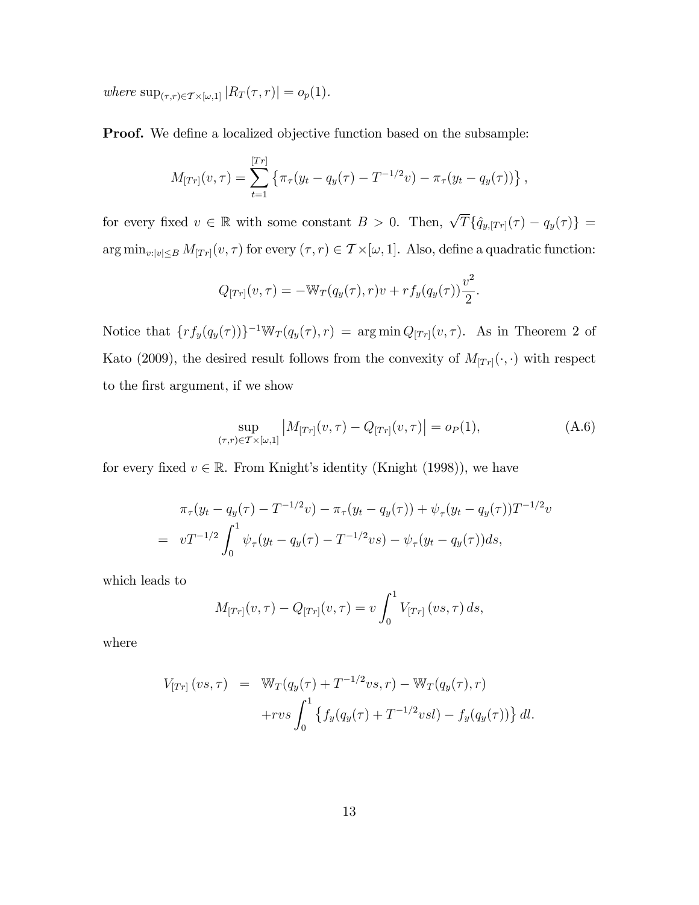*where* $\sup_{(\tau,r)\in\mathcal{T}\times[\omega,1]} |R_T(\tau,r)| = o_p(1)$.

**Proof.** We define a localized objective function based on the subsample:

$$M_{[Tr]}(v,\tau) = \sum_{t=1}^{[Tr]} \left\{ \pi_\tau(y_t - q_y(\tau) - T^{-1/2}v) - \pi_\tau(y_t - q_y(\tau)) \right\},$$

for every fixed $v \in \mathbb{R}$ with some constant $B > 0$. Then, $\sqrt{T}\{\hat{q}_{y,[Tr]}(\tau) - q_y(\tau)\} = \arg\min_{v:|v|\leq B} M_{[Tr]}(v,\tau)$ for every $(\tau,r) \in \mathcal{T}\times[\omega,1]$. Also, define a quadratic function:

$$Q_{[Tr]}(v,\tau) = -\mathbb{W}_T(q_y(\tau),r)v + rf_y(q_y(\tau))\frac{v^2}{2}.$$

Notice that $\{rf_y(q_y(\tau))\}^{-1}\mathbb{W}_T(q_y(\tau),r) = \arg\min Q_{[Tr]}(v,\tau)$. As in Theorem 2 of Kato (2009), the desired result follows from the convexity of $M_{[Tr]}(\cdot,\cdot)$ with respect to the first argument, if we show

$$\sup_{(\tau,r)\in\mathcal{T}\times[\omega,1]} \left| M_{[Tr]}(v,\tau) - Q_{[Tr]}(v,\tau) \right| = o_P(1), \tag{A.6}$$

for every fixed $v \in \mathbb{R}$. From Knight's identity (Knight (1998)), we have

$$\begin{aligned}
&\pi_\tau(y_t - q_y(\tau) - T^{-1/2}v) - \pi_\tau(y_t - q_y(\tau)) + \psi_\tau(y_t - q_y(\tau))T^{-1/2}v \\
= \;& vT^{-1/2}\int_0^1 \psi_\tau(y_t - q_y(\tau) - T^{-1/2}vs) - \psi_\tau(y_t - q_y(\tau))ds,
\end{aligned}$$

which leads to

$$M_{[Tr]}(v,\tau) - Q_{[Tr]}(v,\tau) = v\int_0^1 V_{[Tr]}(vs,\tau)\,ds,$$

where

$$\begin{aligned}
V_{[Tr]}(vs,\tau) \;=\;& \mathbb{W}_T(q_y(\tau) + T^{-1/2}vs, r) - \mathbb{W}_T(q_y(\tau), r) \\
&+ rvs\int_0^1 \left\{ f_y(q_y(\tau) + T^{-1/2}vsl) - f_y(q_y(\tau)) \right\} dl.
\end{aligned}$$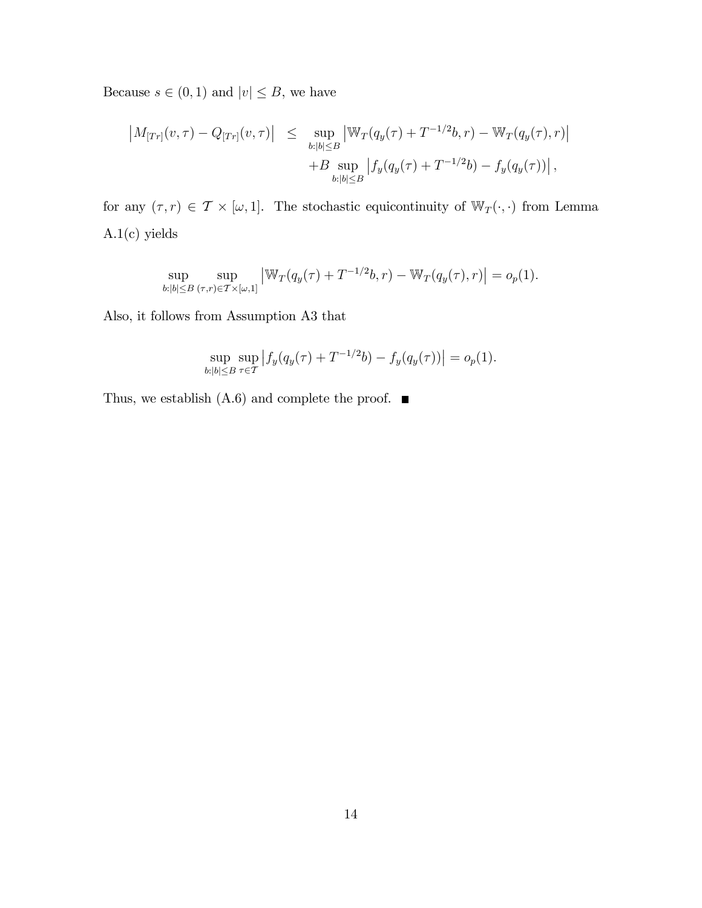Because $s \in (0,1)$ and $|v| \leq B$, we have

$$
\begin{aligned}
\left| M_{[Tr]}(v,\tau) - Q_{[Tr]}(v,\tau) \right| \quad \leq \quad & \sup_{b:|b|\leq B} \left| \mathbb{W}_T(q_y(\tau) + T^{-1/2}b, r) - \mathbb{W}_T(q_y(\tau), r) \right| \\
& + B \sup_{b:|b|\leq B} \left| f_y(q_y(\tau) + T^{-1/2}b) - f_y(q_y(\tau)) \right|,
\end{aligned}
$$

for any $(\tau, r) \in \mathcal{T} \times [\omega, 1]$. The stochastic equicontinuity of $\mathbb{W}_T(\cdot,\cdot)$ from Lemma A.1(c) yields

$$
\sup_{b:|b|\leq B} \sup_{(\tau,r)\in\mathcal{T}\times[\omega,1]} \left| \mathbb{W}_T(q_y(\tau) + T^{-1/2}b, r) - \mathbb{W}_T(q_y(\tau), r) \right| = o_p(1).
$$

Also, it follows from Assumption A3 that

$$
\sup_{b:|b|\leq B} \sup_{\tau\in\mathcal{T}} \left| f_y(q_y(\tau) + T^{-1/2}b) - f_y(q_y(\tau)) \right| = o_p(1).
$$

Thus, we establish (A.6) and complete the proof. ■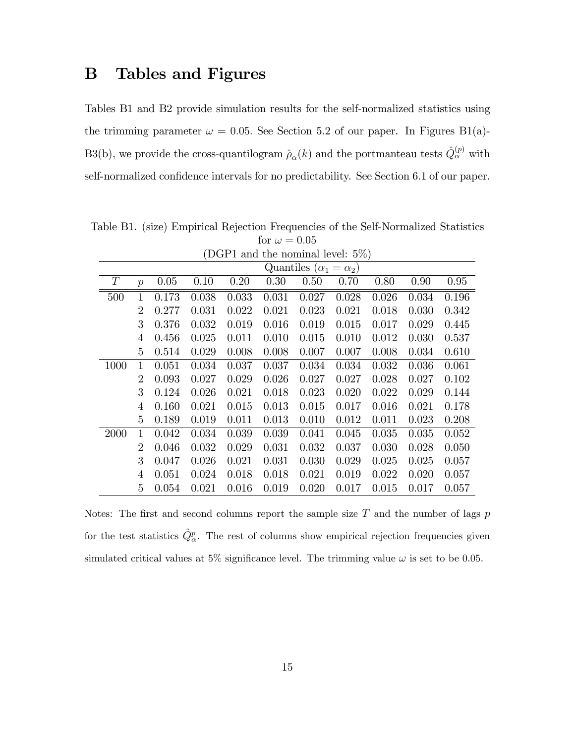# B Tables and Figures

Tables B1 and B2 provide simulation results for the self-normalized statistics using the trimming parameter $\omega = 0.05$. See Section 5.2 of our paper. In Figures B1(a)-B3(b), we provide the cross-quantilogram $\hat{\rho}_{\alpha}(k)$ and the portmanteau tests $\hat{Q}_{\alpha}^{(p)}$ with self-normalized confidence intervals for no predictability. See Section 6.1 of our paper.

Table B1. (size) Empirical Rejection Frequencies of the Self-Normalized Statistics for $\omega = 0.05$

(DGP1 and the nominal level: 5%)

| | | Quantiles ($\alpha_1 = \alpha_2$) | | | | | | | | |
|---|---|---|---|---|---|---|---|---|---|---|
| $T$ | $p$ | 0.05 | 0.10 | 0.20 | 0.30 | 0.50 | 0.70 | 0.80 | 0.90 | 0.95 |
| 500 | 1 | 0.173 | 0.038 | 0.033 | 0.031 | 0.027 | 0.028 | 0.026 | 0.034 | 0.196 |
| | 2 | 0.277 | 0.031 | 0.022 | 0.021 | 0.023 | 0.021 | 0.018 | 0.030 | 0.342 |
| | 3 | 0.376 | 0.032 | 0.019 | 0.016 | 0.019 | 0.015 | 0.017 | 0.029 | 0.445 |
| | 4 | 0.456 | 0.025 | 0.011 | 0.010 | 0.015 | 0.010 | 0.012 | 0.030 | 0.537 |
| | 5 | 0.514 | 0.029 | 0.008 | 0.008 | 0.007 | 0.007 | 0.008 | 0.034 | 0.610 |
| 1000 | 1 | 0.051 | 0.034 | 0.037 | 0.037 | 0.034 | 0.034 | 0.032 | 0.036 | 0.061 |
| | 2 | 0.093 | 0.027 | 0.029 | 0.026 | 0.027 | 0.027 | 0.028 | 0.027 | 0.102 |
| | 3 | 0.124 | 0.026 | 0.021 | 0.018 | 0.023 | 0.020 | 0.022 | 0.029 | 0.144 |
| | 4 | 0.160 | 0.021 | 0.015 | 0.013 | 0.015 | 0.017 | 0.016 | 0.021 | 0.178 |
| | 5 | 0.189 | 0.019 | 0.011 | 0.013 | 0.010 | 0.012 | 0.011 | 0.023 | 0.208 |
| 2000 | 1 | 0.042 | 0.034 | 0.039 | 0.039 | 0.041 | 0.045 | 0.035 | 0.035 | 0.052 |
| | 2 | 0.046 | 0.032 | 0.029 | 0.031 | 0.032 | 0.037 | 0.030 | 0.028 | 0.050 |
| | 3 | 0.047 | 0.026 | 0.021 | 0.031 | 0.030 | 0.029 | 0.025 | 0.025 | 0.057 |
| | 4 | 0.051 | 0.024 | 0.018 | 0.018 | 0.021 | 0.019 | 0.022 | 0.020 | 0.057 |
| | 5 | 0.054 | 0.021 | 0.016 | 0.019 | 0.020 | 0.017 | 0.015 | 0.017 | 0.057 |

Notes: The first and second columns report the sample size $T$ and the number of lags $p$ for the test statistics $\hat{Q}_{\alpha}^{p}$. The rest of columns show empirical rejection frequencies given simulated critical values at 5% significance level. The trimming value $\omega$ is set to be 0.05.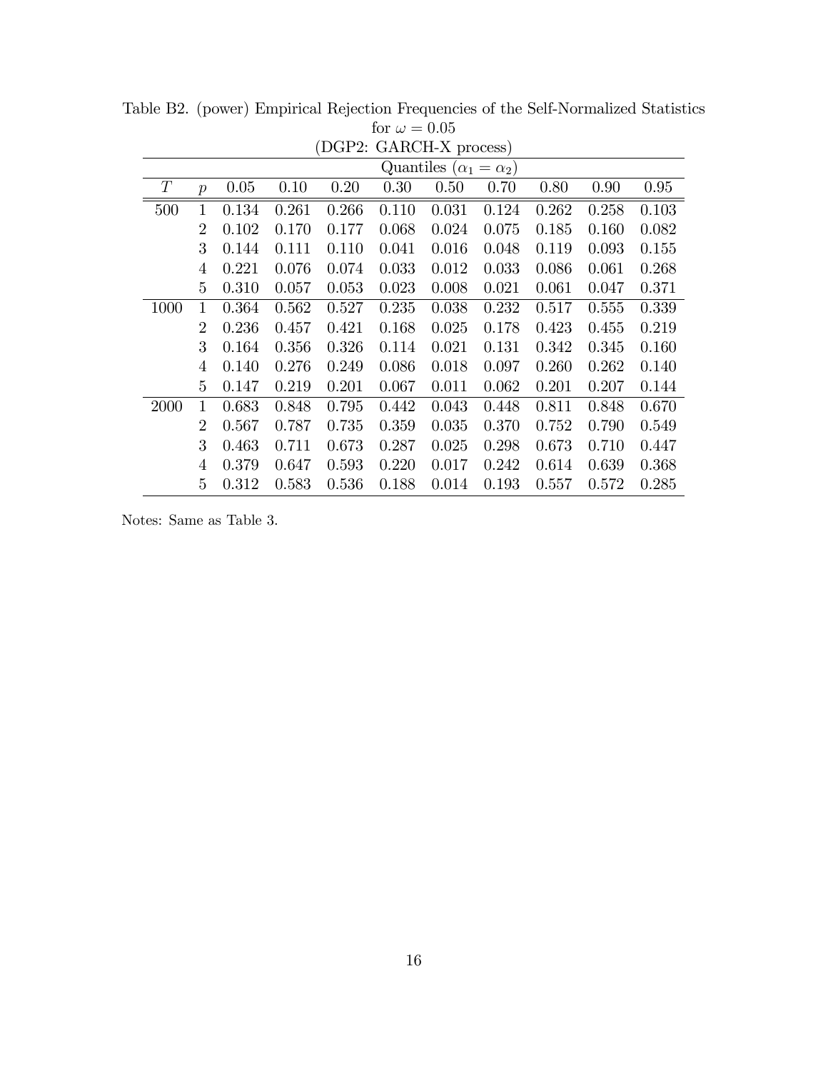Table B2. (power) Empirical Rejection Frequencies of the Self-Normalized Statistics for $\omega = 0.05$
(DGP2: GARCH-X process)

| | | Quantiles ($\alpha_1 = \alpha_2$) | | | | | | | | |
|---|---|---|---|---|---|---|---|---|---|---|
| $T$ | $p$ | 0.05 | 0.10 | 0.20 | 0.30 | 0.50 | 0.70 | 0.80 | 0.90 | 0.95 |
| 500 | 1 | 0.134 | 0.261 | 0.266 | 0.110 | 0.031 | 0.124 | 0.262 | 0.258 | 0.103 |
| | 2 | 0.102 | 0.170 | 0.177 | 0.068 | 0.024 | 0.075 | 0.185 | 0.160 | 0.082 |
| | 3 | 0.144 | 0.111 | 0.110 | 0.041 | 0.016 | 0.048 | 0.119 | 0.093 | 0.155 |
| | 4 | 0.221 | 0.076 | 0.074 | 0.033 | 0.012 | 0.033 | 0.086 | 0.061 | 0.268 |
| | 5 | 0.310 | 0.057 | 0.053 | 0.023 | 0.008 | 0.021 | 0.061 | 0.047 | 0.371 |
| 1000 | 1 | 0.364 | 0.562 | 0.527 | 0.235 | 0.038 | 0.232 | 0.517 | 0.555 | 0.339 |
| | 2 | 0.236 | 0.457 | 0.421 | 0.168 | 0.025 | 0.178 | 0.423 | 0.455 | 0.219 |
| | 3 | 0.164 | 0.356 | 0.326 | 0.114 | 0.021 | 0.131 | 0.342 | 0.345 | 0.160 |
| | 4 | 0.140 | 0.276 | 0.249 | 0.086 | 0.018 | 0.097 | 0.260 | 0.262 | 0.140 |
| | 5 | 0.147 | 0.219 | 0.201 | 0.067 | 0.011 | 0.062 | 0.201 | 0.207 | 0.144 |
| 2000 | 1 | 0.683 | 0.848 | 0.795 | 0.442 | 0.043 | 0.448 | 0.811 | 0.848 | 0.670 |
| | 2 | 0.567 | 0.787 | 0.735 | 0.359 | 0.035 | 0.370 | 0.752 | 0.790 | 0.549 |
| | 3 | 0.463 | 0.711 | 0.673 | 0.287 | 0.025 | 0.298 | 0.673 | 0.710 | 0.447 |
| | 4 | 0.379 | 0.647 | 0.593 | 0.220 | 0.017 | 0.242 | 0.614 | 0.639 | 0.368 |
| | 5 | 0.312 | 0.583 | 0.536 | 0.188 | 0.014 | 0.193 | 0.557 | 0.572 | 0.285 |

Notes: Same as Table 3.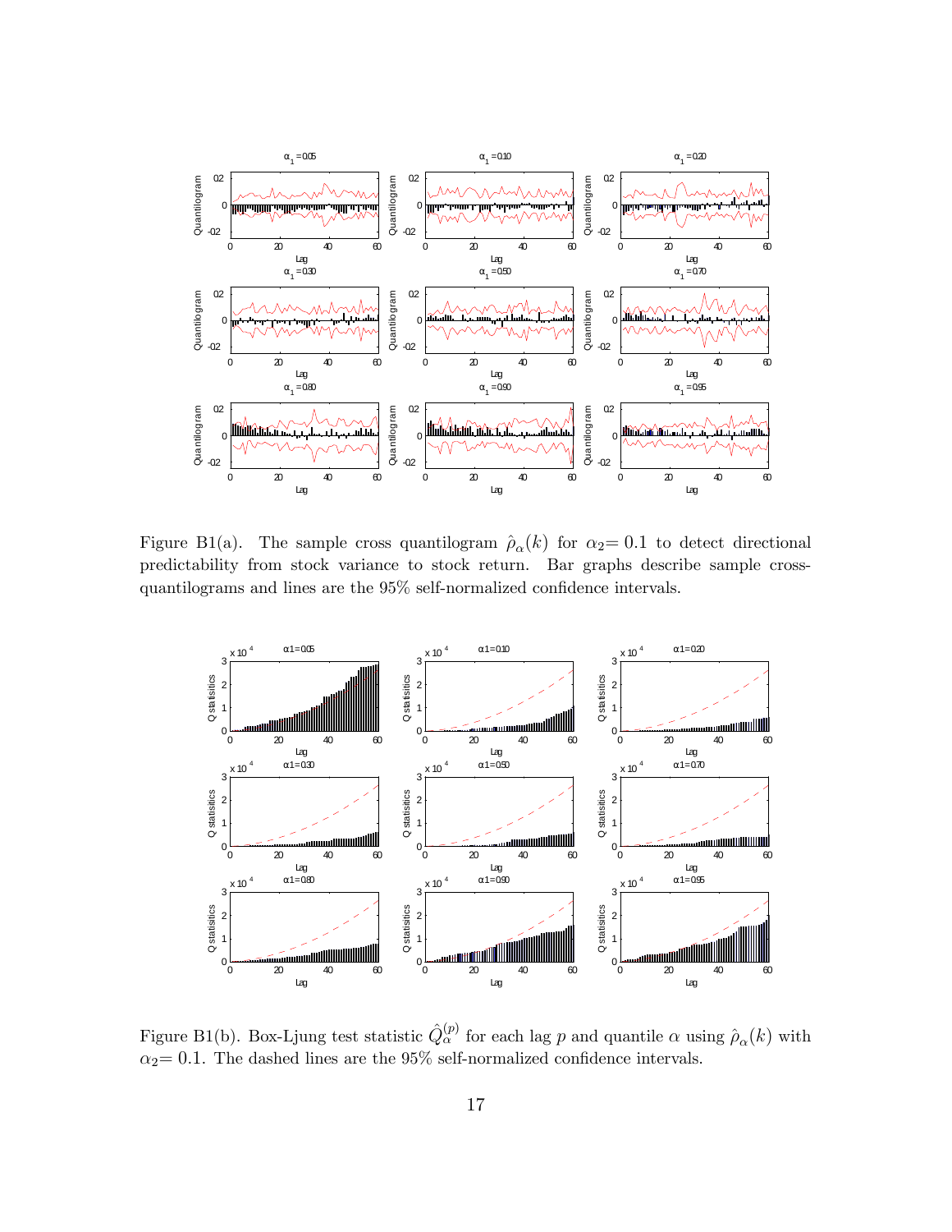Figure B1(a). The sample cross quantilogram $\hat{\rho}_{\alpha}(k)$ for $\alpha_2 = 0.1$ to detect directional predictability from stock variance to stock return. Bar graphs describe sample cross-quantilograms and lines are the 95% self-normalized confidence intervals.

Figure B1(b). Box-Ljung test statistic $\hat{Q}_{\alpha}^{(p)}$ for each lag $p$ and quantile $\alpha$ using $\hat{\rho}_{\alpha}(k)$ with $\alpha_2 = 0.1$. The dashed lines are the 95% self-normalized confidence intervals.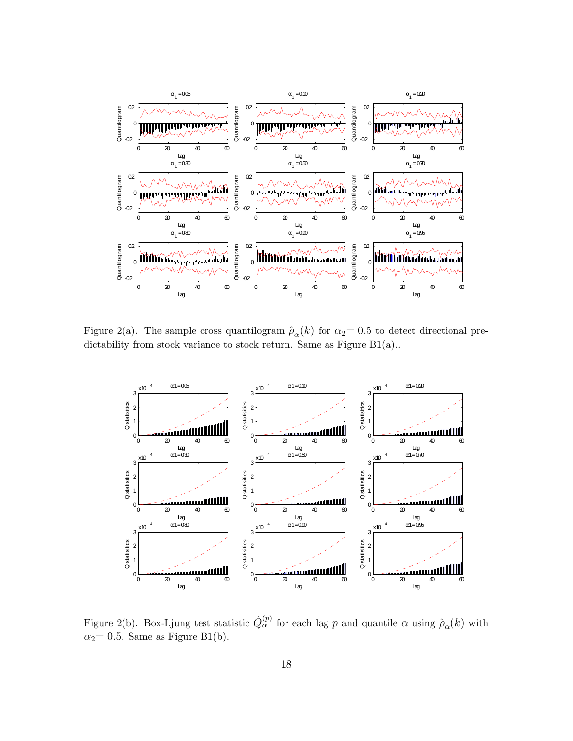Figure 2(a). The sample cross quantilogram $\hat{\rho}_\alpha(k)$ for $\alpha_2 = 0.5$ to detect directional predictability from stock variance to stock return. Same as Figure B1(a)..

Figure 2(b). Box-Ljung test statistic $\hat{Q}_\alpha^{(p)}$ for each lag $p$ and quantile $\alpha$ using $\hat{\rho}_\alpha(k)$ with $\alpha_2 = 0.5$. Same as Figure B1(b).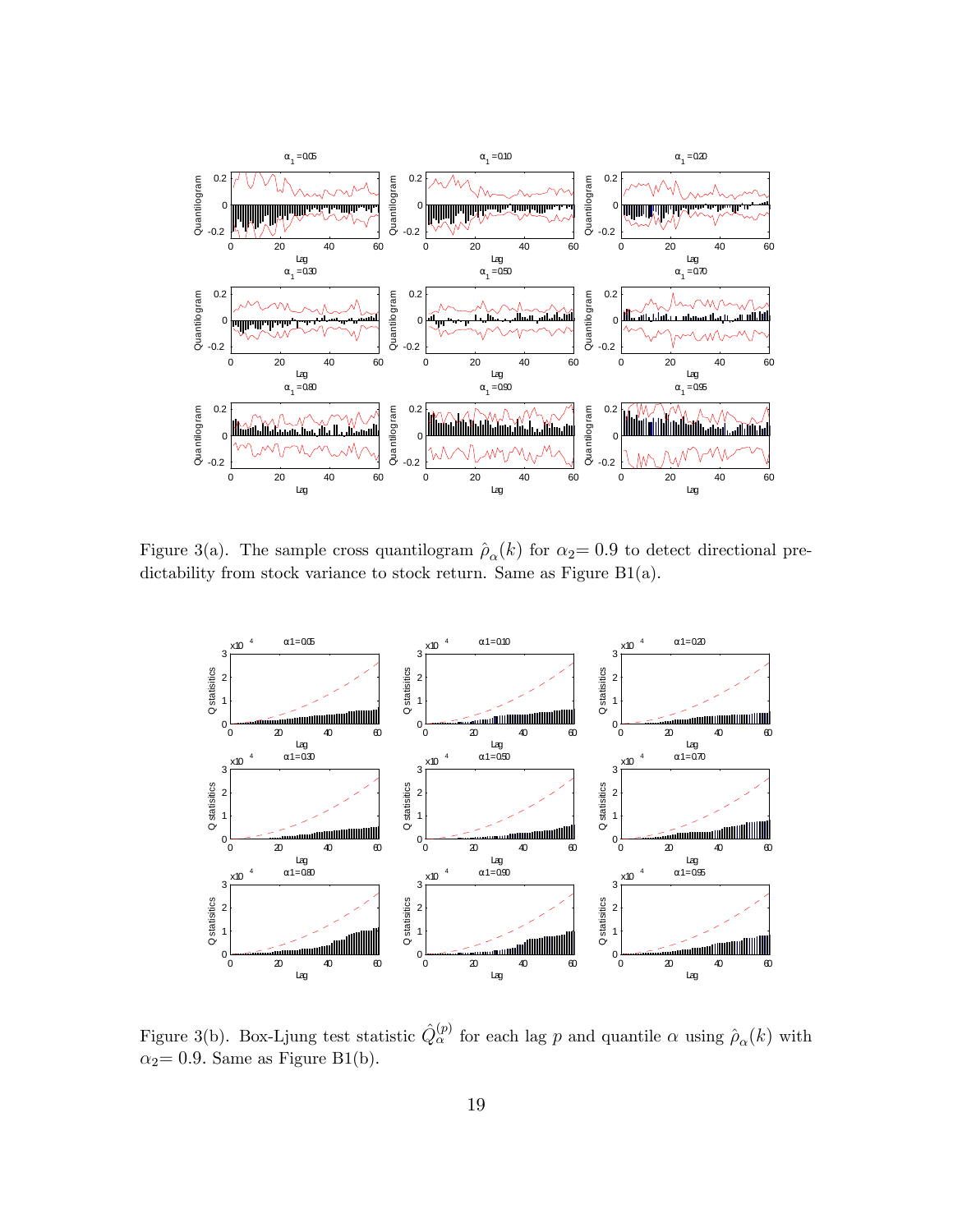Figure 3(a). The sample cross quantilogram $\hat{\rho}_{\alpha}(k)$ for $\alpha_2 = 0.9$ to detect directional predictability from stock variance to stock return. Same as Figure B1(a).

Figure 3(b). Box-Ljung test statistic $\hat{Q}_{\alpha}^{(p)}$ for each lag $p$ and quantile $\alpha$ using $\hat{\rho}_{\alpha}(k)$ with $\alpha_2 = 0.9$. Same as Figure B1(b).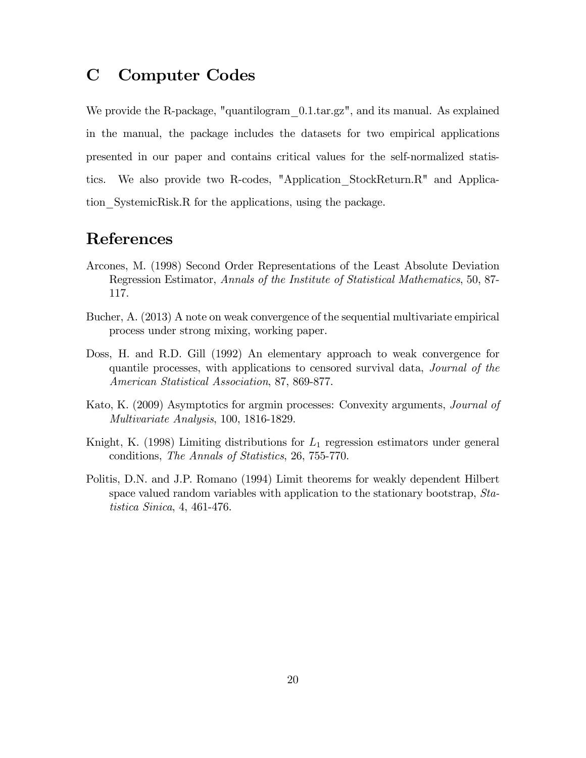# C Computer Codes

We provide the R-package, "quantilogram_0.1.tar.gz", and its manual. As explained in the manual, the package includes the datasets for two empirical applications presented in our paper and contains critical values for the self-normalized statistics. We also provide two R-codes, "Application_StockReturn.R" and Application_SystemicRisk.R for the applications, using the package.

# References

Arcones, M. (1998) Second Order Representations of the Least Absolute Deviation Regression Estimator, *Annals of the Institute of Statistical Mathematics*, 50, 87-117.

Bucher, A. (2013) A note on weak convergence of the sequential multivariate empirical process under strong mixing, working paper.

Doss, H. and R.D. Gill (1992) An elementary approach to weak convergence for quantile processes, with applications to censored survival data, *Journal of the American Statistical Association*, 87, 869-877.

Kato, K. (2009) Asymptotics for argmin processes: Convexity arguments, *Journal of Multivariate Analysis*, 100, 1816-1829.

Knight, K. (1998) Limiting distributions for $L_1$ regression estimators under general conditions, *The Annals of Statistics*, 26, 755-770.

Politis, D.N. and J.P. Romano (1994) Limit theorems for weakly dependent Hilbert space valued random variables with application to the stationary bootstrap, *Statistica Sinica*, 4, 461-476.